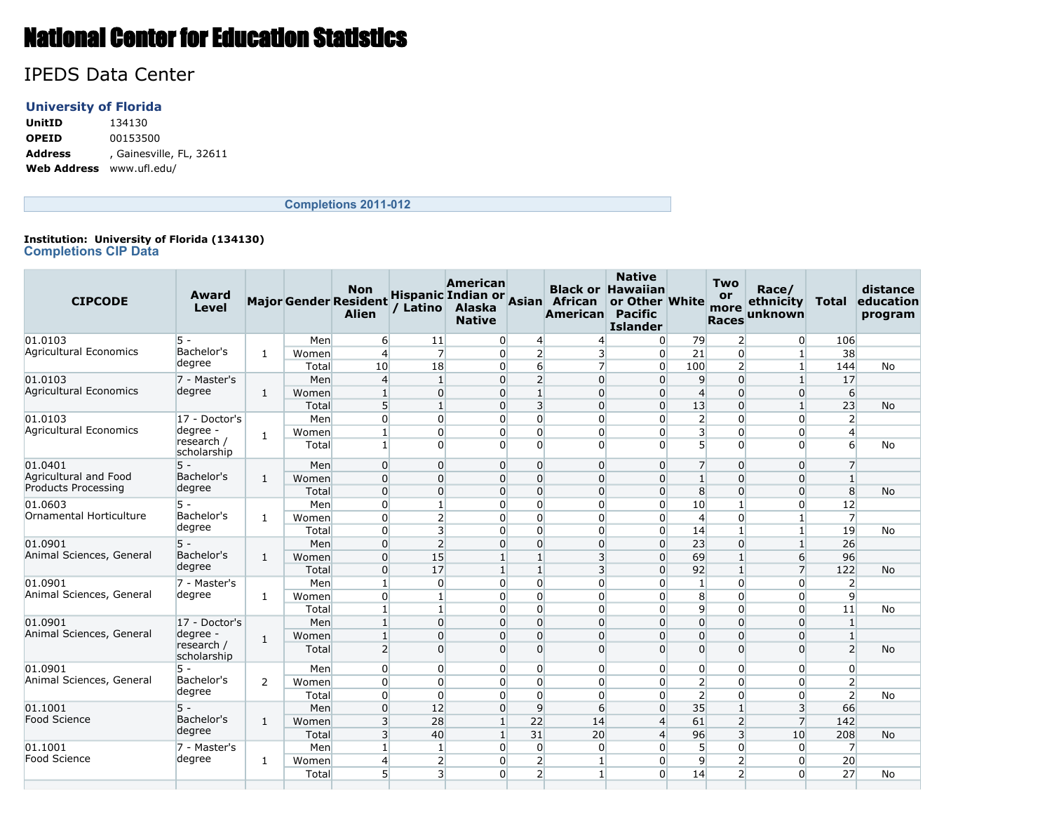# National Center for Education Statistics

## IPEDS Data Center

### University of Florida

**UnitID** 134130
**OPEID** 00153500
**Address** , Gainesville, FL, 32611
**Web Address** www.ufl.edu/

**Completions 2011-012**

**Institution: University of Florida (134130)**

### Completions CIP Data

| CIPCODE | Award Level | Major | Gender | Non Resident Alien | Hispanic / Latino | American Indian or Alaska Native | Asian | Black or African American | Native Hawaiian or Other Pacific Islander | White | Two or more Races | Race/ ethnicity unknown | Total | distance education program |
|---|---|---|---|---|---|---|---|---|---|---|---|---|---|---|
| 01.0103 Agricultural Economics | 5 - Bachelor's degree | 1 | Men | 6 | 11 | 0 | 4 | 4 | 0 | 79 | 2 | 0 | 106 | |
| | | | Women | 4 | 7 | 0 | 2 | 3 | 0 | 21 | 0 | 1 | 38 | |
| | | | Total | 10 | 18 | 0 | 6 | 7 | 0 | 100 | 2 | 1 | 144 | No |
| 01.0103 Agricultural Economics | 7 - Master's degree | 1 | Men | 4 | 1 | 0 | 2 | 0 | 0 | 9 | 0 | 1 | 17 | |
| | | | Women | 1 | 0 | 0 | 1 | 0 | 0 | 4 | 0 | 0 | 6 | |
| | | | Total | 5 | 1 | 0 | 3 | 0 | 0 | 13 | 0 | 1 | 23 | No |
| 01.0103 Agricultural Economics | 17 - Doctor's degree - research / scholarship | 1 | Men | 0 | 0 | 0 | 0 | 0 | 0 | 2 | 0 | 0 | 2 | |
| | | | Women | 1 | 0 | 0 | 0 | 0 | 0 | 3 | 0 | 0 | 4 | |
| | | | Total | 1 | 0 | 0 | 0 | 0 | 0 | 5 | 0 | 0 | 6 | No |
| 01.0401 Agricultural and Food Products Processing | 5 - Bachelor's degree | 1 | Men | 0 | 0 | 0 | 0 | 0 | 0 | 7 | 0 | 0 | 7 | |
| | | | Women | 0 | 0 | 0 | 0 | 0 | 0 | 1 | 0 | 0 | 1 | |
| | | | Total | 0 | 0 | 0 | 0 | 0 | 0 | 8 | 0 | 0 | 8 | No |
| 01.0603 Ornamental Horticulture | 5 - Bachelor's degree | 1 | Men | 0 | 1 | 0 | 0 | 0 | 0 | 10 | 1 | 0 | 12 | |
| | | | Women | 0 | 2 | 0 | 0 | 0 | 0 | 4 | 0 | 1 | 7 | |
| | | | Total | 0 | 3 | 0 | 0 | 0 | 0 | 14 | 1 | 1 | 19 | No |
| 01.0901 Animal Sciences, General | 5 - Bachelor's degree | 1 | Men | 0 | 2 | 0 | 0 | 0 | 0 | 23 | 0 | 1 | 26 | |
| | | | Women | 0 | 15 | 1 | 1 | 3 | 0 | 69 | 1 | 6 | 96 | |
| | | | Total | 0 | 17 | 1 | 1 | 3 | 0 | 92 | 1 | 7 | 122 | No |
| 01.0901 Animal Sciences, General | 7 - Master's degree | 1 | Men | 1 | 0 | 0 | 0 | 0 | 0 | 1 | 0 | 0 | 2 | |
| | | | Women | 0 | 1 | 0 | 0 | 0 | 0 | 8 | 0 | 0 | 9 | |
| | | | Total | 1 | 1 | 0 | 0 | 0 | 0 | 9 | 0 | 0 | 11 | No |
| 01.0901 Animal Sciences, General | 17 - Doctor's degree - research / scholarship | 1 | Men | 1 | 0 | 0 | 0 | 0 | 0 | 0 | 0 | 0 | 1 | |
| | | | Women | 1 | 0 | 0 | 0 | 0 | 0 | 0 | 0 | 0 | 1 | |
| | | | Total | 2 | 0 | 0 | 0 | 0 | 0 | 0 | 0 | 0 | 2 | No |
| 01.0901 Animal Sciences, General | 5 - Bachelor's degree | 2 | Men | 0 | 0 | 0 | 0 | 0 | 0 | 0 | 0 | 0 | 0 | |
| | | | Women | 0 | 0 | 0 | 0 | 0 | 0 | 2 | 0 | 0 | 2 | |
| | | | Total | 0 | 0 | 0 | 0 | 0 | 0 | 2 | 0 | 0 | 2 | No |
| 01.1001 Food Science | 5 - Bachelor's degree | 1 | Men | 0 | 12 | 0 | 9 | 6 | 0 | 35 | 1 | 3 | 66 | |
| | | | Women | 3 | 28 | 1 | 22 | 14 | 4 | 61 | 2 | 7 | 142 | |
| | | | Total | 3 | 40 | 1 | 31 | 20 | 4 | 96 | 3 | 10 | 208 | No |
| 01.1001 Food Science | 7 - Master's degree | 1 | Men | 1 | 1 | 0 | 0 | 0 | 0 | 5 | 0 | 0 | 7 | |
| | | | Women | 4 | 2 | 0 | 2 | 1 | 0 | 9 | 2 | 0 | 20 | |
| | | | Total | 5 | 3 | 0 | 2 | 1 | 0 | 14 | 2 | 0 | 27 | No |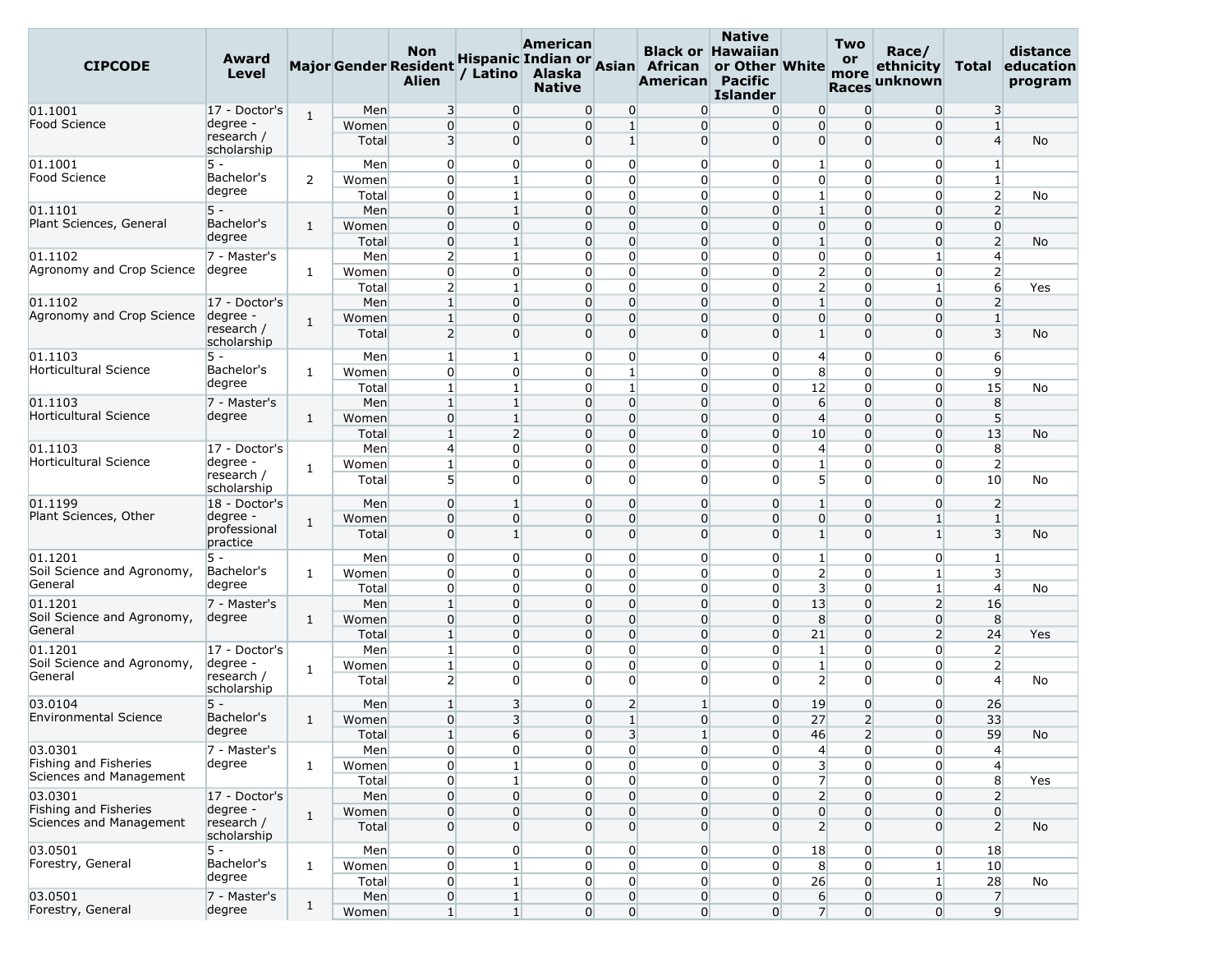| CIPCODE | Award Level | Major | Gender | Non Resident Alien | Hispanic / Latino | American Indian or Alaska Native | Asian | Black or African American | Native Hawaiian or Other Pacific Islander | White | Two or more Races | Race/ ethnicity unknown | Total | distance education program |
|---|---|---|---|---|---|---|---|---|---|---|---|---|---|---|
| 01.1001 Food Science | 17 - Doctor's degree - research / scholarship | 1 | Men | 3 | 0 | 0 | 0 | 0 | 0 | 0 | 0 | 0 | 3 | |
| | | | Women | 0 | 0 | 0 | 1 | 0 | 0 | 0 | 0 | 0 | 1 | |
| | | | Total | 3 | 0 | 0 | 1 | 0 | 0 | 0 | 0 | 0 | 4 | No |
| 01.1001 Food Science | 5 - Bachelor's degree | 2 | Men | 0 | 0 | 0 | 0 | 0 | 0 | 1 | 0 | 0 | 1 | |
| | | | Women | 0 | 1 | 0 | 0 | 0 | 0 | 0 | 0 | 0 | 1 | |
| | | | Total | 0 | 1 | 0 | 0 | 0 | 0 | 1 | 0 | 0 | 2 | No |
| 01.1101 Plant Sciences, General | 5 - Bachelor's degree | 1 | Men | 0 | 1 | 0 | 0 | 0 | 0 | 1 | 0 | 0 | 2 | |
| | | | Women | 0 | 0 | 0 | 0 | 0 | 0 | 0 | 0 | 0 | 0 | |
| | | | Total | 0 | 1 | 0 | 0 | 0 | 0 | 1 | 0 | 0 | 2 | No |
| 01.1102 Agronomy and Crop Science | 7 - Master's degree | 1 | Men | 2 | 1 | 0 | 0 | 0 | 0 | 0 | 0 | 1 | 4 | |
| | | | Women | 0 | 0 | 0 | 0 | 0 | 0 | 2 | 0 | 0 | 2 | |
| | | | Total | 2 | 1 | 0 | 0 | 0 | 0 | 2 | 0 | 1 | 6 | Yes |
| 01.1102 Agronomy and Crop Science | 17 - Doctor's degree - research / scholarship | 1 | Men | 1 | 0 | 0 | 0 | 0 | 0 | 1 | 0 | 0 | 2 | |
| | | | Women | 1 | 0 | 0 | 0 | 0 | 0 | 0 | 0 | 0 | 1 | |
| | | | Total | 2 | 0 | 0 | 0 | 0 | 0 | 1 | 0 | 0 | 3 | No |
| 01.1103 Horticultural Science | 5 - Bachelor's degree | 1 | Men | 1 | 1 | 0 | 0 | 0 | 0 | 4 | 0 | 0 | 6 | |
| | | | Women | 0 | 0 | 0 | 1 | 0 | 0 | 8 | 0 | 0 | 9 | |
| | | | Total | 1 | 1 | 0 | 1 | 0 | 0 | 12 | 0 | 0 | 15 | No |
| 01.1103 Horticultural Science | 7 - Master's degree | 1 | Men | 1 | 1 | 0 | 0 | 0 | 0 | 6 | 0 | 0 | 8 | |
| | | | Women | 0 | 1 | 0 | 0 | 0 | 0 | 4 | 0 | 0 | 5 | |
| | | | Total | 1 | 2 | 0 | 0 | 0 | 0 | 10 | 0 | 0 | 13 | No |
| 01.1103 Horticultural Science | 17 - Doctor's degree - research / scholarship | 1 | Men | 4 | 0 | 0 | 0 | 0 | 0 | 4 | 0 | 0 | 8 | |
| | | | Women | 1 | 0 | 0 | 0 | 0 | 0 | 1 | 0 | 0 | 2 | |
| | | | Total | 5 | 0 | 0 | 0 | 0 | 0 | 5 | 0 | 0 | 10 | No |
| 01.1199 Plant Sciences, Other | 18 - Doctor's degree - professional practice | 1 | Men | 0 | 1 | 0 | 0 | 0 | 0 | 1 | 0 | 0 | 2 | |
| | | | Women | 0 | 0 | 0 | 0 | 0 | 0 | 0 | 0 | 1 | 1 | |
| | | | Total | 0 | 1 | 0 | 0 | 0 | 0 | 1 | 0 | 1 | 3 | No |
| 01.1201 Soil Science and Agronomy, General | 5 - Bachelor's degree | 1 | Men | 0 | 0 | 0 | 0 | 0 | 0 | 1 | 0 | 0 | 1 | |
| | | | Women | 0 | 0 | 0 | 0 | 0 | 0 | 2 | 0 | 1 | 3 | |
| | | | Total | 0 | 0 | 0 | 0 | 0 | 0 | 3 | 0 | 1 | 4 | No |
| 01.1201 Soil Science and Agronomy, General | 7 - Master's degree | 1 | Men | 1 | 0 | 0 | 0 | 0 | 0 | 13 | 0 | 2 | 16 | |
| | | | Women | 0 | 0 | 0 | 0 | 0 | 0 | 8 | 0 | 0 | 8 | |
| | | | Total | 1 | 0 | 0 | 0 | 0 | 0 | 21 | 0 | 2 | 24 | Yes |
| 01.1201 Soil Science and Agronomy, General | 17 - Doctor's degree - research / scholarship | 1 | Men | 1 | 0 | 0 | 0 | 0 | 0 | 1 | 0 | 0 | 2 | |
| | | | Women | 1 | 0 | 0 | 0 | 0 | 0 | 1 | 0 | 0 | 2 | |
| | | | Total | 2 | 0 | 0 | 0 | 0 | 0 | 2 | 0 | 0 | 4 | No |
| 03.0104 Environmental Science | 5 - Bachelor's degree | 1 | Men | 1 | 3 | 0 | 2 | 1 | 0 | 19 | 0 | 0 | 26 | |
| | | | Women | 0 | 3 | 0 | 1 | 0 | 0 | 27 | 2 | 0 | 33 | |
| | | | Total | 1 | 6 | 0 | 3 | 1 | 0 | 46 | 2 | 0 | 59 | No |
| 03.0301 Fishing and Fisheries Sciences and Management | 7 - Master's degree | 1 | Men | 0 | 0 | 0 | 0 | 0 | 0 | 4 | 0 | 0 | 4 | |
| | | | Women | 0 | 1 | 0 | 0 | 0 | 0 | 3 | 0 | 0 | 4 | |
| | | | Total | 0 | 1 | 0 | 0 | 0 | 0 | 7 | 0 | 0 | 8 | Yes |
| 03.0301 Fishing and Fisheries Sciences and Management | 17 - Doctor's degree - research / scholarship | 1 | Men | 0 | 0 | 0 | 0 | 0 | 0 | 2 | 0 | 0 | 2 | |
| | | | Women | 0 | 0 | 0 | 0 | 0 | 0 | 0 | 0 | 0 | 0 | |
| | | | Total | 0 | 0 | 0 | 0 | 0 | 0 | 2 | 0 | 0 | 2 | No |
| 03.0501 Forestry, General | 5 - Bachelor's degree | 1 | Men | 0 | 0 | 0 | 0 | 0 | 0 | 18 | 0 | 0 | 18 | |
| | | | Women | 0 | 1 | 0 | 0 | 0 | 0 | 8 | 0 | 1 | 10 | |
| | | | Total | 0 | 1 | 0 | 0 | 0 | 0 | 26 | 0 | 1 | 28 | No |
| 03.0501 Forestry, General | 7 - Master's degree | 1 | Men | 0 | 1 | 0 | 0 | 0 | 0 | 6 | 0 | 0 | 7 | |
| | | | Women | 1 | 1 | 0 | 0 | 0 | 0 | 7 | 0 | 0 | 9 | |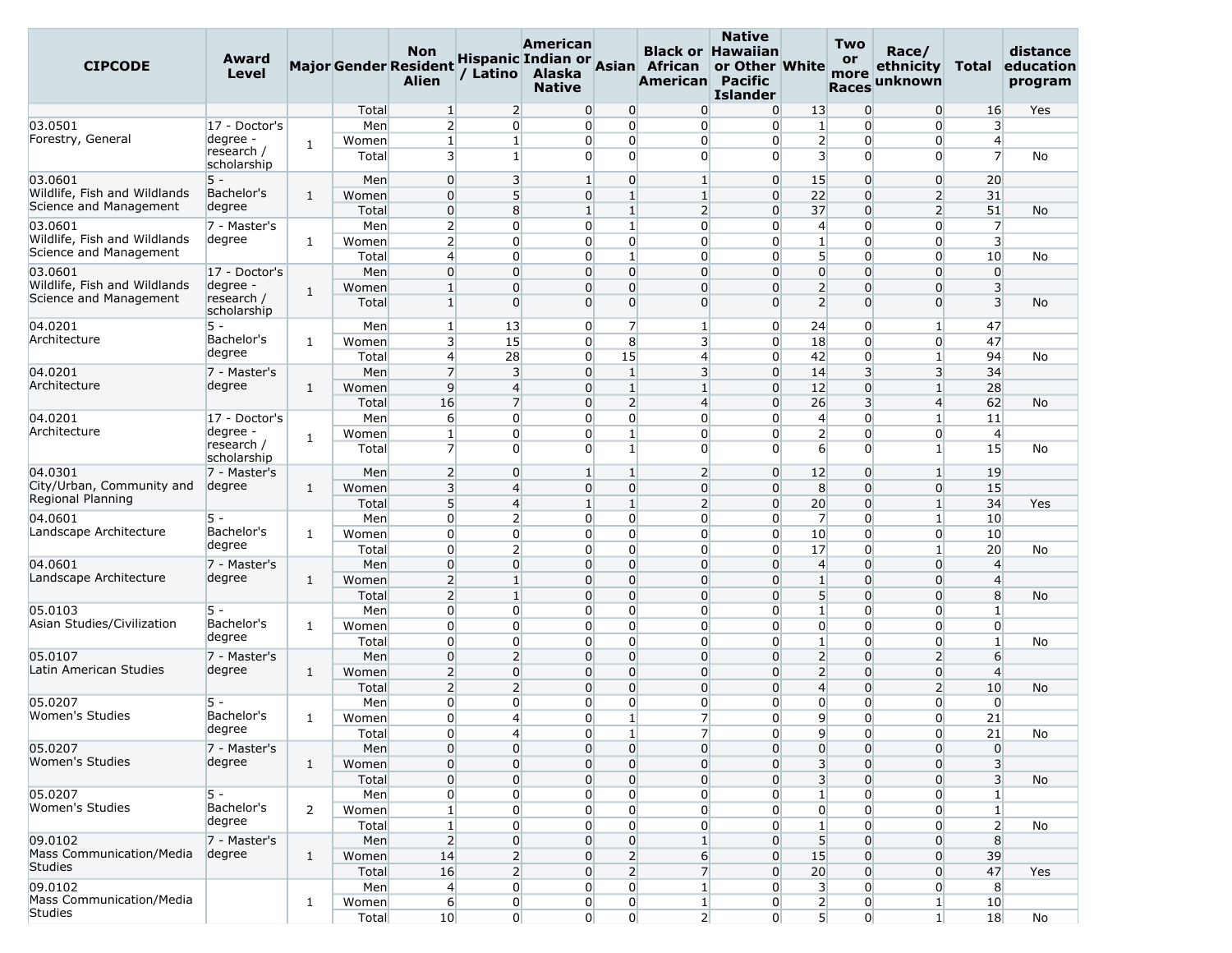| CIPCODE | Award Level | Major | Gender | Non Resident Alien | Hispanic / Latino | American Indian or Alaska Native | Asian | Black or African American | Native Hawaiian or Other Pacific Islander | White | Two or more Races | Race/ ethnicity unknown | Total | distance education program |
|---|---|---|---|---|---|---|---|---|---|---|---|---|---|---|
| | | | Total | 1 | 2 | 0 | 0 | 0 | 0 | 13 | 0 | 0 | 16 | Yes |
| 03.0501 Forestry, General | 17 - Doctor's degree - research / scholarship | 1 | Men | 2 | 0 | 0 | 0 | 0 | 0 | 1 | 0 | 0 | 3 | |
| | | | Women | 1 | 1 | 0 | 0 | 0 | 0 | 2 | 0 | 0 | 4 | |
| | | | Total | 3 | 1 | 0 | 0 | 0 | 0 | 3 | 0 | 0 | 7 | No |
| 03.0601 Wildlife, Fish and Wildlands Science and Management | 5 - Bachelor's degree | 1 | Men | 0 | 3 | 1 | 0 | 1 | 0 | 15 | 0 | 0 | 20 | |
| | | | Women | 0 | 5 | 0 | 1 | 1 | 0 | 22 | 0 | 2 | 31 | |
| | | | Total | 0 | 8 | 1 | 1 | 2 | 0 | 37 | 0 | 2 | 51 | No |
| 03.0601 Wildlife, Fish and Wildlands Science and Management | 7 - Master's degree | 1 | Men | 2 | 0 | 0 | 1 | 0 | 0 | 4 | 0 | 0 | 7 | |
| | | | Women | 2 | 0 | 0 | 0 | 0 | 0 | 1 | 0 | 0 | 3 | |
| | | | Total | 4 | 0 | 0 | 1 | 0 | 0 | 5 | 0 | 0 | 10 | No |
| 03.0601 Wildlife, Fish and Wildlands Science and Management | 17 - Doctor's degree - research / scholarship | 1 | Men | 0 | 0 | 0 | 0 | 0 | 0 | 0 | 0 | 0 | 0 | |
| | | | Women | 1 | 0 | 0 | 0 | 0 | 0 | 2 | 0 | 0 | 3 | |
| | | | Total | 1 | 0 | 0 | 0 | 0 | 0 | 2 | 0 | 0 | 3 | No |
| 04.0201 Architecture | 5 - Bachelor's degree | 1 | Men | 1 | 13 | 0 | 7 | 1 | 0 | 24 | 0 | 1 | 47 | |
| | | | Women | 3 | 15 | 0 | 8 | 3 | 0 | 18 | 0 | 0 | 47 | |
| | | | Total | 4 | 28 | 0 | 15 | 4 | 0 | 42 | 0 | 1 | 94 | No |
| 04.0201 Architecture | 7 - Master's degree | 1 | Men | 7 | 3 | 0 | 1 | 3 | 0 | 14 | 3 | 3 | 34 | |
| | | | Women | 9 | 4 | 0 | 1 | 1 | 0 | 12 | 0 | 1 | 28 | |
| | | | Total | 16 | 7 | 0 | 2 | 4 | 0 | 26 | 3 | 4 | 62 | No |
| 04.0201 Architecture | 17 - Doctor's degree - research / scholarship | 1 | Men | 6 | 0 | 0 | 0 | 0 | 0 | 4 | 0 | 1 | 11 | |
| | | | Women | 1 | 0 | 0 | 1 | 0 | 0 | 2 | 0 | 0 | 4 | |
| | | | Total | 7 | 0 | 0 | 1 | 0 | 0 | 6 | 0 | 1 | 15 | No |
| 04.0301 City/Urban, Community and Regional Planning | 7 - Master's degree | 1 | Men | 2 | 0 | 1 | 1 | 2 | 0 | 12 | 0 | 1 | 19 | |
| | | | Women | 3 | 4 | 0 | 0 | 0 | 0 | 8 | 0 | 0 | 15 | |
| | | | Total | 5 | 4 | 1 | 1 | 2 | 0 | 20 | 0 | 1 | 34 | Yes |
| 04.0601 Landscape Architecture | 5 - Bachelor's degree | 1 | Men | 0 | 2 | 0 | 0 | 0 | 0 | 7 | 0 | 1 | 10 | |
| | | | Women | 0 | 0 | 0 | 0 | 0 | 0 | 10 | 0 | 0 | 10 | |
| | | | Total | 0 | 2 | 0 | 0 | 0 | 0 | 17 | 0 | 1 | 20 | No |
| 04.0601 Landscape Architecture | 7 - Master's degree | 1 | Men | 0 | 0 | 0 | 0 | 0 | 0 | 4 | 0 | 0 | 4 | |
| | | | Women | 2 | 1 | 0 | 0 | 0 | 0 | 1 | 0 | 0 | 4 | |
| | | | Total | 2 | 1 | 0 | 0 | 0 | 0 | 5 | 0 | 0 | 8 | No |
| 05.0103 Asian Studies/Civilization | 5 - Bachelor's degree | 1 | Men | 0 | 0 | 0 | 0 | 0 | 0 | 1 | 0 | 0 | 1 | |
| | | | Women | 0 | 0 | 0 | 0 | 0 | 0 | 0 | 0 | 0 | 0 | |
| | | | Total | 0 | 0 | 0 | 0 | 0 | 0 | 1 | 0 | 0 | 1 | No |
| 05.0107 Latin American Studies | 7 - Master's degree | 1 | Men | 0 | 2 | 0 | 0 | 0 | 0 | 2 | 0 | 2 | 6 | |
| | | | Women | 2 | 0 | 0 | 0 | 0 | 0 | 2 | 0 | 0 | 4 | |
| | | | Total | 2 | 2 | 0 | 0 | 0 | 0 | 4 | 0 | 2 | 10 | No |
| 05.0207 Women's Studies | 5 - Bachelor's degree | 1 | Men | 0 | 0 | 0 | 0 | 0 | 0 | 0 | 0 | 0 | 0 | |
| | | | Women | 0 | 4 | 0 | 1 | 7 | 0 | 9 | 0 | 0 | 21 | |
| | | | Total | 0 | 4 | 0 | 1 | 7 | 0 | 9 | 0 | 0 | 21 | No |
| 05.0207 Women's Studies | 7 - Master's degree | 1 | Men | 0 | 0 | 0 | 0 | 0 | 0 | 0 | 0 | 0 | 0 | |
| | | | Women | 0 | 0 | 0 | 0 | 0 | 0 | 3 | 0 | 0 | 3 | |
| | | | Total | 0 | 0 | 0 | 0 | 0 | 0 | 3 | 0 | 0 | 3 | No |
| 05.0207 Women's Studies | 5 - Bachelor's degree | 2 | Men | 0 | 0 | 0 | 0 | 0 | 0 | 1 | 0 | 0 | 1 | |
| | | | Women | 1 | 0 | 0 | 0 | 0 | 0 | 0 | 0 | 0 | 1 | |
| | | | Total | 1 | 0 | 0 | 0 | 0 | 0 | 1 | 0 | 0 | 2 | No |
| 09.0102 Mass Communication/Media Studies | 7 - Master's degree | 1 | Men | 2 | 0 | 0 | 0 | 1 | 0 | 5 | 0 | 0 | 8 | |
| | | | Women | 14 | 2 | 0 | 2 | 6 | 0 | 15 | 0 | 0 | 39 | |
| | | | Total | 16 | 2 | 0 | 2 | 7 | 0 | 20 | 0 | 0 | 47 | Yes |
| 09.0102 Mass Communication/Media Studies | | 1 | Men | 4 | 0 | 0 | 0 | 1 | 0 | 3 | 0 | 0 | 8 | |
| | | | Women | 6 | 0 | 0 | 0 | 1 | 0 | 2 | 0 | 1 | 10 | |
| | | | Total | 10 | 0 | 0 | 0 | 2 | 0 | 5 | 0 | 1 | 18 | No |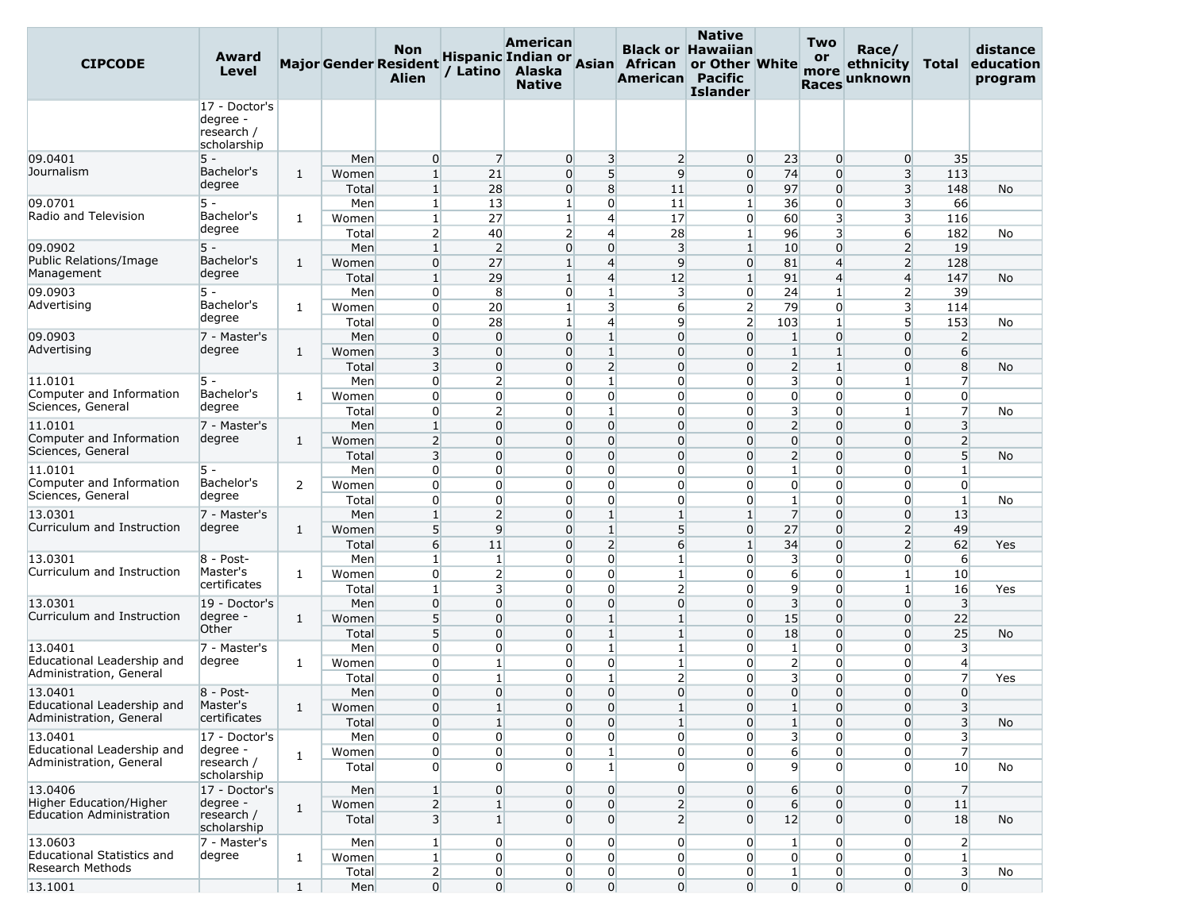| CIPCODE | Award Level | Major | Gender | Non Resident Alien | Hispanic / Latino | American Indian or Alaska Native | Asian | Black or African American | Native Hawaiian or Other Pacific Islander | White | Two or more Races | Race/ ethnicity unknown | Total | distance education program |
|---|---|---|---|---|---|---|---|---|---|---|---|---|---|---|
| | 17 - Doctor's degree - research / scholarship | | | | | | | | | | | | | |
| 09.0401 Journalism | 5 - Bachelor's degree | 1 | Men | 0 | 7 | 0 | 3 | 2 | 0 | 23 | 0 | 0 | 35 | |
| | | | Women | 1 | 21 | 0 | 5 | 9 | 0 | 74 | 0 | 3 | 113 | |
| | | | Total | 1 | 28 | 0 | 8 | 11 | 0 | 97 | 0 | 3 | 148 | No |
| 09.0701 Radio and Television | 5 - Bachelor's degree | 1 | Men | 1 | 13 | 1 | 0 | 11 | 1 | 36 | 0 | 3 | 66 | |
| | | | Women | 1 | 27 | 1 | 4 | 17 | 0 | 60 | 3 | 3 | 116 | |
| | | | Total | 2 | 40 | 2 | 4 | 28 | 1 | 96 | 3 | 6 | 182 | No |
| 09.0902 Public Relations/Image Management | 5 - Bachelor's degree | 1 | Men | 1 | 2 | 0 | 0 | 3 | 1 | 10 | 0 | 2 | 19 | |
| | | | Women | 0 | 27 | 1 | 4 | 9 | 0 | 81 | 4 | 2 | 128 | |
| | | | Total | 1 | 29 | 1 | 4 | 12 | 1 | 91 | 4 | 4 | 147 | No |
| 09.0903 Advertising | 5 - Bachelor's degree | 1 | Men | 0 | 8 | 0 | 1 | 3 | 0 | 24 | 1 | 2 | 39 | |
| | | | Women | 0 | 20 | 1 | 3 | 6 | 2 | 79 | 0 | 3 | 114 | |
| | | | Total | 0 | 28 | 1 | 4 | 9 | 2 | 103 | 1 | 5 | 153 | No |
| 09.0903 Advertising | 7 - Master's degree | 1 | Men | 0 | 0 | 0 | 1 | 0 | 0 | 1 | 0 | 0 | 2 | |
| | | | Women | 3 | 0 | 0 | 1 | 0 | 0 | 1 | 1 | 0 | 6 | |
| | | | Total | 3 | 0 | 0 | 2 | 0 | 0 | 2 | 1 | 0 | 8 | No |
| 11.0101 Computer and Information Sciences, General | 5 - Bachelor's degree | 1 | Men | 0 | 2 | 0 | 1 | 0 | 0 | 3 | 0 | 1 | 7 | |
| | | | Women | 0 | 0 | 0 | 0 | 0 | 0 | 0 | 0 | 0 | 0 | |
| | | | Total | 0 | 2 | 0 | 1 | 0 | 0 | 3 | 0 | 1 | 7 | No |
| 11.0101 Computer and Information Sciences, General | 7 - Master's degree | 1 | Men | 1 | 0 | 0 | 0 | 0 | 0 | 2 | 0 | 0 | 3 | |
| | | | Women | 2 | 0 | 0 | 0 | 0 | 0 | 0 | 0 | 0 | 2 | |
| | | | Total | 3 | 0 | 0 | 0 | 0 | 0 | 2 | 0 | 0 | 5 | No |
| 11.0101 Computer and Information Sciences, General | 5 - Bachelor's degree | 2 | Men | 0 | 0 | 0 | 0 | 0 | 0 | 1 | 0 | 0 | 1 | |
| | | | Women | 0 | 0 | 0 | 0 | 0 | 0 | 0 | 0 | 0 | 0 | |
| | | | Total | 0 | 0 | 0 | 0 | 0 | 0 | 1 | 0 | 0 | 1 | No |
| 13.0301 Curriculum and Instruction | 7 - Master's degree | 1 | Men | 1 | 2 | 0 | 1 | 1 | 1 | 7 | 0 | 0 | 13 | |
| | | | Women | 5 | 9 | 0 | 1 | 5 | 0 | 27 | 0 | 2 | 49 | |
| | | | Total | 6 | 11 | 0 | 2 | 6 | 1 | 34 | 0 | 2 | 62 | Yes |
| 13.0301 Curriculum and Instruction | 8 - Post-Master's certificates | 1 | Men | 1 | 1 | 0 | 0 | 1 | 0 | 3 | 0 | 0 | 6 | |
| | | | Women | 0 | 2 | 0 | 0 | 1 | 0 | 6 | 0 | 1 | 10 | |
| | | | Total | 1 | 3 | 0 | 0 | 2 | 0 | 9 | 0 | 1 | 16 | Yes |
| 13.0301 Curriculum and Instruction | 19 - Doctor's degree - Other | 1 | Men | 0 | 0 | 0 | 0 | 0 | 0 | 3 | 0 | 0 | 3 | |
| | | | Women | 5 | 0 | 0 | 1 | 1 | 0 | 15 | 0 | 0 | 22 | |
| | | | Total | 5 | 0 | 0 | 1 | 1 | 0 | 18 | 0 | 0 | 25 | No |
| 13.0401 Educational Leadership and Administration, General | 7 - Master's degree | 1 | Men | 0 | 0 | 0 | 1 | 1 | 0 | 1 | 0 | 0 | 3 | |
| | | | Women | 0 | 1 | 0 | 0 | 1 | 0 | 2 | 0 | 0 | 4 | |
| | | | Total | 0 | 1 | 0 | 1 | 2 | 0 | 3 | 0 | 0 | 7 | Yes |
| 13.0401 Educational Leadership and Administration, General | 8 - Post-Master's certificates | 1 | Men | 0 | 0 | 0 | 0 | 0 | 0 | 0 | 0 | 0 | 0 | |
| | | | Women | 0 | 1 | 0 | 0 | 1 | 0 | 1 | 0 | 0 | 3 | |
| | | | Total | 0 | 1 | 0 | 0 | 1 | 0 | 1 | 0 | 0 | 3 | No |
| 13.0401 Educational Leadership and Administration, General | 17 - Doctor's degree - research / scholarship | 1 | Men | 0 | 0 | 0 | 0 | 0 | 0 | 3 | 0 | 0 | 3 | |
| | | | Women | 0 | 0 | 0 | 1 | 0 | 0 | 6 | 0 | 0 | 7 | |
| | | | Total | 0 | 0 | 0 | 1 | 0 | 0 | 9 | 0 | 0 | 10 | No |
| 13.0406 Higher Education/Higher Education Administration | 17 - Doctor's degree - research / scholarship | 1 | Men | 1 | 0 | 0 | 0 | 0 | 0 | 6 | 0 | 0 | 7 | |
| | | | Women | 2 | 1 | 0 | 0 | 2 | 0 | 6 | 0 | 0 | 11 | |
| | | | Total | 3 | 1 | 0 | 0 | 2 | 0 | 12 | 0 | 0 | 18 | No |
| 13.0603 Educational Statistics and Research Methods | 7 - Master's degree | 1 | Men | 1 | 0 | 0 | 0 | 0 | 0 | 1 | 0 | 0 | 2 | |
| | | | Women | 1 | 0 | 0 | 0 | 0 | 0 | 0 | 0 | 0 | 1 | |
| | | | Total | 2 | 0 | 0 | 0 | 0 | 0 | 1 | 0 | 0 | 3 | No |
| 13.1001 | | 1 | Men | 0 | 0 | 0 | 0 | 0 | 0 | 0 | 0 | 0 | 0 | |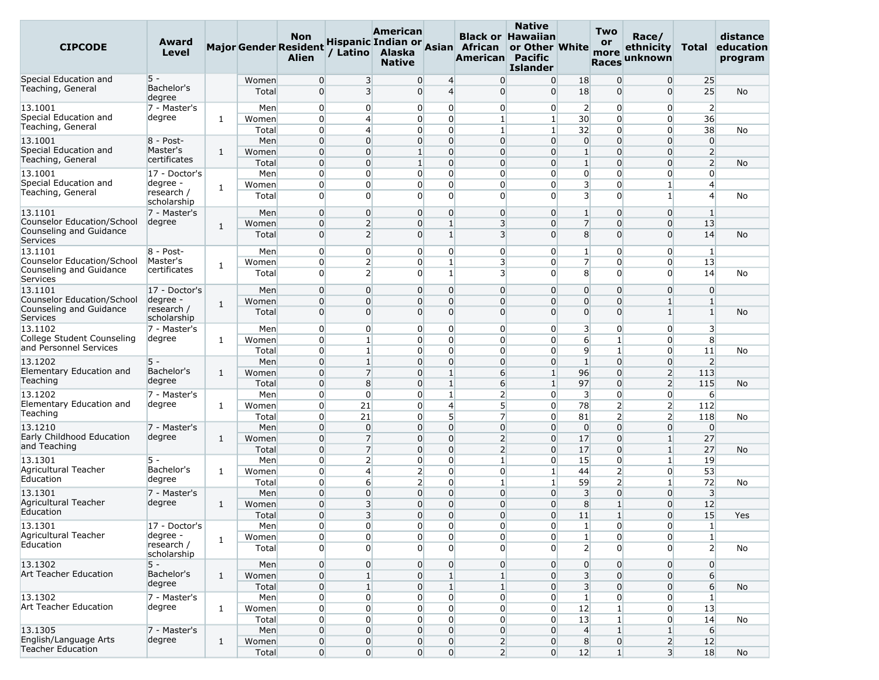| CIPCODE | Award Level | Major | Gender | Non Resident Alien | Hispanic / Latino | American Indian or Alaska Native | Asian | Black or African American | Native Hawaiian or Other Pacific Islander | White | Two or more Races | Race/ ethnicity unknown | Total | distance education program |
|---|---|---|---|---|---|---|---|---|---|---|---|---|---|---|
| Special Education and Teaching, General | 5 - Bachelor's degree | | Women | 0 | 3 | 0 | 4 | 0 | 0 | 18 | 0 | 0 | 25 | |
| | | | Total | 0 | 3 | 0 | 4 | 0 | 0 | 18 | 0 | 0 | 25 | No |
| 13.1001 Special Education and Teaching, General | 7 - Master's degree | 1 | Men | 0 | 0 | 0 | 0 | 0 | 0 | 2 | 0 | 0 | 2 | |
| | | | Women | 0 | 4 | 0 | 0 | 1 | 1 | 30 | 0 | 0 | 36 | |
| | | | Total | 0 | 4 | 0 | 0 | 1 | 1 | 32 | 0 | 0 | 38 | No |
| 13.1001 Special Education and Teaching, General | 8 - Post-Master's certificates | 1 | Men | 0 | 0 | 0 | 0 | 0 | 0 | 0 | 0 | 0 | 0 | |
| | | | Women | 0 | 0 | 1 | 0 | 0 | 0 | 1 | 0 | 0 | 2 | |
| | | | Total | 0 | 0 | 1 | 0 | 0 | 0 | 1 | 0 | 0 | 2 | No |
| 13.1001 Special Education and Teaching, General | 17 - Doctor's degree - research / scholarship | 1 | Men | 0 | 0 | 0 | 0 | 0 | 0 | 0 | 0 | 0 | 0 | |
| | | | Women | 0 | 0 | 0 | 0 | 0 | 0 | 3 | 0 | 1 | 4 | |
| | | | Total | 0 | 0 | 0 | 0 | 0 | 0 | 3 | 0 | 1 | 4 | No |
| 13.1101 Counselor Education/School Counseling and Guidance Services | 7 - Master's degree | 1 | Men | 0 | 0 | 0 | 0 | 0 | 0 | 1 | 0 | 0 | 1 | |
| | | | Women | 0 | 2 | 0 | 1 | 3 | 0 | 7 | 0 | 0 | 13 | |
| | | | Total | 0 | 2 | 0 | 1 | 3 | 0 | 8 | 0 | 0 | 14 | No |
| 13.1101 Counselor Education/School Counseling and Guidance Services | 8 - Post-Master's certificates | 1 | Men | 0 | 0 | 0 | 0 | 0 | 0 | 1 | 0 | 0 | 1 | |
| | | | Women | 0 | 2 | 0 | 1 | 3 | 0 | 7 | 0 | 0 | 13 | |
| | | | Total | 0 | 2 | 0 | 1 | 3 | 0 | 8 | 0 | 0 | 14 | No |
| 13.1101 Counselor Education/School Counseling and Guidance Services | 17 - Doctor's degree - research / scholarship | 1 | Men | 0 | 0 | 0 | 0 | 0 | 0 | 0 | 0 | 0 | 0 | |
| | | | Women | 0 | 0 | 0 | 0 | 0 | 0 | 0 | 0 | 1 | 1 | |
| | | | Total | 0 | 0 | 0 | 0 | 0 | 0 | 0 | 0 | 1 | 1 | No |
| 13.1102 College Student Counseling and Personnel Services | 7 - Master's degree | 1 | Men | 0 | 0 | 0 | 0 | 0 | 0 | 3 | 0 | 0 | 3 | |
| | | | Women | 0 | 1 | 0 | 0 | 0 | 0 | 6 | 1 | 0 | 8 | |
| | | | Total | 0 | 1 | 0 | 0 | 0 | 0 | 9 | 1 | 0 | 11 | No |
| 13.1202 Elementary Education and Teaching | 5 - Bachelor's degree | 1 | Men | 0 | 1 | 0 | 0 | 0 | 0 | 1 | 0 | 0 | 2 | |
| | | | Women | 0 | 7 | 0 | 1 | 6 | 1 | 96 | 0 | 2 | 113 | |
| | | | Total | 0 | 8 | 0 | 1 | 6 | 1 | 97 | 0 | 2 | 115 | No |
| 13.1202 Elementary Education and Teaching | 7 - Master's degree | 1 | Men | 0 | 0 | 0 | 1 | 2 | 0 | 3 | 0 | 0 | 6 | |
| | | | Women | 0 | 21 | 0 | 4 | 5 | 0 | 78 | 2 | 2 | 112 | |
| | | | Total | 0 | 21 | 0 | 5 | 7 | 0 | 81 | 2 | 2 | 118 | No |
| 13.1210 Early Childhood Education and Teaching | 7 - Master's degree | 1 | Men | 0 | 0 | 0 | 0 | 0 | 0 | 0 | 0 | 0 | 0 | |
| | | | Women | 0 | 7 | 0 | 0 | 2 | 0 | 17 | 0 | 1 | 27 | |
| | | | Total | 0 | 7 | 0 | 0 | 2 | 0 | 17 | 0 | 1 | 27 | No |
| 13.1301 Agricultural Teacher Education | 5 - Bachelor's degree | 1 | Men | 0 | 2 | 0 | 0 | 1 | 0 | 15 | 0 | 1 | 19 | |
| | | | Women | 0 | 4 | 2 | 0 | 0 | 1 | 44 | 2 | 0 | 53 | |
| | | | Total | 0 | 6 | 2 | 0 | 1 | 1 | 59 | 2 | 1 | 72 | No |
| 13.1301 Agricultural Teacher Education | 7 - Master's degree | 1 | Men | 0 | 0 | 0 | 0 | 0 | 0 | 3 | 0 | 0 | 3 | |
| | | | Women | 0 | 3 | 0 | 0 | 0 | 0 | 8 | 1 | 0 | 12 | |
| | | | Total | 0 | 3 | 0 | 0 | 0 | 0 | 11 | 1 | 0 | 15 | Yes |
| 13.1301 Agricultural Teacher Education | 17 - Doctor's degree - research / scholarship | 1 | Men | 0 | 0 | 0 | 0 | 0 | 0 | 1 | 0 | 0 | 1 | |
| | | | Women | 0 | 0 | 0 | 0 | 0 | 0 | 1 | 0 | 0 | 1 | |
| | | | Total | 0 | 0 | 0 | 0 | 0 | 0 | 2 | 0 | 0 | 2 | No |
| 13.1302 Art Teacher Education | 5 - Bachelor's degree | 1 | Men | 0 | 0 | 0 | 0 | 0 | 0 | 0 | 0 | 0 | 0 | |
| | | | Women | 0 | 1 | 0 | 1 | 1 | 0 | 3 | 0 | 0 | 6 | |
| | | | Total | 0 | 1 | 0 | 1 | 1 | 0 | 3 | 0 | 0 | 6 | No |
| 13.1302 Art Teacher Education | 7 - Master's degree | 1 | Men | 0 | 0 | 0 | 0 | 0 | 0 | 1 | 0 | 0 | 1 | |
| | | | Women | 0 | 0 | 0 | 0 | 0 | 0 | 12 | 1 | 0 | 13 | |
| | | | Total | 0 | 0 | 0 | 0 | 0 | 0 | 13 | 1 | 0 | 14 | No |
| 13.1305 English/Language Arts Teacher Education | 7 - Master's degree | 1 | Men | 0 | 0 | 0 | 0 | 0 | 0 | 4 | 1 | 1 | 6 | |
| | | | Women | 0 | 0 | 0 | 0 | 2 | 0 | 8 | 0 | 2 | 12 | |
| | | | Total | 0 | 0 | 0 | 0 | 2 | 0 | 12 | 1 | 3 | 18 | No |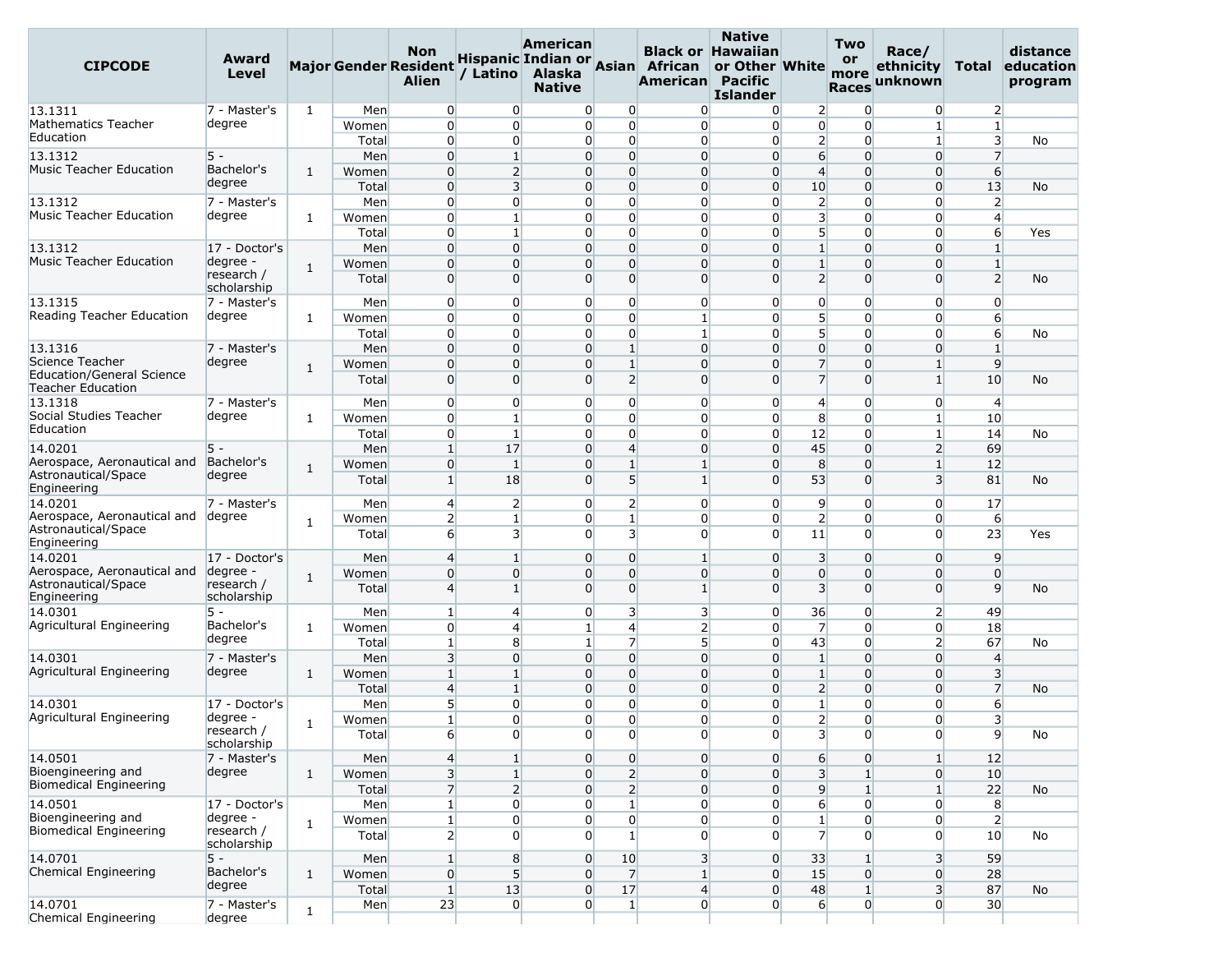| CIPCODE | Award Level | Major | Gender | Non Resident Alien | Hispanic / Latino | American Indian or Alaska Native | Asian | Black or African American | Native Hawaiian or Other Pacific Islander | White | Two or more Races | Race/ ethnicity unknown | Total | distance education program |
|---|---|---|---|---|---|---|---|---|---|---|---|---|---|---|
| 13.1311 Mathematics Teacher Education | 7 - Master's degree | 1 | Men | 0 | 0 | 0 | 0 | 0 | 0 | 2 | 0 | 0 | 2 | |
| | | | Women | 0 | 0 | 0 | 0 | 0 | 0 | 0 | 0 | 1 | 1 | |
| | | | Total | 0 | 0 | 0 | 0 | 0 | 0 | 2 | 0 | 1 | 3 | No |
| 13.1312 Music Teacher Education | 5 - Bachelor's degree | 1 | Men | 0 | 1 | 0 | 0 | 0 | 0 | 6 | 0 | 0 | 7 | |
| | | | Women | 0 | 2 | 0 | 0 | 0 | 0 | 4 | 0 | 0 | 6 | |
| | | | Total | 0 | 3 | 0 | 0 | 0 | 0 | 10 | 0 | 0 | 13 | No |
| 13.1312 Music Teacher Education | 7 - Master's degree | 1 | Men | 0 | 0 | 0 | 0 | 0 | 0 | 2 | 0 | 0 | 2 | |
| | | | Women | 0 | 1 | 0 | 0 | 0 | 0 | 3 | 0 | 0 | 4 | |
| | | | Total | 0 | 1 | 0 | 0 | 0 | 0 | 5 | 0 | 0 | 6 | Yes |
| 13.1312 Music Teacher Education | 17 - Doctor's degree - research / scholarship | 1 | Men | 0 | 0 | 0 | 0 | 0 | 0 | 1 | 0 | 0 | 1 | |
| | | | Women | 0 | 0 | 0 | 0 | 0 | 0 | 1 | 0 | 0 | 1 | |
| | | | Total | 0 | 0 | 0 | 0 | 0 | 0 | 2 | 0 | 0 | 2 | No |
| 13.1315 Reading Teacher Education | 7 - Master's degree | 1 | Men | 0 | 0 | 0 | 0 | 0 | 0 | 0 | 0 | 0 | 0 | |
| | | | Women | 0 | 0 | 0 | 0 | 1 | 0 | 5 | 0 | 0 | 6 | |
| | | | Total | 0 | 0 | 0 | 0 | 1 | 0 | 5 | 0 | 0 | 6 | No |
| 13.1316 Science Teacher Education/General Science Teacher Education | 7 - Master's degree | 1 | Men | 0 | 0 | 0 | 1 | 0 | 0 | 0 | 0 | 0 | 1 | |
| | | | Women | 0 | 0 | 0 | 1 | 0 | 0 | 7 | 0 | 1 | 9 | |
| | | | Total | 0 | 0 | 0 | 2 | 0 | 0 | 7 | 0 | 1 | 10 | No |
| 13.1318 Social Studies Teacher Education | 7 - Master's degree | 1 | Men | 0 | 0 | 0 | 0 | 0 | 0 | 4 | 0 | 0 | 4 | |
| | | | Women | 0 | 1 | 0 | 0 | 0 | 0 | 8 | 0 | 1 | 10 | |
| | | | Total | 0 | 1 | 0 | 0 | 0 | 0 | 12 | 0 | 1 | 14 | No |
| 14.0201 Aerospace, Aeronautical and Astronautical/Space Engineering | 5 - Bachelor's degree | 1 | Men | 1 | 17 | 0 | 4 | 0 | 0 | 45 | 0 | 2 | 69 | |
| | | | Women | 0 | 1 | 0 | 1 | 1 | 0 | 8 | 0 | 1 | 12 | |
| | | | Total | 1 | 18 | 0 | 5 | 1 | 0 | 53 | 0 | 3 | 81 | No |
| 14.0201 Aerospace, Aeronautical and Astronautical/Space Engineering | 7 - Master's degree | 1 | Men | 4 | 2 | 0 | 2 | 0 | 0 | 9 | 0 | 0 | 17 | |
| | | | Women | 2 | 1 | 0 | 1 | 0 | 0 | 2 | 0 | 0 | 6 | |
| | | | Total | 6 | 3 | 0 | 3 | 0 | 0 | 11 | 0 | 0 | 23 | Yes |
| 14.0201 Aerospace, Aeronautical and Astronautical/Space Engineering | 17 - Doctor's degree - research / scholarship | 1 | Men | 4 | 1 | 0 | 0 | 1 | 0 | 3 | 0 | 0 | 9 | |
| | | | Women | 0 | 0 | 0 | 0 | 0 | 0 | 0 | 0 | 0 | 0 | |
| | | | Total | 4 | 1 | 0 | 0 | 1 | 0 | 3 | 0 | 0 | 9 | No |
| 14.0301 Agricultural Engineering | 5 - Bachelor's degree | 1 | Men | 1 | 4 | 0 | 3 | 3 | 0 | 36 | 0 | 2 | 49 | |
| | | | Women | 0 | 4 | 1 | 4 | 2 | 0 | 7 | 0 | 0 | 18 | |
| | | | Total | 1 | 8 | 1 | 7 | 5 | 0 | 43 | 0 | 2 | 67 | No |
| 14.0301 Agricultural Engineering | 7 - Master's degree | 1 | Men | 3 | 0 | 0 | 0 | 0 | 0 | 1 | 0 | 0 | 4 | |
| | | | Women | 1 | 1 | 0 | 0 | 0 | 0 | 1 | 0 | 0 | 3 | |
| | | | Total | 4 | 1 | 0 | 0 | 0 | 0 | 2 | 0 | 0 | 7 | No |
| 14.0301 Agricultural Engineering | 17 - Doctor's degree - research / scholarship | 1 | Men | 5 | 0 | 0 | 0 | 0 | 0 | 1 | 0 | 0 | 6 | |
| | | | Women | 1 | 0 | 0 | 0 | 0 | 0 | 2 | 0 | 0 | 3 | |
| | | | Total | 6 | 0 | 0 | 0 | 0 | 0 | 3 | 0 | 0 | 9 | No |
| 14.0501 Bioengineering and Biomedical Engineering | 7 - Master's degree | 1 | Men | 4 | 1 | 0 | 0 | 0 | 0 | 6 | 0 | 1 | 12 | |
| | | | Women | 3 | 1 | 0 | 2 | 0 | 0 | 3 | 1 | 0 | 10 | |
| | | | Total | 7 | 2 | 0 | 2 | 0 | 0 | 9 | 1 | 1 | 22 | No |
| 14.0501 Bioengineering and Biomedical Engineering | 17 - Doctor's degree - research / scholarship | 1 | Men | 1 | 0 | 0 | 1 | 0 | 0 | 6 | 0 | 0 | 8 | |
| | | | Women | 1 | 0 | 0 | 0 | 0 | 0 | 1 | 0 | 0 | 2 | |
| | | | Total | 2 | 0 | 0 | 1 | 0 | 0 | 7 | 0 | 0 | 10 | No |
| 14.0701 Chemical Engineering | 5 - Bachelor's degree | 1 | Men | 1 | 8 | 0 | 10 | 3 | 0 | 33 | 1 | 3 | 59 | |
| | | | Women | 0 | 5 | 0 | 7 | 1 | 0 | 15 | 0 | 0 | 28 | |
| | | | Total | 1 | 13 | 0 | 17 | 4 | 0 | 48 | 1 | 3 | 87 | No |
| 14.0701 Chemical Engineering | 7 - Master's degree | 1 | Men | 23 | 0 | 0 | 1 | 0 | 0 | 6 | 0 | 0 | 30 | |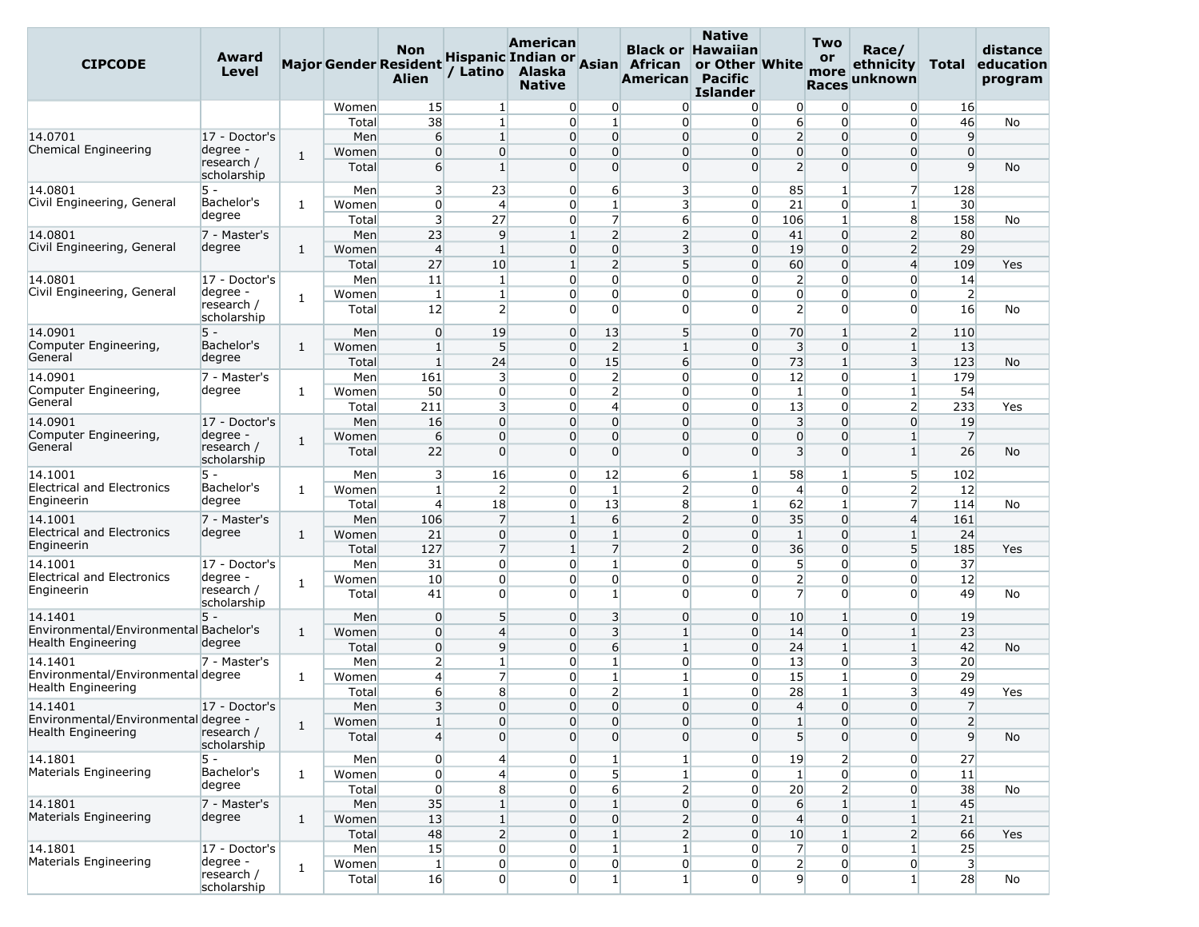| CIPCODE | Award Level | Major | Gender | Non Resident Alien | Hispanic / Latino | American Indian or Alaska Native | Asian | Black or African American | Native Hawaiian or Other Pacific Islander | White | Two or more Races | Race/ ethnicity unknown | Total | distance education program |
|---|---|---|---|---|---|---|---|---|---|---|---|---|---|---|
| | | | Women | 15 | 1 | 0 | 0 | 0 | 0 | 0 | 0 | 0 | 16 | |
| | | | Total | 38 | 1 | 0 | 1 | 0 | 0 | 6 | 0 | 0 | 46 | No |
| 14.0701 Chemical Engineering | 17 - Doctor's degree - research / scholarship | 1 | Men | 6 | 1 | 0 | 0 | 0 | 0 | 2 | 0 | 0 | 9 | |
| | | | Women | 0 | 0 | 0 | 0 | 0 | 0 | 0 | 0 | 0 | 0 | |
| | | | Total | 6 | 1 | 0 | 0 | 0 | 0 | 2 | 0 | 0 | 9 | No |
| 14.0801 Civil Engineering, General | 5 - Bachelor's degree | 1 | Men | 3 | 23 | 0 | 6 | 3 | 0 | 85 | 1 | 7 | 128 | |
| | | | Women | 0 | 4 | 0 | 1 | 3 | 0 | 21 | 0 | 1 | 30 | |
| | | | Total | 3 | 27 | 0 | 7 | 6 | 0 | 106 | 1 | 8 | 158 | No |
| 14.0801 Civil Engineering, General | 7 - Master's degree | 1 | Men | 23 | 9 | 1 | 2 | 2 | 0 | 41 | 0 | 2 | 80 | |
| | | | Women | 4 | 1 | 0 | 0 | 3 | 0 | 19 | 0 | 2 | 29 | |
| | | | Total | 27 | 10 | 1 | 2 | 5 | 0 | 60 | 0 | 4 | 109 | Yes |
| 14.0801 Civil Engineering, General | 17 - Doctor's degree - research / scholarship | 1 | Men | 11 | 1 | 0 | 0 | 0 | 0 | 2 | 0 | 0 | 14 | |
| | | | Women | 1 | 1 | 0 | 0 | 0 | 0 | 0 | 0 | 0 | 2 | |
| | | | Total | 12 | 2 | 0 | 0 | 0 | 0 | 2 | 0 | 0 | 16 | No |
| 14.0901 Computer Engineering, General | 5 - Bachelor's degree | 1 | Men | 0 | 19 | 0 | 13 | 5 | 0 | 70 | 1 | 2 | 110 | |
| | | | Women | 1 | 5 | 0 | 2 | 1 | 0 | 3 | 0 | 1 | 13 | |
| | | | Total | 1 | 24 | 0 | 15 | 6 | 0 | 73 | 1 | 3 | 123 | No |
| 14.0901 Computer Engineering, General | 7 - Master's degree | 1 | Men | 161 | 3 | 0 | 2 | 0 | 0 | 12 | 0 | 1 | 179 | |
| | | | Women | 50 | 0 | 0 | 2 | 0 | 0 | 1 | 0 | 1 | 54 | |
| | | | Total | 211 | 3 | 0 | 4 | 0 | 0 | 13 | 0 | 2 | 233 | Yes |
| 14.0901 Computer Engineering, General | 17 - Doctor's degree - research / scholarship | 1 | Men | 16 | 0 | 0 | 0 | 0 | 0 | 3 | 0 | 0 | 19 | |
| | | | Women | 6 | 0 | 0 | 0 | 0 | 0 | 0 | 0 | 1 | 7 | |
| | | | Total | 22 | 0 | 0 | 0 | 0 | 0 | 3 | 0 | 1 | 26 | No |
| 14.1001 Electrical and Electronics Engineerin | 5 - Bachelor's degree | 1 | Men | 3 | 16 | 0 | 12 | 6 | 1 | 58 | 1 | 5 | 102 | |
| | | | Women | 1 | 2 | 0 | 1 | 2 | 0 | 4 | 0 | 2 | 12 | |
| | | | Total | 4 | 18 | 0 | 13 | 8 | 1 | 62 | 1 | 7 | 114 | No |
| 14.1001 Electrical and Electronics Engineerin | 7 - Master's degree | 1 | Men | 106 | 7 | 1 | 6 | 2 | 0 | 35 | 0 | 4 | 161 | |
| | | | Women | 21 | 0 | 0 | 1 | 0 | 0 | 1 | 0 | 1 | 24 | |
| | | | Total | 127 | 7 | 1 | 7 | 2 | 0 | 36 | 0 | 5 | 185 | Yes |
| 14.1001 Electrical and Electronics Engineerin | 17 - Doctor's degree - research / scholarship | 1 | Men | 31 | 0 | 0 | 1 | 0 | 0 | 5 | 0 | 0 | 37 | |
| | | | Women | 10 | 0 | 0 | 0 | 0 | 0 | 2 | 0 | 0 | 12 | |
| | | | Total | 41 | 0 | 0 | 1 | 0 | 0 | 7 | 0 | 0 | 49 | No |
| 14.1401 Environmental/Environmental Health Engineering | 5 - Bachelor's degree | 1 | Men | 0 | 5 | 0 | 3 | 0 | 0 | 10 | 1 | 0 | 19 | |
| | | | Women | 0 | 4 | 0 | 3 | 1 | 0 | 14 | 0 | 1 | 23 | |
| | | | Total | 0 | 9 | 0 | 6 | 1 | 0 | 24 | 1 | 1 | 42 | No |
| 14.1401 Environmental/Environmental Health Engineering | 7 - Master's degree | 1 | Men | 2 | 1 | 0 | 1 | 0 | 0 | 13 | 0 | 3 | 20 | |
| | | | Women | 4 | 7 | 0 | 1 | 1 | 0 | 15 | 1 | 0 | 29 | |
| | | | Total | 6 | 8 | 0 | 2 | 1 | 0 | 28 | 1 | 3 | 49 | Yes |
| 14.1401 Environmental/Environmental Health Engineering | 17 - Doctor's degree - research / scholarship | 1 | Men | 3 | 0 | 0 | 0 | 0 | 0 | 4 | 0 | 0 | 7 | |
| | | | Women | 1 | 0 | 0 | 0 | 0 | 0 | 1 | 0 | 0 | 2 | |
| | | | Total | 4 | 0 | 0 | 0 | 0 | 0 | 5 | 0 | 0 | 9 | No |
| 14.1801 Materials Engineering | 5 - Bachelor's degree | 1 | Men | 0 | 4 | 0 | 1 | 1 | 0 | 19 | 2 | 0 | 27 | |
| | | | Women | 0 | 4 | 0 | 5 | 1 | 0 | 1 | 0 | 0 | 11 | |
| | | | Total | 0 | 8 | 0 | 6 | 2 | 0 | 20 | 2 | 0 | 38 | No |
| 14.1801 Materials Engineering | 7 - Master's degree | 1 | Men | 35 | 1 | 0 | 1 | 0 | 0 | 6 | 1 | 1 | 45 | |
| | | | Women | 13 | 1 | 0 | 0 | 2 | 0 | 4 | 0 | 1 | 21 | |
| | | | Total | 48 | 2 | 0 | 1 | 2 | 0 | 10 | 1 | 2 | 66 | Yes |
| 14.1801 Materials Engineering | 17 - Doctor's degree - research / scholarship | 1 | Men | 15 | 0 | 0 | 1 | 1 | 0 | 7 | 0 | 1 | 25 | |
| | | | Women | 1 | 0 | 0 | 0 | 0 | 0 | 2 | 0 | 0 | 3 | |
| | | | Total | 16 | 0 | 0 | 1 | 1 | 0 | 9 | 0 | 1 | 28 | No |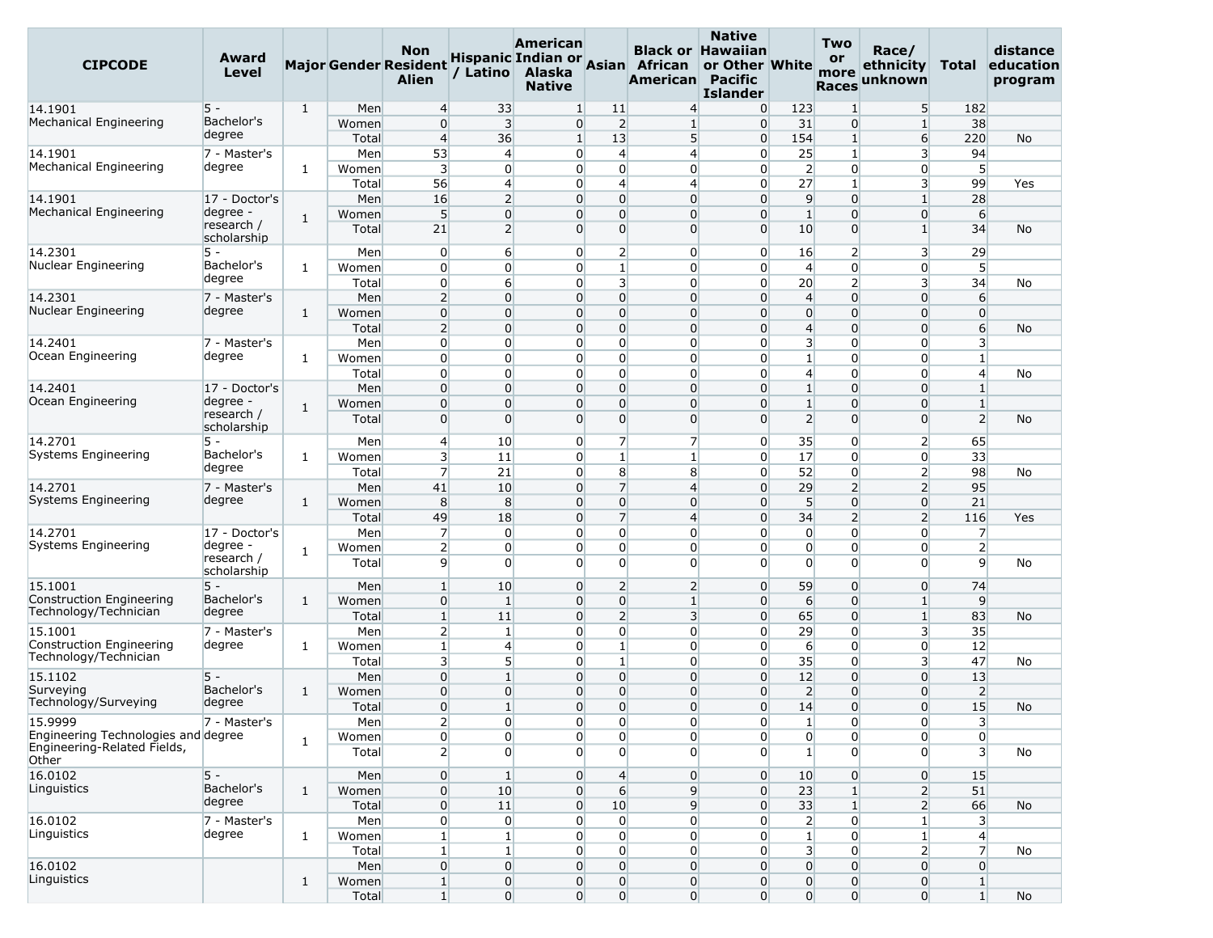| CIPCODE | Award Level | Major | Gender | Non Resident Alien | Hispanic / Latino | American Indian or Alaska Native | Asian | Black or African American | Native Hawaiian or Other Pacific Islander | White | Two or more Races | Race/ ethnicity unknown | Total | distance education program |
|---|---|---|---|---|---|---|---|---|---|---|---|---|---|---|
| 14.1901 Mechanical Engineering | 5 - Bachelor's degree | 1 | Men | 4 | 33 | 1 | 11 | 4 | 0 | 123 | 1 | 5 | 182 | |
| | | | Women | 0 | 3 | 0 | 2 | 1 | 0 | 31 | 0 | 1 | 38 | |
| | | | Total | 4 | 36 | 1 | 13 | 5 | 0 | 154 | 1 | 6 | 220 | No |
| 14.1901 Mechanical Engineering | 7 - Master's degree | 1 | Men | 53 | 4 | 0 | 4 | 4 | 0 | 25 | 1 | 3 | 94 | |
| | | | Women | 3 | 0 | 0 | 0 | 0 | 0 | 2 | 0 | 0 | 5 | |
| | | | Total | 56 | 4 | 0 | 4 | 4 | 0 | 27 | 1 | 3 | 99 | Yes |
| 14.1901 Mechanical Engineering | 17 - Doctor's degree - research / scholarship | 1 | Men | 16 | 2 | 0 | 0 | 0 | 0 | 9 | 0 | 1 | 28 | |
| | | | Women | 5 | 0 | 0 | 0 | 0 | 0 | 1 | 0 | 0 | 6 | |
| | | | Total | 21 | 2 | 0 | 0 | 0 | 0 | 10 | 0 | 1 | 34 | No |
| 14.2301 Nuclear Engineering | 5 - Bachelor's degree | 1 | Men | 0 | 6 | 0 | 2 | 0 | 0 | 16 | 2 | 3 | 29 | |
| | | | Women | 0 | 0 | 0 | 1 | 0 | 0 | 4 | 0 | 0 | 5 | |
| | | | Total | 0 | 6 | 0 | 3 | 0 | 0 | 20 | 2 | 3 | 34 | No |
| 14.2301 Nuclear Engineering | 7 - Master's degree | 1 | Men | 2 | 0 | 0 | 0 | 0 | 0 | 4 | 0 | 0 | 6 | |
| | | | Women | 0 | 0 | 0 | 0 | 0 | 0 | 0 | 0 | 0 | 0 | |
| | | | Total | 2 | 0 | 0 | 0 | 0 | 0 | 4 | 0 | 0 | 6 | No |
| 14.2401 Ocean Engineering | 7 - Master's degree | 1 | Men | 0 | 0 | 0 | 0 | 0 | 0 | 3 | 0 | 0 | 3 | |
| | | | Women | 0 | 0 | 0 | 0 | 0 | 0 | 1 | 0 | 0 | 1 | |
| | | | Total | 0 | 0 | 0 | 0 | 0 | 0 | 4 | 0 | 0 | 4 | No |
| 14.2401 Ocean Engineering | 17 - Doctor's degree - research / scholarship | 1 | Men | 0 | 0 | 0 | 0 | 0 | 0 | 1 | 0 | 0 | 1 | |
| | | | Women | 0 | 0 | 0 | 0 | 0 | 0 | 1 | 0 | 0 | 1 | |
| | | | Total | 0 | 0 | 0 | 0 | 0 | 0 | 2 | 0 | 0 | 2 | No |
| 14.2701 Systems Engineering | 5 - Bachelor's degree | 1 | Men | 4 | 10 | 0 | 7 | 7 | 0 | 35 | 0 | 2 | 65 | |
| | | | Women | 3 | 11 | 0 | 1 | 1 | 0 | 17 | 0 | 0 | 33 | |
| | | | Total | 7 | 21 | 0 | 8 | 8 | 0 | 52 | 0 | 2 | 98 | No |
| 14.2701 Systems Engineering | 7 - Master's degree | 1 | Men | 41 | 10 | 0 | 7 | 4 | 0 | 29 | 2 | 2 | 95 | |
| | | | Women | 8 | 8 | 0 | 0 | 0 | 0 | 5 | 0 | 0 | 21 | |
| | | | Total | 49 | 18 | 0 | 7 | 4 | 0 | 34 | 2 | 2 | 116 | Yes |
| 14.2701 Systems Engineering | 17 - Doctor's degree - research / scholarship | 1 | Men | 7 | 0 | 0 | 0 | 0 | 0 | 0 | 0 | 0 | 7 | |
| | | | Women | 2 | 0 | 0 | 0 | 0 | 0 | 0 | 0 | 0 | 2 | |
| | | | Total | 9 | 0 | 0 | 0 | 0 | 0 | 0 | 0 | 0 | 9 | No |
| 15.1001 Construction Engineering Technology/Technician | 5 - Bachelor's degree | 1 | Men | 1 | 10 | 0 | 2 | 2 | 0 | 59 | 0 | 0 | 74 | |
| | | | Women | 0 | 1 | 0 | 0 | 1 | 0 | 6 | 0 | 1 | 9 | |
| | | | Total | 1 | 11 | 0 | 2 | 3 | 0 | 65 | 0 | 1 | 83 | No |
| 15.1001 Construction Engineering Technology/Technician | 7 - Master's degree | 1 | Men | 2 | 1 | 0 | 0 | 0 | 0 | 29 | 0 | 3 | 35 | |
| | | | Women | 1 | 4 | 0 | 1 | 0 | 0 | 6 | 0 | 0 | 12 | |
| | | | Total | 3 | 5 | 0 | 1 | 0 | 0 | 35 | 0 | 3 | 47 | No |
| 15.1102 Surveying Technology/Surveying | 5 - Bachelor's degree | 1 | Men | 0 | 1 | 0 | 0 | 0 | 0 | 12 | 0 | 0 | 13 | |
| | | | Women | 0 | 0 | 0 | 0 | 0 | 0 | 2 | 0 | 0 | 2 | |
| | | | Total | 0 | 1 | 0 | 0 | 0 | 0 | 14 | 0 | 0 | 15 | No |
| 15.9999 Engineering Technologies and Engineering-Related Fields, Other | 7 - Master's degree | 1 | Men | 2 | 0 | 0 | 0 | 0 | 0 | 1 | 0 | 0 | 3 | |
| | | | Women | 0 | 0 | 0 | 0 | 0 | 0 | 0 | 0 | 0 | 0 | |
| | | | Total | 2 | 0 | 0 | 0 | 0 | 0 | 1 | 0 | 0 | 3 | No |
| 16.0102 Linguistics | 5 - Bachelor's degree | 1 | Men | 0 | 1 | 0 | 4 | 0 | 0 | 10 | 0 | 0 | 15 | |
| | | | Women | 0 | 10 | 0 | 6 | 9 | 0 | 23 | 1 | 2 | 51 | |
| | | | Total | 0 | 11 | 0 | 10 | 9 | 0 | 33 | 1 | 2 | 66 | No |
| 16.0102 Linguistics | 7 - Master's degree | 1 | Men | 0 | 0 | 0 | 0 | 0 | 0 | 2 | 0 | 1 | 3 | |
| | | | Women | 1 | 1 | 0 | 0 | 0 | 0 | 1 | 0 | 1 | 4 | |
| | | | Total | 1 | 1 | 0 | 0 | 0 | 0 | 3 | 0 | 2 | 7 | No |
| 16.0102 Linguistics | | 1 | Men | 0 | 0 | 0 | 0 | 0 | 0 | 0 | 0 | 0 | 0 | |
| | | | Women | 1 | 0 | 0 | 0 | 0 | 0 | 0 | 0 | 0 | 1 | |
| | | | Total | 1 | 0 | 0 | 0 | 0 | 0 | 0 | 0 | 0 | 1 | No |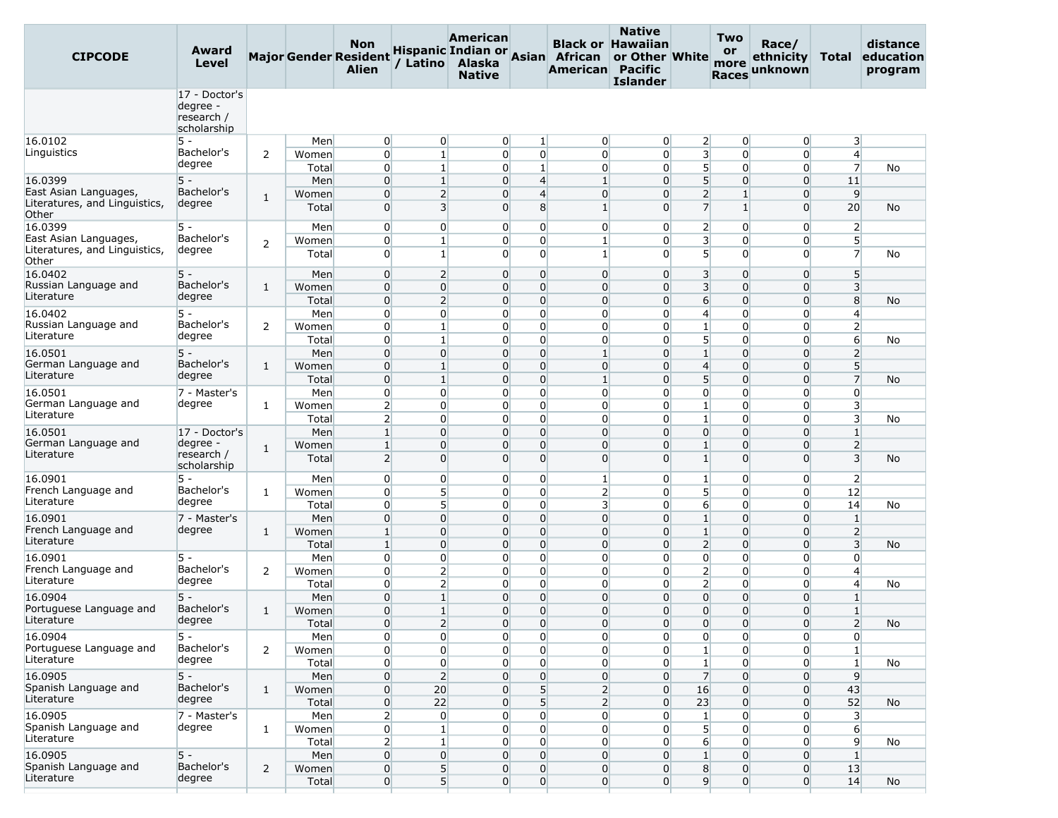| CIPCODE | Award Level | Major | Gender | Non Resident Alien | Hispanic / Latino | American Indian or Alaska Native | Asian | Black or African American | Native Hawaiian or Other Pacific Islander | White | Two or more Races | Race/ ethnicity unknown | Total | distance education program |
|---|---|---|---|---|---|---|---|---|---|---|---|---|---|---|
| | 17 - Doctor's degree - research / scholarship | | | | | | | | | | | | | |
| 16.0102 Linguistics | 5 - Bachelor's degree | 2 | Men | 0 | 0 | 0 | 1 | 0 | 0 | 2 | 0 | 0 | 3 | |
| | | | Women | 0 | 1 | 0 | 0 | 0 | 0 | 3 | 0 | 0 | 4 | |
| | | | Total | 0 | 1 | 0 | 1 | 0 | 0 | 5 | 0 | 0 | 7 | No |
| 16.0399 East Asian Languages, Literatures, and Linguistics, Other | 5 - Bachelor's degree | 1 | Men | 0 | 1 | 0 | 4 | 1 | 0 | 5 | 0 | 0 | 11 | |
| | | | Women | 0 | 2 | 0 | 4 | 0 | 0 | 2 | 1 | 0 | 9 | |
| | | | Total | 0 | 3 | 0 | 8 | 1 | 0 | 7 | 1 | 0 | 20 | No |
| 16.0399 East Asian Languages, Literatures, and Linguistics, Other | 5 - Bachelor's degree | 2 | Men | 0 | 0 | 0 | 0 | 0 | 0 | 2 | 0 | 0 | 2 | |
| | | | Women | 0 | 1 | 0 | 0 | 1 | 0 | 3 | 0 | 0 | 5 | |
| | | | Total | 0 | 1 | 0 | 0 | 1 | 0 | 5 | 0 | 0 | 7 | No |
| 16.0402 Russian Language and Literature | 5 - Bachelor's degree | 1 | Men | 0 | 2 | 0 | 0 | 0 | 0 | 3 | 0 | 0 | 5 | |
| | | | Women | 0 | 0 | 0 | 0 | 0 | 0 | 3 | 0 | 0 | 3 | |
| | | | Total | 0 | 2 | 0 | 0 | 0 | 0 | 6 | 0 | 0 | 8 | No |
| 16.0402 Russian Language and Literature | 5 - Bachelor's degree | 2 | Men | 0 | 0 | 0 | 0 | 0 | 0 | 4 | 0 | 0 | 4 | |
| | | | Women | 0 | 1 | 0 | 0 | 0 | 0 | 1 | 0 | 0 | 2 | |
| | | | Total | 0 | 1 | 0 | 0 | 0 | 0 | 5 | 0 | 0 | 6 | No |
| 16.0501 German Language and Literature | 5 - Bachelor's degree | 1 | Men | 0 | 0 | 0 | 0 | 1 | 0 | 1 | 0 | 0 | 2 | |
| | | | Women | 0 | 1 | 0 | 0 | 0 | 0 | 4 | 0 | 0 | 5 | |
| | | | Total | 0 | 1 | 0 | 0 | 1 | 0 | 5 | 0 | 0 | 7 | No |
| 16.0501 German Language and Literature | 7 - Master's degree | 1 | Men | 0 | 0 | 0 | 0 | 0 | 0 | 0 | 0 | 0 | 0 | |
| | | | Women | 2 | 0 | 0 | 0 | 0 | 0 | 1 | 0 | 0 | 3 | |
| | | | Total | 2 | 0 | 0 | 0 | 0 | 0 | 1 | 0 | 0 | 3 | No |
| 16.0501 German Language and Literature | 17 - Doctor's degree - research / scholarship | 1 | Men | 1 | 0 | 0 | 0 | 0 | 0 | 0 | 0 | 0 | 1 | |
| | | | Women | 1 | 0 | 0 | 0 | 0 | 0 | 1 | 0 | 0 | 2 | |
| | | | Total | 2 | 0 | 0 | 0 | 0 | 0 | 1 | 0 | 0 | 3 | No |
| 16.0901 French Language and Literature | 5 - Bachelor's degree | 1 | Men | 0 | 0 | 0 | 0 | 1 | 0 | 1 | 0 | 0 | 2 | |
| | | | Women | 0 | 5 | 0 | 0 | 2 | 0 | 5 | 0 | 0 | 12 | |
| | | | Total | 0 | 5 | 0 | 0 | 3 | 0 | 6 | 0 | 0 | 14 | No |
| 16.0901 French Language and Literature | 7 - Master's degree | 1 | Men | 0 | 0 | 0 | 0 | 0 | 0 | 1 | 0 | 0 | 1 | |
| | | | Women | 1 | 0 | 0 | 0 | 0 | 0 | 1 | 0 | 0 | 2 | |
| | | | Total | 1 | 0 | 0 | 0 | 0 | 0 | 2 | 0 | 0 | 3 | No |
| 16.0901 French Language and Literature | 5 - Bachelor's degree | 2 | Men | 0 | 0 | 0 | 0 | 0 | 0 | 0 | 0 | 0 | 0 | |
| | | | Women | 0 | 2 | 0 | 0 | 0 | 0 | 2 | 0 | 0 | 4 | |
| | | | Total | 0 | 2 | 0 | 0 | 0 | 0 | 2 | 0 | 0 | 4 | No |
| 16.0904 Portuguese Language and Literature | 5 - Bachelor's degree | 1 | Men | 0 | 1 | 0 | 0 | 0 | 0 | 0 | 0 | 0 | 1 | |
| | | | Women | 0 | 1 | 0 | 0 | 0 | 0 | 0 | 0 | 0 | 1 | |
| | | | Total | 0 | 2 | 0 | 0 | 0 | 0 | 0 | 0 | 0 | 2 | No |
| 16.0904 Portuguese Language and Literature | 5 - Bachelor's degree | 2 | Men | 0 | 0 | 0 | 0 | 0 | 0 | 0 | 0 | 0 | 0 | |
| | | | Women | 0 | 0 | 0 | 0 | 0 | 0 | 1 | 0 | 0 | 1 | |
| | | | Total | 0 | 0 | 0 | 0 | 0 | 0 | 1 | 0 | 0 | 1 | No |
| 16.0905 Spanish Language and Literature | 5 - Bachelor's degree | 1 | Men | 0 | 2 | 0 | 0 | 0 | 0 | 7 | 0 | 0 | 9 | |
| | | | Women | 0 | 20 | 0 | 5 | 2 | 0 | 16 | 0 | 0 | 43 | |
| | | | Total | 0 | 22 | 0 | 5 | 2 | 0 | 23 | 0 | 0 | 52 | No |
| 16.0905 Spanish Language and Literature | 7 - Master's degree | 1 | Men | 2 | 0 | 0 | 0 | 0 | 0 | 1 | 0 | 0 | 3 | |
| | | | Women | 0 | 1 | 0 | 0 | 0 | 0 | 5 | 0 | 0 | 6 | |
| | | | Total | 2 | 1 | 0 | 0 | 0 | 0 | 6 | 0 | 0 | 9 | No |
| 16.0905 Spanish Language and Literature | 5 - Bachelor's degree | 2 | Men | 0 | 0 | 0 | 0 | 0 | 0 | 1 | 0 | 0 | 1 | |
| | | | Women | 0 | 5 | 0 | 0 | 0 | 0 | 8 | 0 | 0 | 13 | |
| | | | Total | 0 | 5 | 0 | 0 | 0 | 0 | 9 | 0 | 0 | 14 | No |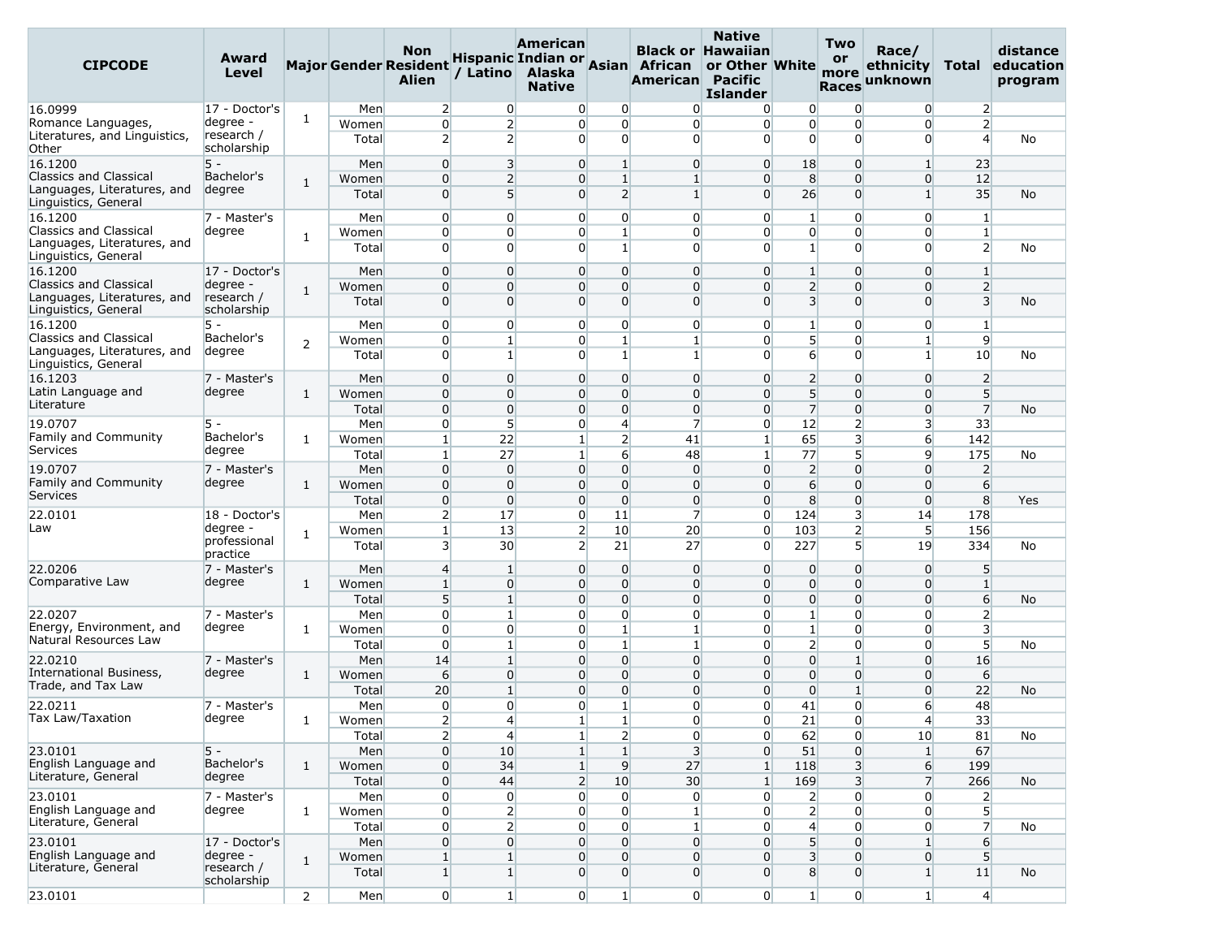| CIPCODE | Award Level | Major | Gender | Non Resident Alien | Hispanic / Latino | American Indian or Alaska Native | Asian | Black or African American | Native Hawaiian or Other Pacific Islander | White | Two or more Races | Race/ ethnicity unknown | Total | distance education program |
|---|---|---|---|---|---|---|---|---|---|---|---|---|---|---|
| 16.0999 Romance Languages, Literatures, and Linguistics, Other | 17 - Doctor's degree - research / scholarship | 1 | Men | 2 | 0 | 0 | 0 | 0 | 0 | 0 | 0 | 0 | 2 | |
| | | | Women | 0 | 2 | 0 | 0 | 0 | 0 | 0 | 0 | 0 | 2 | |
| | | | Total | 2 | 2 | 0 | 0 | 0 | 0 | 0 | 0 | 0 | 4 | No |
| 16.1200 Classics and Classical Languages, Literatures, and Linguistics, General | 5 - Bachelor's degree | 1 | Men | 0 | 3 | 0 | 1 | 0 | 0 | 18 | 0 | 1 | 23 | |
| | | | Women | 0 | 2 | 0 | 1 | 1 | 0 | 8 | 0 | 0 | 12 | |
| | | | Total | 0 | 5 | 0 | 2 | 1 | 0 | 26 | 0 | 1 | 35 | No |
| 16.1200 Classics and Classical Languages, Literatures, and Linguistics, General | 7 - Master's degree | 1 | Men | 0 | 0 | 0 | 0 | 0 | 0 | 1 | 0 | 0 | 1 | |
| | | | Women | 0 | 0 | 0 | 1 | 0 | 0 | 0 | 0 | 0 | 1 | |
| | | | Total | 0 | 0 | 0 | 1 | 0 | 0 | 1 | 0 | 0 | 2 | No |
| 16.1200 Classics and Classical Languages, Literatures, and Linguistics, General | 17 - Doctor's degree - research / scholarship | 1 | Men | 0 | 0 | 0 | 0 | 0 | 0 | 1 | 0 | 0 | 1 | |
| | | | Women | 0 | 0 | 0 | 0 | 0 | 0 | 2 | 0 | 0 | 2 | |
| | | | Total | 0 | 0 | 0 | 0 | 0 | 0 | 3 | 0 | 0 | 3 | No |
| 16.1200 Classics and Classical Languages, Literatures, and Linguistics, General | 5 - Bachelor's degree | 2 | Men | 0 | 0 | 0 | 0 | 0 | 0 | 1 | 0 | 0 | 1 | |
| | | | Women | 0 | 1 | 0 | 1 | 1 | 0 | 5 | 0 | 1 | 9 | |
| | | | Total | 0 | 1 | 0 | 1 | 1 | 0 | 6 | 0 | 1 | 10 | No |
| 16.1203 Latin Language and Literature | 7 - Master's degree | 1 | Men | 0 | 0 | 0 | 0 | 0 | 0 | 2 | 0 | 0 | 2 | |
| | | | Women | 0 | 0 | 0 | 0 | 0 | 0 | 5 | 0 | 0 | 5 | |
| | | | Total | 0 | 0 | 0 | 0 | 0 | 0 | 7 | 0 | 0 | 7 | No |
| 19.0707 Family and Community Services | 5 - Bachelor's degree | 1 | Men | 0 | 5 | 0 | 4 | 7 | 0 | 12 | 2 | 3 | 33 | |
| | | | Women | 1 | 22 | 1 | 2 | 41 | 1 | 65 | 3 | 6 | 142 | |
| | | | Total | 1 | 27 | 1 | 6 | 48 | 1 | 77 | 5 | 9 | 175 | No |
| 19.0707 Family and Community Services | 7 - Master's degree | 1 | Men | 0 | 0 | 0 | 0 | 0 | 0 | 2 | 0 | 0 | 2 | |
| | | | Women | 0 | 0 | 0 | 0 | 0 | 0 | 6 | 0 | 0 | 6 | |
| | | | Total | 0 | 0 | 0 | 0 | 0 | 0 | 8 | 0 | 0 | 8 | Yes |
| 22.0101 Law | 18 - Doctor's degree - professional practice | 1 | Men | 2 | 17 | 0 | 11 | 7 | 0 | 124 | 3 | 14 | 178 | |
| | | | Women | 1 | 13 | 2 | 10 | 20 | 0 | 103 | 2 | 5 | 156 | |
| | | | Total | 3 | 30 | 2 | 21 | 27 | 0 | 227 | 5 | 19 | 334 | No |
| 22.0206 Comparative Law | 7 - Master's degree | 1 | Men | 4 | 1 | 0 | 0 | 0 | 0 | 0 | 0 | 0 | 5 | |
| | | | Women | 1 | 0 | 0 | 0 | 0 | 0 | 0 | 0 | 0 | 1 | |
| | | | Total | 5 | 1 | 0 | 0 | 0 | 0 | 0 | 0 | 0 | 6 | No |
| 22.0207 Energy, Environment, and Natural Resources Law | 7 - Master's degree | 1 | Men | 0 | 1 | 0 | 0 | 0 | 0 | 1 | 0 | 0 | 2 | |
| | | | Women | 0 | 0 | 0 | 1 | 1 | 0 | 1 | 0 | 0 | 3 | |
| | | | Total | 0 | 1 | 0 | 1 | 1 | 0 | 2 | 0 | 0 | 5 | No |
| 22.0210 International Business, Trade, and Tax Law | 7 - Master's degree | 1 | Men | 14 | 1 | 0 | 0 | 0 | 0 | 0 | 1 | 0 | 16 | |
| | | | Women | 6 | 0 | 0 | 0 | 0 | 0 | 0 | 0 | 0 | 6 | |
| | | | Total | 20 | 1 | 0 | 0 | 0 | 0 | 0 | 1 | 0 | 22 | No |
| 22.0211 Tax Law/Taxation | 7 - Master's degree | 1 | Men | 0 | 0 | 0 | 1 | 0 | 0 | 41 | 0 | 6 | 48 | |
| | | | Women | 2 | 4 | 1 | 1 | 0 | 0 | 21 | 0 | 4 | 33 | |
| | | | Total | 2 | 4 | 1 | 2 | 0 | 0 | 62 | 0 | 10 | 81 | No |
| 23.0101 English Language and Literature, General | 5 - Bachelor's degree | 1 | Men | 0 | 10 | 1 | 1 | 3 | 0 | 51 | 0 | 1 | 67 | |
| | | | Women | 0 | 34 | 1 | 9 | 27 | 1 | 118 | 3 | 6 | 199 | |
| | | | Total | 0 | 44 | 2 | 10 | 30 | 1 | 169 | 3 | 7 | 266 | No |
| 23.0101 English Language and Literature, General | 7 - Master's degree | 1 | Men | 0 | 0 | 0 | 0 | 0 | 0 | 2 | 0 | 0 | 2 | |
| | | | Women | 0 | 2 | 0 | 0 | 1 | 0 | 2 | 0 | 0 | 5 | |
| | | | Total | 0 | 2 | 0 | 0 | 1 | 0 | 4 | 0 | 0 | 7 | No |
| 23.0101 English Language and Literature, General | 17 - Doctor's degree - research / scholarship | 1 | Men | 0 | 0 | 0 | 0 | 0 | 0 | 5 | 0 | 1 | 6 | |
| | | | Women | 1 | 1 | 0 | 0 | 0 | 0 | 3 | 0 | 0 | 5 | |
| | | | Total | 1 | 1 | 0 | 0 | 0 | 0 | 8 | 0 | 1 | 11 | No |
| 23.0101 | | 2 | Men | 0 | 1 | 0 | 1 | 0 | 0 | 1 | 0 | 1 | 4 | |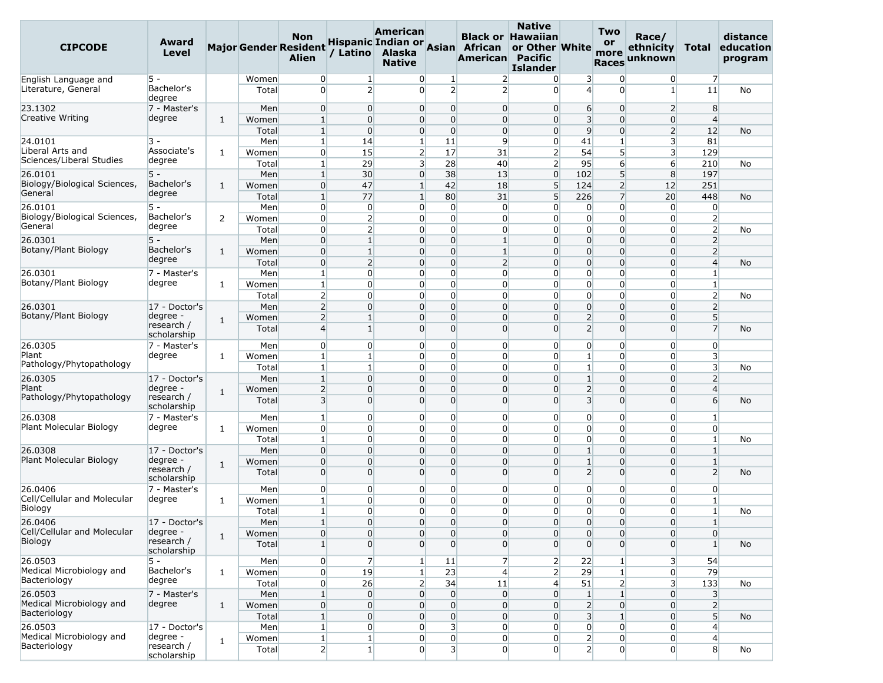| CIPCODE | Award Level | Major | Gender | Non Resident Alien | Hispanic / Latino | American Indian or Alaska Native | Asian | Black or African American | Native Hawaiian or Other Pacific Islander | White | Two or more Races | Race/ ethnicity unknown | Total | distance education program |
|---|---|---|---|---|---|---|---|---|---|---|---|---|---|---|
| English Language and Literature, General | 5 - Bachelor's degree | | Women | 0 | 1 | 0 | 1 | 2 | 0 | 3 | 0 | 0 | 7 | |
| | | | Total | 0 | 2 | 0 | 2 | 2 | 0 | 4 | 0 | 1 | 11 | No |
| 23.1302 Creative Writing | 7 - Master's degree | 1 | Men | 0 | 0 | 0 | 0 | 0 | 0 | 6 | 0 | 2 | 8 | |
| | | | Women | 1 | 0 | 0 | 0 | 0 | 0 | 3 | 0 | 0 | 4 | |
| | | | Total | 1 | 0 | 0 | 0 | 0 | 0 | 9 | 0 | 2 | 12 | No |
| 24.0101 Liberal Arts and Sciences/Liberal Studies | 3 - Associate's degree | 1 | Men | 1 | 14 | 1 | 11 | 9 | 0 | 41 | 1 | 3 | 81 | |
| | | | Women | 0 | 15 | 2 | 17 | 31 | 2 | 54 | 5 | 3 | 129 | |
| | | | Total | 1 | 29 | 3 | 28 | 40 | 2 | 95 | 6 | 6 | 210 | No |
| 26.0101 Biology/Biological Sciences, General | 5 - Bachelor's degree | 1 | Men | 1 | 30 | 0 | 38 | 13 | 0 | 102 | 5 | 8 | 197 | |
| | | | Women | 0 | 47 | 1 | 42 | 18 | 5 | 124 | 2 | 12 | 251 | |
| | | | Total | 1 | 77 | 1 | 80 | 31 | 5 | 226 | 7 | 20 | 448 | No |
| 26.0101 Biology/Biological Sciences, General | 5 - Bachelor's degree | 2 | Men | 0 | 0 | 0 | 0 | 0 | 0 | 0 | 0 | 0 | 0 | |
| | | | Women | 0 | 2 | 0 | 0 | 0 | 0 | 0 | 0 | 0 | 2 | |
| | | | Total | 0 | 2 | 0 | 0 | 0 | 0 | 0 | 0 | 0 | 2 | No |
| 26.0301 Botany/Plant Biology | 5 - Bachelor's degree | 1 | Men | 0 | 1 | 0 | 0 | 1 | 0 | 0 | 0 | 0 | 2 | |
| | | | Women | 0 | 1 | 0 | 0 | 1 | 0 | 0 | 0 | 0 | 2 | |
| | | | Total | 0 | 2 | 0 | 0 | 2 | 0 | 0 | 0 | 0 | 4 | No |
| 26.0301 Botany/Plant Biology | 7 - Master's degree | 1 | Men | 1 | 0 | 0 | 0 | 0 | 0 | 0 | 0 | 0 | 1 | |
| | | | Women | 1 | 0 | 0 | 0 | 0 | 0 | 0 | 0 | 0 | 1 | |
| | | | Total | 2 | 0 | 0 | 0 | 0 | 0 | 0 | 0 | 0 | 2 | No |
| 26.0301 Botany/Plant Biology | 17 - Doctor's degree - research / scholarship | 1 | Men | 2 | 0 | 0 | 0 | 0 | 0 | 0 | 0 | 0 | 2 | |
| | | | Women | 2 | 1 | 0 | 0 | 0 | 0 | 2 | 0 | 0 | 5 | |
| | | | Total | 4 | 1 | 0 | 0 | 0 | 0 | 2 | 0 | 0 | 7 | No |
| 26.0305 Plant Pathology/Phytopathology | 7 - Master's degree | 1 | Men | 0 | 0 | 0 | 0 | 0 | 0 | 0 | 0 | 0 | 0 | |
| | | | Women | 1 | 1 | 0 | 0 | 0 | 0 | 1 | 0 | 0 | 3 | |
| | | | Total | 1 | 1 | 0 | 0 | 0 | 0 | 1 | 0 | 0 | 3 | No |
| 26.0305 Plant Pathology/Phytopathology | 17 - Doctor's degree - research / scholarship | 1 | Men | 1 | 0 | 0 | 0 | 0 | 0 | 1 | 0 | 0 | 2 | |
| | | | Women | 2 | 0 | 0 | 0 | 0 | 0 | 2 | 0 | 0 | 4 | |
| | | | Total | 3 | 0 | 0 | 0 | 0 | 0 | 3 | 0 | 0 | 6 | No |
| 26.0308 Plant Molecular Biology | 7 - Master's degree | 1 | Men | 1 | 0 | 0 | 0 | 0 | 0 | 0 | 0 | 0 | 1 | |
| | | | Women | 0 | 0 | 0 | 0 | 0 | 0 | 0 | 0 | 0 | 0 | |
| | | | Total | 1 | 0 | 0 | 0 | 0 | 0 | 0 | 0 | 0 | 1 | No |
| 26.0308 Plant Molecular Biology | 17 - Doctor's degree - research / scholarship | 1 | Men | 0 | 0 | 0 | 0 | 0 | 0 | 1 | 0 | 0 | 1 | |
| | | | Women | 0 | 0 | 0 | 0 | 0 | 0 | 1 | 0 | 0 | 1 | |
| | | | Total | 0 | 0 | 0 | 0 | 0 | 0 | 2 | 0 | 0 | 2 | No |
| 26.0406 Cell/Cellular and Molecular Biology | 7 - Master's degree | 1 | Men | 0 | 0 | 0 | 0 | 0 | 0 | 0 | 0 | 0 | 0 | |
| | | | Women | 1 | 0 | 0 | 0 | 0 | 0 | 0 | 0 | 0 | 1 | |
| | | | Total | 1 | 0 | 0 | 0 | 0 | 0 | 0 | 0 | 0 | 1 | No |
| 26.0406 Cell/Cellular and Molecular Biology | 17 - Doctor's degree - research / scholarship | 1 | Men | 1 | 0 | 0 | 0 | 0 | 0 | 0 | 0 | 0 | 1 | |
| | | | Women | 0 | 0 | 0 | 0 | 0 | 0 | 0 | 0 | 0 | 0 | |
| | | | Total | 1 | 0 | 0 | 0 | 0 | 0 | 0 | 0 | 0 | 1 | No |
| 26.0503 Medical Microbiology and Bacteriology | 5 - Bachelor's degree | 1 | Men | 0 | 7 | 1 | 11 | 7 | 2 | 22 | 1 | 3 | 54 | |
| | | | Women | 0 | 19 | 1 | 23 | 4 | 2 | 29 | 1 | 0 | 79 | |
| | | | Total | 0 | 26 | 2 | 34 | 11 | 4 | 51 | 2 | 3 | 133 | No |
| 26.0503 Medical Microbiology and Bacteriology | 7 - Master's degree | 1 | Men | 1 | 0 | 0 | 0 | 0 | 0 | 1 | 1 | 0 | 3 | |
| | | | Women | 0 | 0 | 0 | 0 | 0 | 0 | 2 | 0 | 0 | 2 | |
| | | | Total | 1 | 0 | 0 | 0 | 0 | 0 | 3 | 1 | 0 | 5 | No |
| 26.0503 Medical Microbiology and Bacteriology | 17 - Doctor's degree - research / scholarship | 1 | Men | 1 | 0 | 0 | 3 | 0 | 0 | 0 | 0 | 0 | 4 | |
| | | | Women | 1 | 1 | 0 | 0 | 0 | 0 | 2 | 0 | 0 | 4 | |
| | | | Total | 2 | 1 | 0 | 3 | 0 | 0 | 2 | 0 | 0 | 8 | No |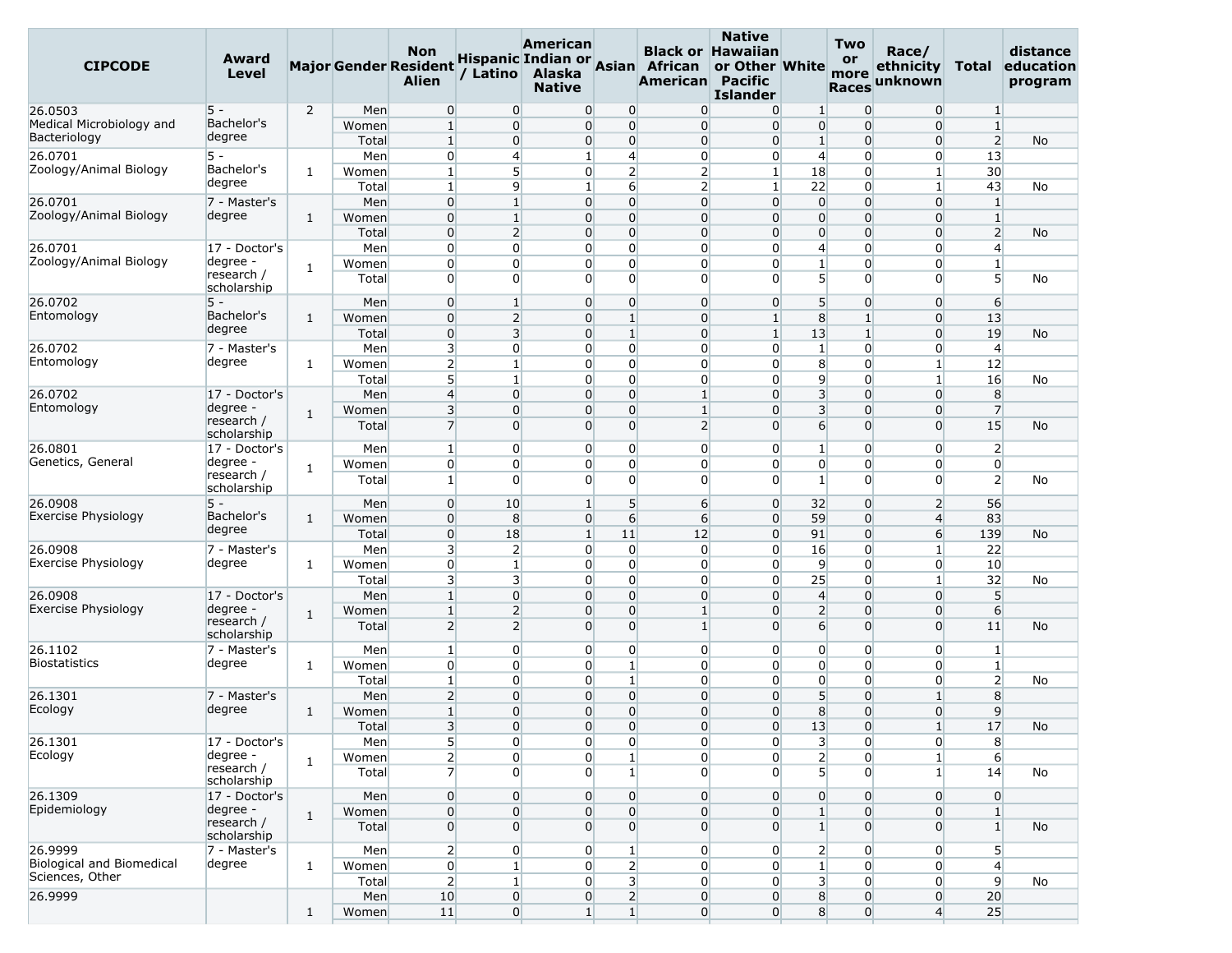| CIPCODE | Award Level | Major | Gender | Non Resident Alien | Hispanic / Latino | American Indian or Alaska Native | Asian | Black or African American | Native Hawaiian or Other Pacific Islander | White | Two or more Races | Race/ ethnicity unknown | Total | distance education program |
|---|---|---|---|---|---|---|---|---|---|---|---|---|---|---|
| 26.0503 Medical Microbiology and Bacteriology | 5 - Bachelor's degree | 2 | Men | 0 | 0 | 0 | 0 | 0 | 0 | 1 | 0 | 0 | 1 | |
| | | | Women | 1 | 0 | 0 | 0 | 0 | 0 | 0 | 0 | 0 | 1 | |
| | | | Total | 1 | 0 | 0 | 0 | 0 | 0 | 1 | 0 | 0 | 2 | No |
| 26.0701 Zoology/Animal Biology | 5 - Bachelor's degree | 1 | Men | 0 | 4 | 1 | 4 | 0 | 0 | 4 | 0 | 0 | 13 | |
| | | | Women | 1 | 5 | 0 | 2 | 2 | 1 | 18 | 0 | 1 | 30 | |
| | | | Total | 1 | 9 | 1 | 6 | 2 | 1 | 22 | 0 | 1 | 43 | No |
| 26.0701 Zoology/Animal Biology | 7 - Master's degree | 1 | Men | 0 | 1 | 0 | 0 | 0 | 0 | 0 | 0 | 0 | 1 | |
| | | | Women | 0 | 1 | 0 | 0 | 0 | 0 | 0 | 0 | 0 | 1 | |
| | | | Total | 0 | 2 | 0 | 0 | 0 | 0 | 0 | 0 | 0 | 2 | No |
| 26.0701 Zoology/Animal Biology | 17 - Doctor's degree - research / scholarship | 1 | Men | 0 | 0 | 0 | 0 | 0 | 0 | 4 | 0 | 0 | 4 | |
| | | | Women | 0 | 0 | 0 | 0 | 0 | 0 | 1 | 0 | 0 | 1 | |
| | | | Total | 0 | 0 | 0 | 0 | 0 | 0 | 5 | 0 | 0 | 5 | No |
| 26.0702 Entomology | 5 - Bachelor's degree | 1 | Men | 0 | 1 | 0 | 0 | 0 | 0 | 5 | 0 | 0 | 6 | |
| | | | Women | 0 | 2 | 0 | 1 | 0 | 1 | 8 | 1 | 0 | 13 | |
| | | | Total | 0 | 3 | 0 | 1 | 0 | 1 | 13 | 1 | 0 | 19 | No |
| 26.0702 Entomology | 7 - Master's degree | 1 | Men | 3 | 0 | 0 | 0 | 0 | 0 | 1 | 0 | 0 | 4 | |
| | | | Women | 2 | 1 | 0 | 0 | 0 | 0 | 8 | 0 | 1 | 12 | |
| | | | Total | 5 | 1 | 0 | 0 | 0 | 0 | 9 | 0 | 1 | 16 | No |
| 26.0702 Entomology | 17 - Doctor's degree - research / scholarship | 1 | Men | 4 | 0 | 0 | 0 | 1 | 0 | 3 | 0 | 0 | 8 | |
| | | | Women | 3 | 0 | 0 | 0 | 1 | 0 | 3 | 0 | 0 | 7 | |
| | | | Total | 7 | 0 | 0 | 0 | 2 | 0 | 6 | 0 | 0 | 15 | No |
| 26.0801 Genetics, General | 17 - Doctor's degree - research / scholarship | 1 | Men | 1 | 0 | 0 | 0 | 0 | 0 | 1 | 0 | 0 | 2 | |
| | | | Women | 0 | 0 | 0 | 0 | 0 | 0 | 0 | 0 | 0 | 0 | |
| | | | Total | 1 | 0 | 0 | 0 | 0 | 0 | 1 | 0 | 0 | 2 | No |
| 26.0908 Exercise Physiology | 5 - Bachelor's degree | 1 | Men | 0 | 10 | 1 | 5 | 6 | 0 | 32 | 0 | 2 | 56 | |
| | | | Women | 0 | 8 | 0 | 6 | 6 | 0 | 59 | 0 | 4 | 83 | |
| | | | Total | 0 | 18 | 1 | 11 | 12 | 0 | 91 | 0 | 6 | 139 | No |
| 26.0908 Exercise Physiology | 7 - Master's degree | 1 | Men | 3 | 2 | 0 | 0 | 0 | 0 | 16 | 0 | 1 | 22 | |
| | | | Women | 0 | 1 | 0 | 0 | 0 | 0 | 9 | 0 | 0 | 10 | |
| | | | Total | 3 | 3 | 0 | 0 | 0 | 0 | 25 | 0 | 1 | 32 | No |
| 26.0908 Exercise Physiology | 17 - Doctor's degree - research / scholarship | 1 | Men | 1 | 0 | 0 | 0 | 0 | 0 | 4 | 0 | 0 | 5 | |
| | | | Women | 1 | 2 | 0 | 0 | 1 | 0 | 2 | 0 | 0 | 6 | |
| | | | Total | 2 | 2 | 0 | 0 | 1 | 0 | 6 | 0 | 0 | 11 | No |
| 26.1102 Biostatistics | 7 - Master's degree | 1 | Men | 1 | 0 | 0 | 0 | 0 | 0 | 0 | 0 | 0 | 1 | |
| | | | Women | 0 | 0 | 0 | 1 | 0 | 0 | 0 | 0 | 0 | 1 | |
| | | | Total | 1 | 0 | 0 | 1 | 0 | 0 | 0 | 0 | 0 | 2 | No |
| 26.1301 Ecology | 7 - Master's degree | 1 | Men | 2 | 0 | 0 | 0 | 0 | 0 | 5 | 0 | 1 | 8 | |
| | | | Women | 1 | 0 | 0 | 0 | 0 | 0 | 8 | 0 | 0 | 9 | |
| | | | Total | 3 | 0 | 0 | 0 | 0 | 0 | 13 | 0 | 1 | 17 | No |
| 26.1301 Ecology | 17 - Doctor's degree - research / scholarship | 1 | Men | 5 | 0 | 0 | 0 | 0 | 0 | 3 | 0 | 0 | 8 | |
| | | | Women | 2 | 0 | 0 | 1 | 0 | 0 | 2 | 0 | 1 | 6 | |
| | | | Total | 7 | 0 | 0 | 1 | 0 | 0 | 5 | 0 | 1 | 14 | No |
| 26.1309 Epidemiology | 17 - Doctor's degree - research / scholarship | 1 | Men | 0 | 0 | 0 | 0 | 0 | 0 | 0 | 0 | 0 | 0 | |
| | | | Women | 0 | 0 | 0 | 0 | 0 | 0 | 1 | 0 | 0 | 1 | |
| | | | Total | 0 | 0 | 0 | 0 | 0 | 0 | 1 | 0 | 0 | 1 | No |
| 26.9999 Biological and Biomedical Sciences, Other | 7 - Master's degree | 1 | Men | 2 | 0 | 0 | 1 | 0 | 0 | 2 | 0 | 0 | 5 | |
| | | | Women | 0 | 1 | 0 | 2 | 0 | 0 | 1 | 0 | 0 | 4 | |
| | | | Total | 2 | 1 | 0 | 3 | 0 | 0 | 3 | 0 | 0 | 9 | No |
| 26.9999 | | 1 | Men | 10 | 0 | 0 | 2 | 0 | 0 | 8 | 0 | 0 | 20 | |
| | | | Women | 11 | 0 | 1 | 1 | 0 | 0 | 8 | 0 | 4 | 25 | |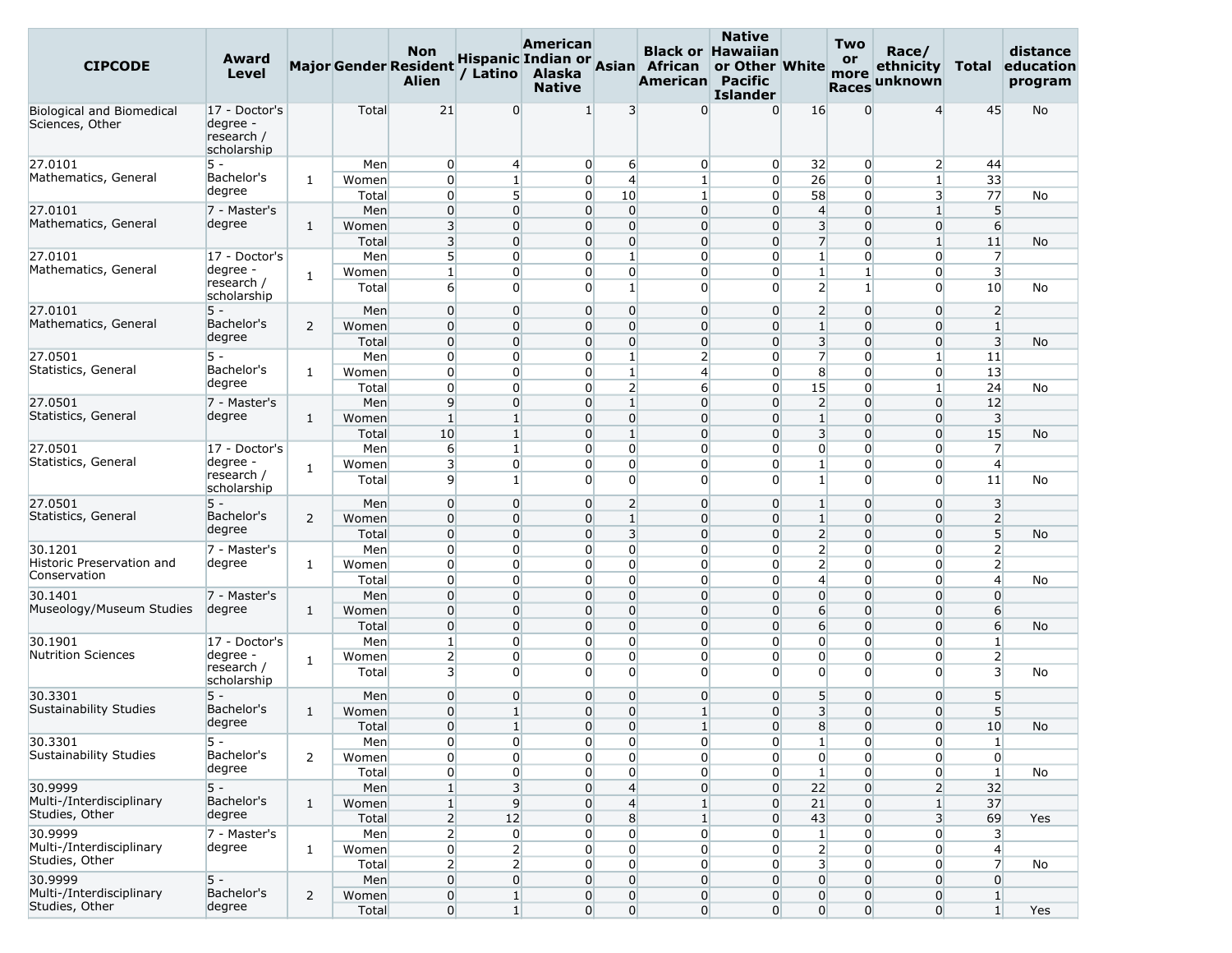| CIPCODE | Award Level | Major | Gender | Non Resident Alien | Hispanic / Latino | American Indian or Alaska Native | Asian | Black or African American | Native Hawaiian or Other Pacific Islander | White | Two or more Races | Race/ ethnicity unknown | Total | distance education program |
|---|---|---|---|---|---|---|---|---|---|---|---|---|---|---|
| Biological and Biomedical Sciences, Other | 17 - Doctor's degree - research / scholarship | | Total | 21 | 0 | 1 | 3 | 0 | 0 | 16 | 0 | 4 | 45 | No |
| 27.0101 Mathematics, General | 5 - Bachelor's degree | 1 | Men | 0 | 4 | 0 | 6 | 0 | 0 | 32 | 0 | 2 | 44 | |
| | | | Women | 0 | 1 | 0 | 4 | 1 | 0 | 26 | 0 | 1 | 33 | |
| | | | Total | 0 | 5 | 0 | 10 | 1 | 0 | 58 | 0 | 3 | 77 | No |
| 27.0101 Mathematics, General | 7 - Master's degree | 1 | Men | 0 | 0 | 0 | 0 | 0 | 0 | 4 | 0 | 1 | 5 | |
| | | | Women | 3 | 0 | 0 | 0 | 0 | 0 | 3 | 0 | 0 | 6 | |
| | | | Total | 3 | 0 | 0 | 0 | 0 | 0 | 7 | 0 | 1 | 11 | No |
| 27.0101 Mathematics, General | 17 - Doctor's degree - research / scholarship | 1 | Men | 5 | 0 | 0 | 1 | 0 | 0 | 1 | 0 | 0 | 7 | |
| | | | Women | 1 | 0 | 0 | 0 | 0 | 0 | 1 | 1 | 0 | 3 | |
| | | | Total | 6 | 0 | 0 | 1 | 0 | 0 | 2 | 1 | 0 | 10 | No |
| 27.0101 Mathematics, General | 5 - Bachelor's degree | 2 | Men | 0 | 0 | 0 | 0 | 0 | 0 | 2 | 0 | 0 | 2 | |
| | | | Women | 0 | 0 | 0 | 0 | 0 | 0 | 1 | 0 | 0 | 1 | |
| | | | Total | 0 | 0 | 0 | 0 | 0 | 0 | 3 | 0 | 0 | 3 | No |
| 27.0501 Statistics, General | 5 - Bachelor's degree | 1 | Men | 0 | 0 | 0 | 1 | 2 | 0 | 7 | 0 | 1 | 11 | |
| | | | Women | 0 | 0 | 0 | 1 | 4 | 0 | 8 | 0 | 0 | 13 | |
| | | | Total | 0 | 0 | 0 | 2 | 6 | 0 | 15 | 0 | 1 | 24 | No |
| 27.0501 Statistics, General | 7 - Master's degree | 1 | Men | 9 | 0 | 0 | 1 | 0 | 0 | 2 | 0 | 0 | 12 | |
| | | | Women | 1 | 1 | 0 | 0 | 0 | 0 | 1 | 0 | 0 | 3 | |
| | | | Total | 10 | 1 | 0 | 1 | 0 | 0 | 3 | 0 | 0 | 15 | No |
| 27.0501 Statistics, General | 17 - Doctor's degree - research / scholarship | 1 | Men | 6 | 1 | 0 | 0 | 0 | 0 | 0 | 0 | 0 | 7 | |
| | | | Women | 3 | 0 | 0 | 0 | 0 | 0 | 1 | 0 | 0 | 4 | |
| | | | Total | 9 | 1 | 0 | 0 | 0 | 0 | 1 | 0 | 0 | 11 | No |
| 27.0501 Statistics, General | 5 - Bachelor's degree | 2 | Men | 0 | 0 | 0 | 2 | 0 | 0 | 1 | 0 | 0 | 3 | |
| | | | Women | 0 | 0 | 0 | 1 | 0 | 0 | 1 | 0 | 0 | 2 | |
| | | | Total | 0 | 0 | 0 | 3 | 0 | 0 | 2 | 0 | 0 | 5 | No |
| 30.1201 Historic Preservation and Conservation | 7 - Master's degree | 1 | Men | 0 | 0 | 0 | 0 | 0 | 0 | 2 | 0 | 0 | 2 | |
| | | | Women | 0 | 0 | 0 | 0 | 0 | 0 | 2 | 0 | 0 | 2 | |
| | | | Total | 0 | 0 | 0 | 0 | 0 | 0 | 4 | 0 | 0 | 4 | No |
| 30.1401 Museology/Museum Studies | 7 - Master's degree | 1 | Men | 0 | 0 | 0 | 0 | 0 | 0 | 0 | 0 | 0 | 0 | |
| | | | Women | 0 | 0 | 0 | 0 | 0 | 0 | 6 | 0 | 0 | 6 | |
| | | | Total | 0 | 0 | 0 | 0 | 0 | 0 | 6 | 0 | 0 | 6 | No |
| 30.1901 Nutrition Sciences | 17 - Doctor's degree - research / scholarship | 1 | Men | 1 | 0 | 0 | 0 | 0 | 0 | 0 | 0 | 0 | 1 | |
| | | | Women | 2 | 0 | 0 | 0 | 0 | 0 | 0 | 0 | 0 | 2 | |
| | | | Total | 3 | 0 | 0 | 0 | 0 | 0 | 0 | 0 | 0 | 3 | No |
| 30.3301 Sustainability Studies | 5 - Bachelor's degree | 1 | Men | 0 | 0 | 0 | 0 | 0 | 0 | 5 | 0 | 0 | 5 | |
| | | | Women | 0 | 1 | 0 | 0 | 1 | 0 | 3 | 0 | 0 | 5 | |
| | | | Total | 0 | 1 | 0 | 0 | 1 | 0 | 8 | 0 | 0 | 10 | No |
| 30.3301 Sustainability Studies | 5 - Bachelor's degree | 2 | Men | 0 | 0 | 0 | 0 | 0 | 0 | 1 | 0 | 0 | 1 | |
| | | | Women | 0 | 0 | 0 | 0 | 0 | 0 | 0 | 0 | 0 | 0 | |
| | | | Total | 0 | 0 | 0 | 0 | 0 | 0 | 1 | 0 | 0 | 1 | No |
| 30.9999 Multi-/Interdisciplinary Studies, Other | 5 - Bachelor's degree | 1 | Men | 1 | 3 | 0 | 4 | 0 | 0 | 22 | 0 | 2 | 32 | |
| | | | Women | 1 | 9 | 0 | 4 | 1 | 0 | 21 | 0 | 1 | 37 | |
| | | | Total | 2 | 12 | 0 | 8 | 1 | 0 | 43 | 0 | 3 | 69 | Yes |
| 30.9999 Multi-/Interdisciplinary Studies, Other | 7 - Master's degree | 1 | Men | 2 | 0 | 0 | 0 | 0 | 0 | 1 | 0 | 0 | 3 | |
| | | | Women | 0 | 2 | 0 | 0 | 0 | 0 | 2 | 0 | 0 | 4 | |
| | | | Total | 2 | 2 | 0 | 0 | 0 | 0 | 3 | 0 | 0 | 7 | No |
| 30.9999 Multi-/Interdisciplinary Studies, Other | 5 - Bachelor's degree | 2 | Men | 0 | 0 | 0 | 0 | 0 | 0 | 0 | 0 | 0 | 0 | |
| | | | Women | 0 | 1 | 0 | 0 | 0 | 0 | 0 | 0 | 0 | 1 | |
| | | | Total | 0 | 1 | 0 | 0 | 0 | 0 | 0 | 0 | 0 | 1 | Yes |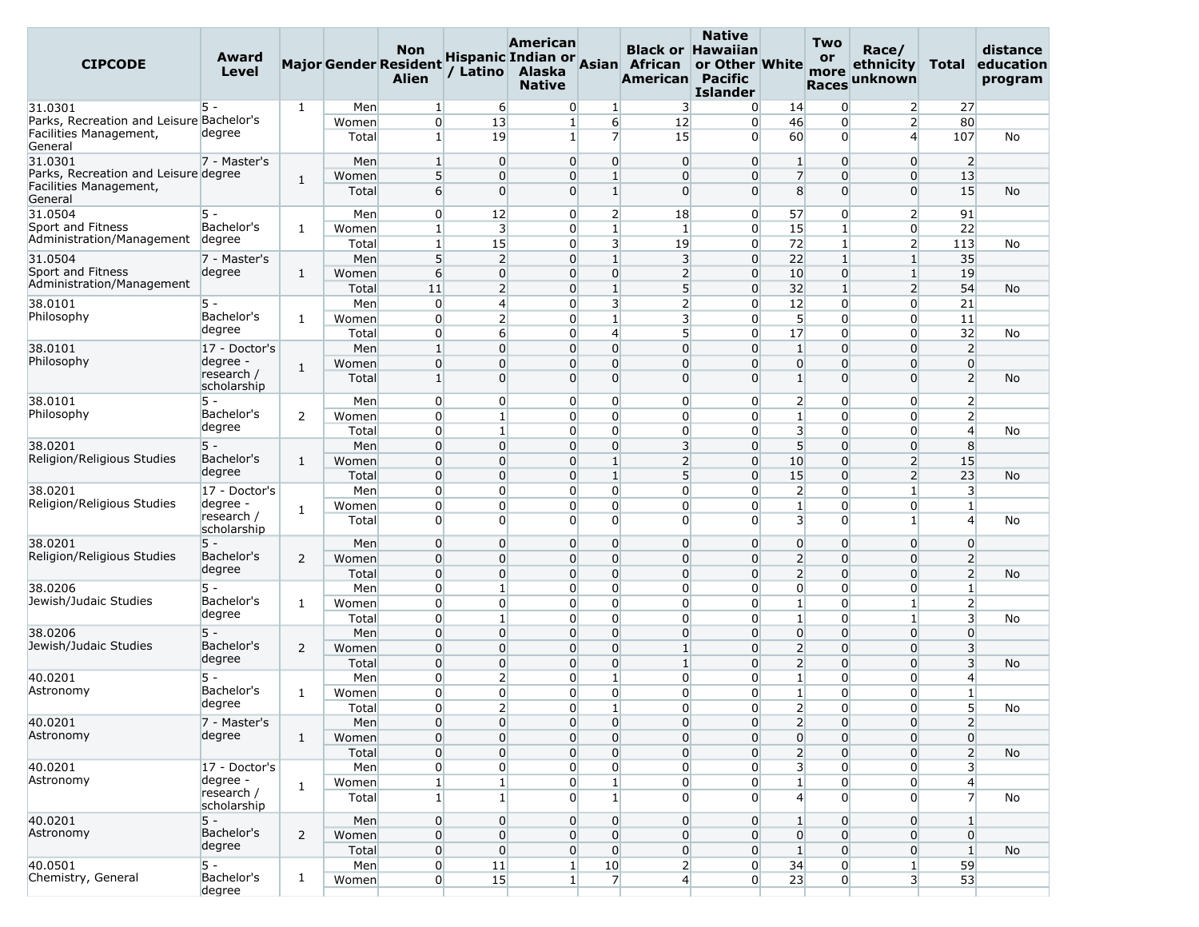| CIPCODE | Award Level | Major | Gender | Non Resident Alien | Hispanic / Latino | American Indian or Alaska Native | Asian | Black or African American | Native Hawaiian or Other Pacific Islander | White | Two or more Races | Race/ ethnicity unknown | Total | distance education program |
|---|---|---|---|---|---|---|---|---|---|---|---|---|---|---|
| 31.0301 Parks, Recreation and Leisure Facilities Management, General | 5 - Bachelor's degree | 1 | Men | 1 | 6 | 0 | 1 | 3 | 0 | 14 | 0 | 2 | 27 | |
| | | | Women | 0 | 13 | 1 | 6 | 12 | 0 | 46 | 0 | 2 | 80 | |
| | | | Total | 1 | 19 | 1 | 7 | 15 | 0 | 60 | 0 | 4 | 107 | No |
| 31.0301 Parks, Recreation and Leisure Facilities Management, General | 7 - Master's degree | 1 | Men | 1 | 0 | 0 | 0 | 0 | 0 | 1 | 0 | 0 | 2 | |
| | | | Women | 5 | 0 | 0 | 1 | 0 | 0 | 7 | 0 | 0 | 13 | |
| | | | Total | 6 | 0 | 0 | 1 | 0 | 0 | 8 | 0 | 0 | 15 | No |
| 31.0504 Sport and Fitness Administration/Management | 5 - Bachelor's degree | 1 | Men | 0 | 12 | 0 | 2 | 18 | 0 | 57 | 0 | 2 | 91 | |
| | | | Women | 1 | 3 | 0 | 1 | 1 | 0 | 15 | 1 | 0 | 22 | |
| | | | Total | 1 | 15 | 0 | 3 | 19 | 0 | 72 | 1 | 2 | 113 | No |
| 31.0504 Sport and Fitness Administration/Management | 7 - Master's degree | 1 | Men | 5 | 2 | 0 | 1 | 3 | 0 | 22 | 1 | 1 | 35 | |
| | | | Women | 6 | 0 | 0 | 0 | 2 | 0 | 10 | 0 | 1 | 19 | |
| | | | Total | 11 | 2 | 0 | 1 | 5 | 0 | 32 | 1 | 2 | 54 | No |
| 38.0101 Philosophy | 5 - Bachelor's degree | 1 | Men | 0 | 4 | 0 | 3 | 2 | 0 | 12 | 0 | 0 | 21 | |
| | | | Women | 0 | 2 | 0 | 1 | 3 | 0 | 5 | 0 | 0 | 11 | |
| | | | Total | 0 | 6 | 0 | 4 | 5 | 0 | 17 | 0 | 0 | 32 | No |
| 38.0101 Philosophy | 17 - Doctor's degree - research / scholarship | 1 | Men | 1 | 0 | 0 | 0 | 0 | 0 | 1 | 0 | 0 | 2 | |
| | | | Women | 0 | 0 | 0 | 0 | 0 | 0 | 0 | 0 | 0 | 0 | |
| | | | Total | 1 | 0 | 0 | 0 | 0 | 0 | 1 | 0 | 0 | 2 | No |
| 38.0101 Philosophy | 5 - Bachelor's degree | 2 | Men | 0 | 0 | 0 | 0 | 0 | 0 | 2 | 0 | 0 | 2 | |
| | | | Women | 0 | 1 | 0 | 0 | 0 | 0 | 1 | 0 | 0 | 2 | |
| | | | Total | 0 | 1 | 0 | 0 | 0 | 0 | 3 | 0 | 0 | 4 | No |
| 38.0201 Religion/Religious Studies | 5 - Bachelor's degree | 1 | Men | 0 | 0 | 0 | 0 | 3 | 0 | 5 | 0 | 0 | 8 | |
| | | | Women | 0 | 0 | 0 | 1 | 2 | 0 | 10 | 0 | 2 | 15 | |
| | | | Total | 0 | 0 | 0 | 1 | 5 | 0 | 15 | 0 | 2 | 23 | No |
| 38.0201 Religion/Religious Studies | 17 - Doctor's degree - research / scholarship | 1 | Men | 0 | 0 | 0 | 0 | 0 | 0 | 2 | 0 | 1 | 3 | |
| | | | Women | 0 | 0 | 0 | 0 | 0 | 0 | 1 | 0 | 0 | 1 | |
| | | | Total | 0 | 0 | 0 | 0 | 0 | 0 | 3 | 0 | 1 | 4 | No |
| 38.0201 Religion/Religious Studies | 5 - Bachelor's degree | 2 | Men | 0 | 0 | 0 | 0 | 0 | 0 | 0 | 0 | 0 | 0 | |
| | | | Women | 0 | 0 | 0 | 0 | 0 | 0 | 2 | 0 | 0 | 2 | |
| | | | Total | 0 | 0 | 0 | 0 | 0 | 0 | 2 | 0 | 0 | 2 | No |
| 38.0206 Jewish/Judaic Studies | 5 - Bachelor's degree | 1 | Men | 0 | 1 | 0 | 0 | 0 | 0 | 0 | 0 | 0 | 1 | |
| | | | Women | 0 | 0 | 0 | 0 | 0 | 0 | 1 | 0 | 1 | 2 | |
| | | | Total | 0 | 1 | 0 | 0 | 0 | 0 | 1 | 0 | 1 | 3 | No |
| 38.0206 Jewish/Judaic Studies | 5 - Bachelor's degree | 2 | Men | 0 | 0 | 0 | 0 | 0 | 0 | 0 | 0 | 0 | 0 | |
| | | | Women | 0 | 0 | 0 | 0 | 1 | 0 | 2 | 0 | 0 | 3 | |
| | | | Total | 0 | 0 | 0 | 0 | 1 | 0 | 2 | 0 | 0 | 3 | No |
| 40.0201 Astronomy | 5 - Bachelor's degree | 1 | Men | 0 | 2 | 0 | 1 | 0 | 0 | 1 | 0 | 0 | 4 | |
| | | | Women | 0 | 0 | 0 | 0 | 0 | 0 | 1 | 0 | 0 | 1 | |
| | | | Total | 0 | 2 | 0 | 1 | 0 | 0 | 2 | 0 | 0 | 5 | No |
| 40.0201 Astronomy | 7 - Master's degree | 1 | Men | 0 | 0 | 0 | 0 | 0 | 0 | 2 | 0 | 0 | 2 | |
| | | | Women | 0 | 0 | 0 | 0 | 0 | 0 | 0 | 0 | 0 | 0 | |
| | | | Total | 0 | 0 | 0 | 0 | 0 | 0 | 2 | 0 | 0 | 2 | No |
| 40.0201 Astronomy | 17 - Doctor's degree - research / scholarship | 1 | Men | 0 | 0 | 0 | 0 | 0 | 0 | 3 | 0 | 0 | 3 | |
| | | | Women | 1 | 1 | 0 | 1 | 0 | 0 | 1 | 0 | 0 | 4 | |
| | | | Total | 1 | 1 | 0 | 1 | 0 | 0 | 4 | 0 | 0 | 7 | No |
| 40.0201 Astronomy | 5 - Bachelor's degree | 2 | Men | 0 | 0 | 0 | 0 | 0 | 0 | 1 | 0 | 0 | 1 | |
| | | | Women | 0 | 0 | 0 | 0 | 0 | 0 | 0 | 0 | 0 | 0 | |
| | | | Total | 0 | 0 | 0 | 0 | 0 | 0 | 1 | 0 | 0 | 1 | No |
| 40.0501 Chemistry, General | 5 - Bachelor's degree | 1 | Men | 0 | 11 | 1 | 10 | 2 | 0 | 34 | 0 | 1 | 59 | |
| | | | Women | 0 | 15 | 1 | 7 | 4 | 0 | 23 | 0 | 3 | 53 | |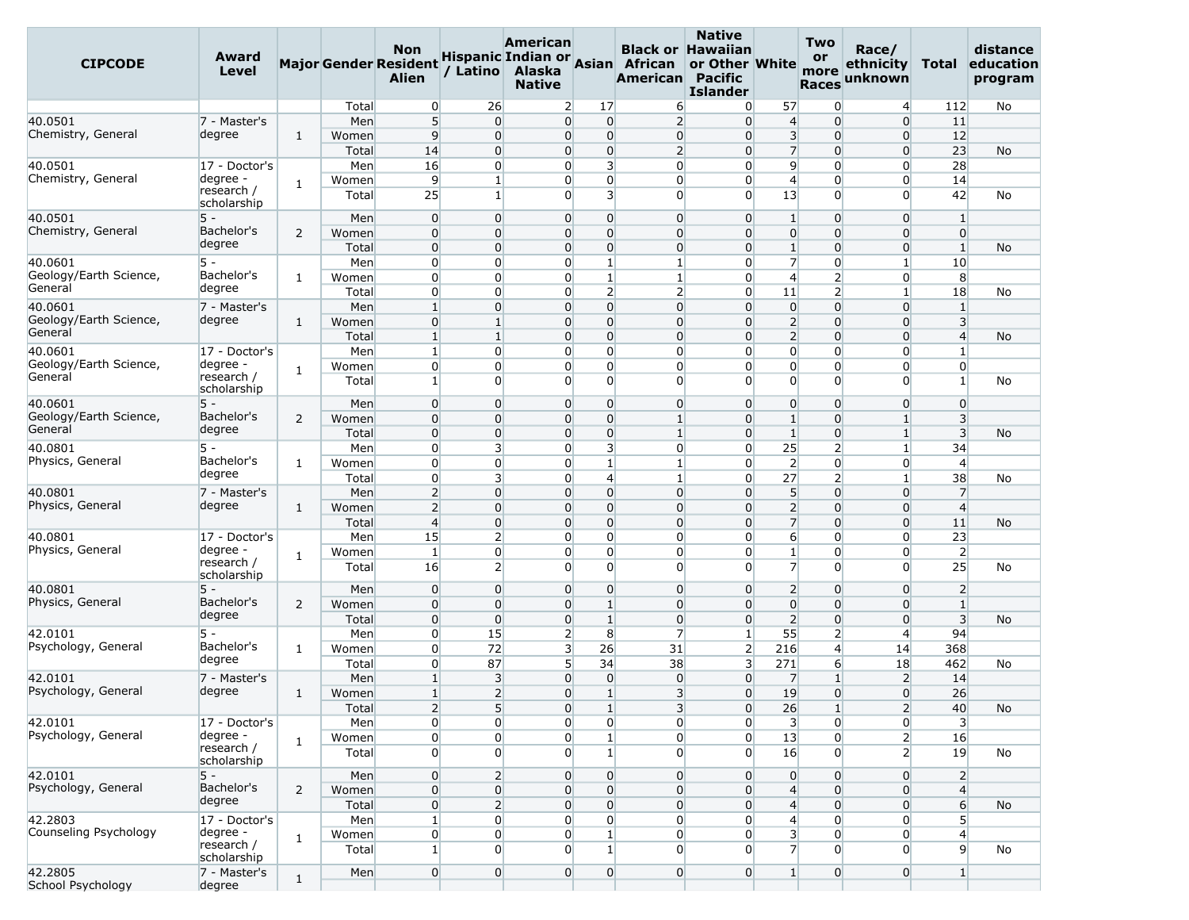| CIPCODE | Award Level | Major | Gender | Non Resident Alien | Hispanic / Latino | American Indian or Alaska Native | Asian | Black or African American | Native Hawaiian or Other Pacific Islander | White | Two or more Races | Race/ ethnicity unknown | Total | distance education program |
|---|---|---|---|---|---|---|---|---|---|---|---|---|---|---|
| | | | Total | 0 | 26 | 2 | 17 | 6 | 0 | 57 | 0 | 4 | 112 | No |
| 40.0501 Chemistry, General | 7 - Master's degree | 1 | Men | 5 | 0 | 0 | 0 | 2 | 0 | 4 | 0 | 0 | 11 | |
| | | | Women | 9 | 0 | 0 | 0 | 0 | 0 | 3 | 0 | 0 | 12 | |
| | | | Total | 14 | 0 | 0 | 0 | 2 | 0 | 7 | 0 | 0 | 23 | No |
| 40.0501 Chemistry, General | 17 - Doctor's degree - research / scholarship | 1 | Men | 16 | 0 | 0 | 3 | 0 | 0 | 9 | 0 | 0 | 28 | |
| | | | Women | 9 | 1 | 0 | 0 | 0 | 0 | 4 | 0 | 0 | 14 | |
| | | | Total | 25 | 1 | 0 | 3 | 0 | 0 | 13 | 0 | 0 | 42 | No |
| 40.0501 Chemistry, General | 5 - Bachelor's degree | 2 | Men | 0 | 0 | 0 | 0 | 0 | 0 | 1 | 0 | 0 | 1 | |
| | | | Women | 0 | 0 | 0 | 0 | 0 | 0 | 0 | 0 | 0 | 0 | |
| | | | Total | 0 | 0 | 0 | 0 | 0 | 0 | 1 | 0 | 0 | 1 | No |
| 40.0601 Geology/Earth Science, General | 5 - Bachelor's degree | 1 | Men | 0 | 0 | 0 | 1 | 1 | 0 | 7 | 0 | 1 | 10 | |
| | | | Women | 0 | 0 | 0 | 1 | 1 | 0 | 4 | 2 | 0 | 8 | |
| | | | Total | 0 | 0 | 0 | 2 | 2 | 0 | 11 | 2 | 1 | 18 | No |
| 40.0601 Geology/Earth Science, General | 7 - Master's degree | 1 | Men | 1 | 0 | 0 | 0 | 0 | 0 | 0 | 0 | 0 | 1 | |
| | | | Women | 0 | 1 | 0 | 0 | 0 | 0 | 2 | 0 | 0 | 3 | |
| | | | Total | 1 | 1 | 0 | 0 | 0 | 0 | 2 | 0 | 0 | 4 | No |
| 40.0601 Geology/Earth Science, General | 17 - Doctor's degree - research / scholarship | 1 | Men | 1 | 0 | 0 | 0 | 0 | 0 | 0 | 0 | 0 | 1 | |
| | | | Women | 0 | 0 | 0 | 0 | 0 | 0 | 0 | 0 | 0 | 0 | |
| | | | Total | 1 | 0 | 0 | 0 | 0 | 0 | 0 | 0 | 0 | 1 | No |
| 40.0601 Geology/Earth Science, General | 5 - Bachelor's degree | 2 | Men | 0 | 0 | 0 | 0 | 0 | 0 | 0 | 0 | 0 | 0 | |
| | | | Women | 0 | 0 | 0 | 0 | 1 | 0 | 1 | 0 | 1 | 3 | |
| | | | Total | 0 | 0 | 0 | 0 | 1 | 0 | 1 | 0 | 1 | 3 | No |
| 40.0801 Physics, General | 5 - Bachelor's degree | 1 | Men | 0 | 3 | 0 | 3 | 0 | 0 | 25 | 2 | 1 | 34 | |
| | | | Women | 0 | 0 | 0 | 1 | 1 | 0 | 2 | 0 | 0 | 4 | |
| | | | Total | 0 | 3 | 0 | 4 | 1 | 0 | 27 | 2 | 1 | 38 | No |
| 40.0801 Physics, General | 7 - Master's degree | 1 | Men | 2 | 0 | 0 | 0 | 0 | 0 | 5 | 0 | 0 | 7 | |
| | | | Women | 2 | 0 | 0 | 0 | 0 | 0 | 2 | 0 | 0 | 4 | |
| | | | Total | 4 | 0 | 0 | 0 | 0 | 0 | 7 | 0 | 0 | 11 | No |
| 40.0801 Physics, General | 17 - Doctor's degree - research / scholarship | 1 | Men | 15 | 2 | 0 | 0 | 0 | 0 | 6 | 0 | 0 | 23 | |
| | | | Women | 1 | 0 | 0 | 0 | 0 | 0 | 1 | 0 | 0 | 2 | |
| | | | Total | 16 | 2 | 0 | 0 | 0 | 0 | 7 | 0 | 0 | 25 | No |
| 40.0801 Physics, General | 5 - Bachelor's degree | 2 | Men | 0 | 0 | 0 | 0 | 0 | 0 | 2 | 0 | 0 | 2 | |
| | | | Women | 0 | 0 | 0 | 1 | 0 | 0 | 0 | 0 | 0 | 1 | |
| | | | Total | 0 | 0 | 0 | 1 | 0 | 0 | 2 | 0 | 0 | 3 | No |
| 42.0101 Psychology, General | 5 - Bachelor's degree | 1 | Men | 0 | 15 | 2 | 8 | 7 | 1 | 55 | 2 | 4 | 94 | |
| | | | Women | 0 | 72 | 3 | 26 | 31 | 2 | 216 | 4 | 14 | 368 | |
| | | | Total | 0 | 87 | 5 | 34 | 38 | 3 | 271 | 6 | 18 | 462 | No |
| 42.0101 Psychology, General | 7 - Master's degree | 1 | Men | 1 | 3 | 0 | 0 | 0 | 0 | 7 | 1 | 2 | 14 | |
| | | | Women | 1 | 2 | 0 | 1 | 3 | 0 | 19 | 0 | 0 | 26 | |
| | | | Total | 2 | 5 | 0 | 1 | 3 | 0 | 26 | 1 | 2 | 40 | No |
| 42.0101 Psychology, General | 17 - Doctor's degree - research / scholarship | 1 | Men | 0 | 0 | 0 | 0 | 0 | 0 | 3 | 0 | 0 | 3 | |
| | | | Women | 0 | 0 | 0 | 1 | 0 | 0 | 13 | 0 | 2 | 16 | |
| | | | Total | 0 | 0 | 0 | 1 | 0 | 0 | 16 | 0 | 2 | 19 | No |
| 42.0101 Psychology, General | 5 - Bachelor's degree | 2 | Men | 0 | 2 | 0 | 0 | 0 | 0 | 0 | 0 | 0 | 2 | |
| | | | Women | 0 | 0 | 0 | 0 | 0 | 0 | 4 | 0 | 0 | 4 | |
| | | | Total | 0 | 2 | 0 | 0 | 0 | 0 | 4 | 0 | 0 | 6 | No |
| 42.2803 Counseling Psychology | 17 - Doctor's degree - research / scholarship | 1 | Men | 1 | 0 | 0 | 0 | 0 | 0 | 4 | 0 | 0 | 5 | |
| | | | Women | 0 | 0 | 0 | 1 | 0 | 0 | 3 | 0 | 0 | 4 | |
| | | | Total | 1 | 0 | 0 | 1 | 0 | 0 | 7 | 0 | 0 | 9 | No |
| 42.2805 School Psychology | 7 - Master's degree | 1 | Men | 0 | 0 | 0 | 0 | 0 | 0 | 1 | 0 | 0 | 1 | |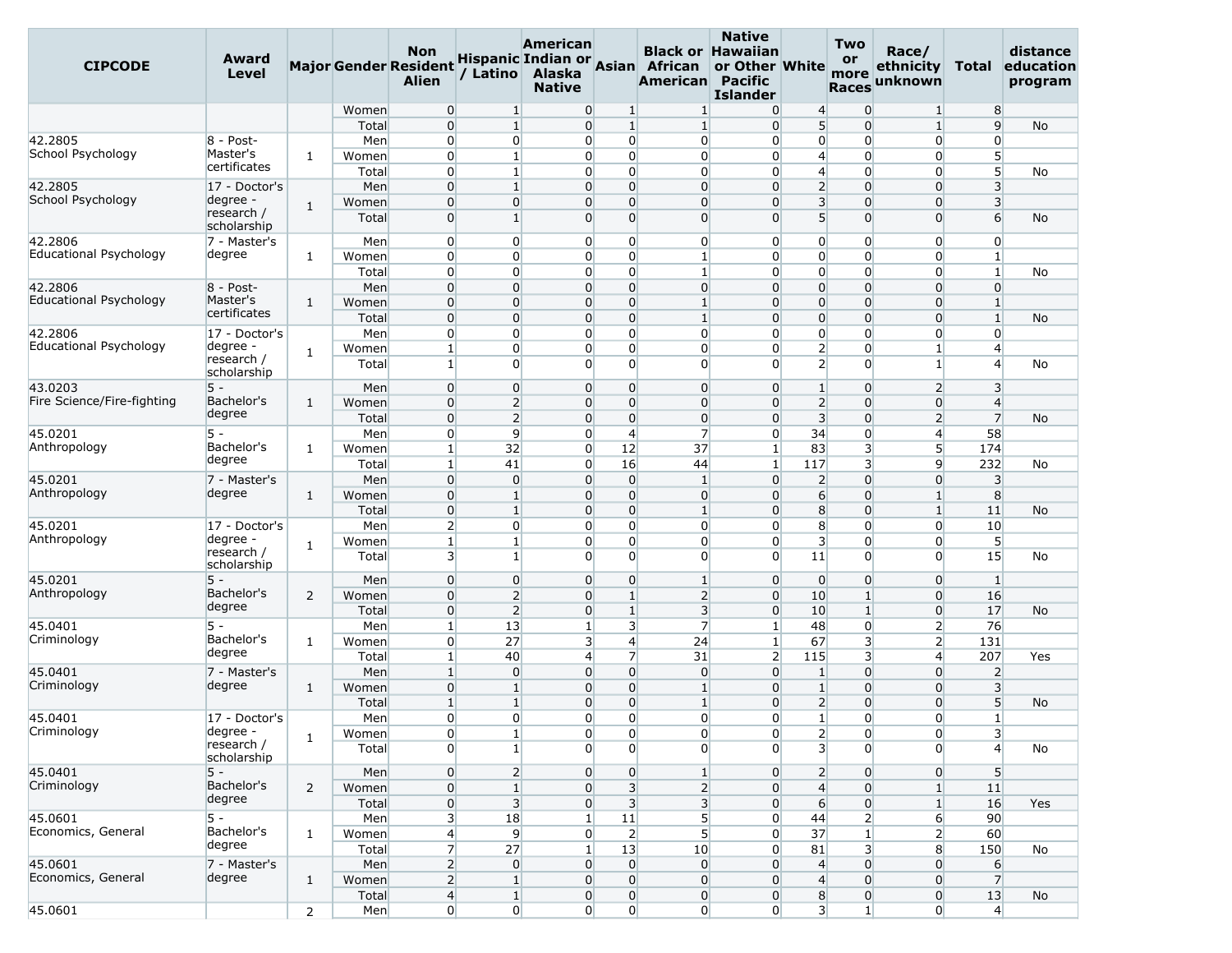| CIPCODE | Award Level | Major | Gender | Non Resident Alien | Hispanic / Latino | American Indian or Alaska Native | Asian | Black or African American | Native Hawaiian or Other Pacific Islander | White | Two or more Races | Race/ ethnicity unknown | Total | distance education program |
|---|---|---|---|---|---|---|---|---|---|---|---|---|---|---|
| | | | Women | 0 | 1 | 0 | 1 | 1 | 0 | 4 | 0 | 1 | 8 | |
| | | | Total | 0 | 1 | 0 | 1 | 1 | 0 | 5 | 0 | 1 | 9 | No |
| 42.2805 School Psychology | 8 - Post-Master's certificates | 1 | Men | 0 | 0 | 0 | 0 | 0 | 0 | 0 | 0 | 0 | 0 | |
| | | | Women | 0 | 1 | 0 | 0 | 0 | 0 | 4 | 0 | 0 | 5 | |
| | | | Total | 0 | 1 | 0 | 0 | 0 | 0 | 4 | 0 | 0 | 5 | No |
| 42.2805 School Psychology | 17 - Doctor's degree - research / scholarship | 1 | Men | 0 | 1 | 0 | 0 | 0 | 0 | 2 | 0 | 0 | 3 | |
| | | | Women | 0 | 0 | 0 | 0 | 0 | 0 | 3 | 0 | 0 | 3 | |
| | | | Total | 0 | 1 | 0 | 0 | 0 | 0 | 5 | 0 | 0 | 6 | No |
| 42.2806 Educational Psychology | 7 - Master's degree | 1 | Men | 0 | 0 | 0 | 0 | 0 | 0 | 0 | 0 | 0 | 0 | |
| | | | Women | 0 | 0 | 0 | 0 | 1 | 0 | 0 | 0 | 0 | 1 | |
| | | | Total | 0 | 0 | 0 | 0 | 1 | 0 | 0 | 0 | 0 | 1 | No |
| 42.2806 Educational Psychology | 8 - Post-Master's certificates | 1 | Men | 0 | 0 | 0 | 0 | 0 | 0 | 0 | 0 | 0 | 0 | |
| | | | Women | 0 | 0 | 0 | 0 | 1 | 0 | 0 | 0 | 0 | 1 | |
| | | | Total | 0 | 0 | 0 | 0 | 1 | 0 | 0 | 0 | 0 | 1 | No |
| 42.2806 Educational Psychology | 17 - Doctor's degree - research / scholarship | 1 | Men | 0 | 0 | 0 | 0 | 0 | 0 | 0 | 0 | 0 | 0 | |
| | | | Women | 1 | 0 | 0 | 0 | 0 | 0 | 2 | 0 | 1 | 4 | |
| | | | Total | 1 | 0 | 0 | 0 | 0 | 0 | 2 | 0 | 1 | 4 | No |
| 43.0203 Fire Science/Fire-fighting | 5 - Bachelor's degree | 1 | Men | 0 | 0 | 0 | 0 | 0 | 0 | 1 | 0 | 2 | 3 | |
| | | | Women | 0 | 2 | 0 | 0 | 0 | 0 | 2 | 0 | 0 | 4 | |
| | | | Total | 0 | 2 | 0 | 0 | 0 | 0 | 3 | 0 | 2 | 7 | No |
| 45.0201 Anthropology | 5 - Bachelor's degree | 1 | Men | 0 | 9 | 0 | 4 | 7 | 0 | 34 | 0 | 4 | 58 | |
| | | | Women | 1 | 32 | 0 | 12 | 37 | 1 | 83 | 3 | 5 | 174 | |
| | | | Total | 1 | 41 | 0 | 16 | 44 | 1 | 117 | 3 | 9 | 232 | No |
| 45.0201 Anthropology | 7 - Master's degree | 1 | Men | 0 | 0 | 0 | 0 | 1 | 0 | 2 | 0 | 0 | 3 | |
| | | | Women | 0 | 1 | 0 | 0 | 0 | 0 | 6 | 0 | 1 | 8 | |
| | | | Total | 0 | 1 | 0 | 0 | 1 | 0 | 8 | 0 | 1 | 11 | No |
| 45.0201 Anthropology | 17 - Doctor's degree - research / scholarship | 1 | Men | 2 | 0 | 0 | 0 | 0 | 0 | 8 | 0 | 0 | 10 | |
| | | | Women | 1 | 1 | 0 | 0 | 0 | 0 | 3 | 0 | 0 | 5 | |
| | | | Total | 3 | 1 | 0 | 0 | 0 | 0 | 11 | 0 | 0 | 15 | No |
| 45.0201 Anthropology | 5 - Bachelor's degree | 2 | Men | 0 | 0 | 0 | 0 | 1 | 0 | 0 | 0 | 0 | 1 | |
| | | | Women | 0 | 2 | 0 | 1 | 2 | 0 | 10 | 1 | 0 | 16 | |
| | | | Total | 0 | 2 | 0 | 1 | 3 | 0 | 10 | 1 | 0 | 17 | No |
| 45.0401 Criminology | 5 - Bachelor's degree | 1 | Men | 1 | 13 | 1 | 3 | 7 | 1 | 48 | 0 | 2 | 76 | |
| | | | Women | 0 | 27 | 3 | 4 | 24 | 1 | 67 | 3 | 2 | 131 | |
| | | | Total | 1 | 40 | 4 | 7 | 31 | 2 | 115 | 3 | 4 | 207 | Yes |
| 45.0401 Criminology | 7 - Master's degree | 1 | Men | 1 | 0 | 0 | 0 | 0 | 0 | 1 | 0 | 0 | 2 | |
| | | | Women | 0 | 1 | 0 | 0 | 1 | 0 | 1 | 0 | 0 | 3 | |
| | | | Total | 1 | 1 | 0 | 0 | 1 | 0 | 2 | 0 | 0 | 5 | No |
| 45.0401 Criminology | 17 - Doctor's degree - research / scholarship | 1 | Men | 0 | 0 | 0 | 0 | 0 | 0 | 1 | 0 | 0 | 1 | |
| | | | Women | 0 | 1 | 0 | 0 | 0 | 0 | 2 | 0 | 0 | 3 | |
| | | | Total | 0 | 1 | 0 | 0 | 0 | 0 | 3 | 0 | 0 | 4 | No |
| 45.0401 Criminology | 5 - Bachelor's degree | 2 | Men | 0 | 2 | 0 | 0 | 1 | 0 | 2 | 0 | 0 | 5 | |
| | | | Women | 0 | 1 | 0 | 3 | 2 | 0 | 4 | 0 | 1 | 11 | |
| | | | Total | 0 | 3 | 0 | 3 | 3 | 0 | 6 | 0 | 1 | 16 | Yes |
| 45.0601 Economics, General | 5 - Bachelor's degree | 1 | Men | 3 | 18 | 1 | 11 | 5 | 0 | 44 | 2 | 6 | 90 | |
| | | | Women | 4 | 9 | 0 | 2 | 5 | 0 | 37 | 1 | 2 | 60 | |
| | | | Total | 7 | 27 | 1 | 13 | 10 | 0 | 81 | 3 | 8 | 150 | No |
| 45.0601 Economics, General | 7 - Master's degree | 1 | Men | 2 | 0 | 0 | 0 | 0 | 0 | 4 | 0 | 0 | 6 | |
| | | | Women | 2 | 1 | 0 | 0 | 0 | 0 | 4 | 0 | 0 | 7 | |
| | | | Total | 4 | 1 | 0 | 0 | 0 | 0 | 8 | 0 | 0 | 13 | No |
| 45.0601 | | 2 | Men | 0 | 0 | 0 | 0 | 0 | 0 | 3 | 1 | 0 | 4 | |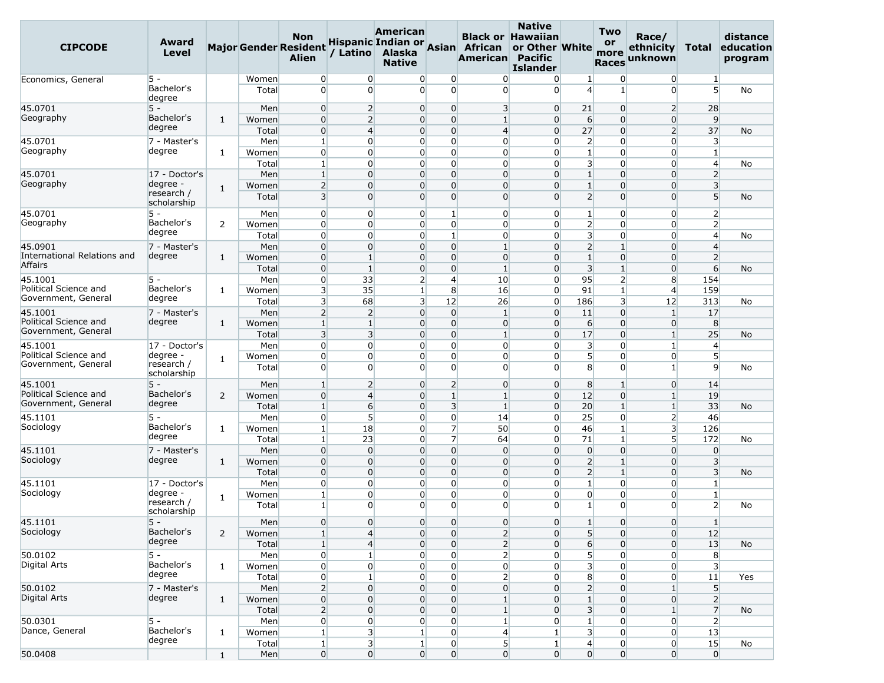| CIPCODE | Award Level | Major | Gender | Non Resident Alien | Hispanic / Latino | American Indian or Alaska Native | Asian | Black or African American | Native Hawaiian or Other Pacific Islander | White | Two or more Races | Race/ ethnicity unknown | Total | distance education program |
|---|---|---|---|---|---|---|---|---|---|---|---|---|---|---|
| Economics, General | 5 - Bachelor's degree | | Women | 0 | 0 | 0 | 0 | 0 | 0 | 1 | 0 | 0 | 1 | |
| | | | Total | 0 | 0 | 0 | 0 | 0 | 0 | 4 | 1 | 0 | 5 | No |
| 45.0701 Geography | 5 - Bachelor's degree | 1 | Men | 0 | 2 | 0 | 0 | 3 | 0 | 21 | 0 | 2 | 28 | |
| | | | Women | 0 | 2 | 0 | 0 | 1 | 0 | 6 | 0 | 0 | 9 | |
| | | | Total | 0 | 4 | 0 | 0 | 4 | 0 | 27 | 0 | 2 | 37 | No |
| 45.0701 Geography | 7 - Master's degree | 1 | Men | 1 | 0 | 0 | 0 | 0 | 0 | 2 | 0 | 0 | 3 | |
| | | | Women | 0 | 0 | 0 | 0 | 0 | 0 | 1 | 0 | 0 | 1 | |
| | | | Total | 1 | 0 | 0 | 0 | 0 | 0 | 3 | 0 | 0 | 4 | No |
| 45.0701 Geography | 17 - Doctor's degree - research / scholarship | 1 | Men | 1 | 0 | 0 | 0 | 0 | 0 | 1 | 0 | 0 | 2 | |
| | | | Women | 2 | 0 | 0 | 0 | 0 | 0 | 1 | 0 | 0 | 3 | |
| | | | Total | 3 | 0 | 0 | 0 | 0 | 0 | 2 | 0 | 0 | 5 | No |
| 45.0701 Geography | 5 - Bachelor's degree | 2 | Men | 0 | 0 | 0 | 1 | 0 | 0 | 1 | 0 | 0 | 2 | |
| | | | Women | 0 | 0 | 0 | 0 | 0 | 0 | 2 | 0 | 0 | 2 | |
| | | | Total | 0 | 0 | 0 | 1 | 0 | 0 | 3 | 0 | 0 | 4 | No |
| 45.0901 International Relations and Affairs | 7 - Master's degree | 1 | Men | 0 | 0 | 0 | 0 | 1 | 0 | 2 | 1 | 0 | 4 | |
| | | | Women | 0 | 1 | 0 | 0 | 0 | 0 | 1 | 0 | 0 | 2 | |
| | | | Total | 0 | 1 | 0 | 0 | 1 | 0 | 3 | 1 | 0 | 6 | No |
| 45.1001 Political Science and Government, General | 5 - Bachelor's degree | 1 | Men | 0 | 33 | 2 | 4 | 10 | 0 | 95 | 2 | 8 | 154 | |
| | | | Women | 3 | 35 | 1 | 8 | 16 | 0 | 91 | 1 | 4 | 159 | |
| | | | Total | 3 | 68 | 3 | 12 | 26 | 0 | 186 | 3 | 12 | 313 | No |
| 45.1001 Political Science and Government, General | 7 - Master's degree | 1 | Men | 2 | 2 | 0 | 0 | 1 | 0 | 11 | 0 | 1 | 17 | |
| | | | Women | 1 | 1 | 0 | 0 | 0 | 0 | 6 | 0 | 0 | 8 | |
| | | | Total | 3 | 3 | 0 | 0 | 1 | 0 | 17 | 0 | 1 | 25 | No |
| 45.1001 Political Science and Government, General | 17 - Doctor's degree - research / scholarship | 1 | Men | 0 | 0 | 0 | 0 | 0 | 0 | 3 | 0 | 1 | 4 | |
| | | | Women | 0 | 0 | 0 | 0 | 0 | 0 | 5 | 0 | 0 | 5 | |
| | | | Total | 0 | 0 | 0 | 0 | 0 | 0 | 8 | 0 | 1 | 9 | No |
| 45.1001 Political Science and Government, General | 5 - Bachelor's degree | 2 | Men | 1 | 2 | 0 | 2 | 0 | 0 | 8 | 1 | 0 | 14 | |
| | | | Women | 0 | 4 | 0 | 1 | 1 | 0 | 12 | 0 | 1 | 19 | |
| | | | Total | 1 | 6 | 0 | 3 | 1 | 0 | 20 | 1 | 1 | 33 | No |
| 45.1101 Sociology | 5 - Bachelor's degree | 1 | Men | 0 | 5 | 0 | 0 | 14 | 0 | 25 | 0 | 2 | 46 | |
| | | | Women | 1 | 18 | 0 | 7 | 50 | 0 | 46 | 1 | 3 | 126 | |
| | | | Total | 1 | 23 | 0 | 7 | 64 | 0 | 71 | 1 | 5 | 172 | No |
| 45.1101 Sociology | 7 - Master's degree | 1 | Men | 0 | 0 | 0 | 0 | 0 | 0 | 0 | 0 | 0 | 0 | |
| | | | Women | 0 | 0 | 0 | 0 | 0 | 0 | 2 | 1 | 0 | 3 | |
| | | | Total | 0 | 0 | 0 | 0 | 0 | 0 | 2 | 1 | 0 | 3 | No |
| 45.1101 Sociology | 17 - Doctor's degree - research / scholarship | 1 | Men | 0 | 0 | 0 | 0 | 0 | 0 | 1 | 0 | 0 | 1 | |
| | | | Women | 1 | 0 | 0 | 0 | 0 | 0 | 0 | 0 | 0 | 1 | |
| | | | Total | 1 | 0 | 0 | 0 | 0 | 0 | 1 | 0 | 0 | 2 | No |
| 45.1101 Sociology | 5 - Bachelor's degree | 2 | Men | 0 | 0 | 0 | 0 | 0 | 0 | 1 | 0 | 0 | 1 | |
| | | | Women | 1 | 4 | 0 | 0 | 2 | 0 | 5 | 0 | 0 | 12 | |
| | | | Total | 1 | 4 | 0 | 0 | 2 | 0 | 6 | 0 | 0 | 13 | No |
| 50.0102 Digital Arts | 5 - Bachelor's degree | 1 | Men | 0 | 1 | 0 | 0 | 2 | 0 | 5 | 0 | 0 | 8 | |
| | | | Women | 0 | 0 | 0 | 0 | 0 | 0 | 3 | 0 | 0 | 3 | |
| | | | Total | 0 | 1 | 0 | 0 | 2 | 0 | 8 | 0 | 0 | 11 | Yes |
| 50.0102 Digital Arts | 7 - Master's degree | 1 | Men | 2 | 0 | 0 | 0 | 0 | 0 | 2 | 0 | 1 | 5 | |
| | | | Women | 0 | 0 | 0 | 0 | 1 | 0 | 1 | 0 | 0 | 2 | |
| | | | Total | 2 | 0 | 0 | 0 | 1 | 0 | 3 | 0 | 1 | 7 | No |
| 50.0301 Dance, General | 5 - Bachelor's degree | 1 | Men | 0 | 0 | 0 | 0 | 1 | 0 | 1 | 0 | 0 | 2 | |
| | | | Women | 1 | 3 | 1 | 0 | 4 | 1 | 3 | 0 | 0 | 13 | |
| | | | Total | 1 | 3 | 1 | 0 | 5 | 1 | 4 | 0 | 0 | 15 | No |
| 50.0408 | | 1 | Men | 0 | 0 | 0 | 0 | 0 | 0 | 0 | 0 | 0 | 0 | |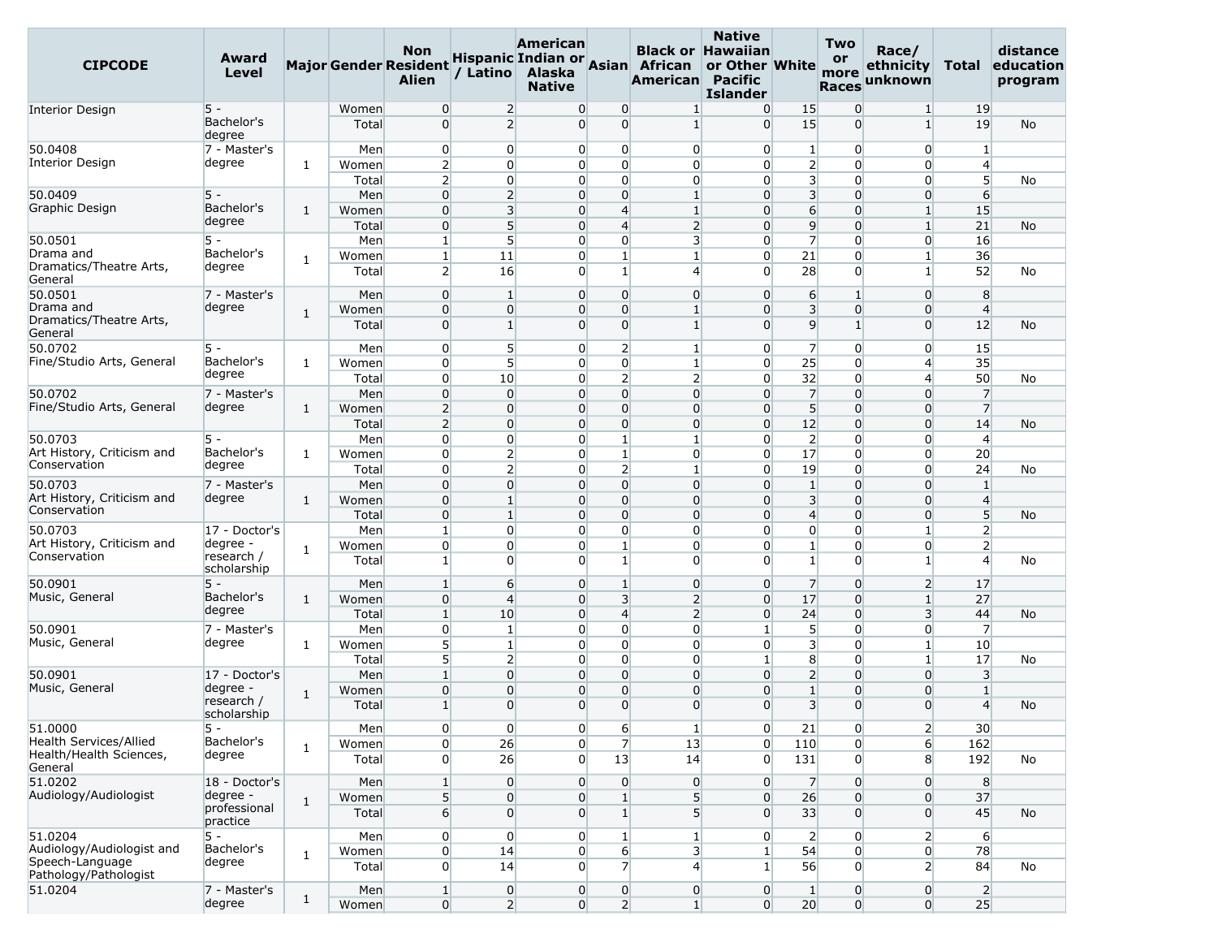| CIPCODE | Award Level | Major | Gender | Non Resident Alien | Hispanic / Latino | American Indian or Alaska Native | Asian | Black or African American | Native Hawaiian or Other Pacific Islander | White | Two or more Races | Race/ ethnicity unknown | Total | distance education program |
|---|---|---|---|---|---|---|---|---|---|---|---|---|---|---|
| Interior Design | 5 - Bachelor's degree | | Women | 0 | 2 | 0 | 0 | 1 | 0 | 15 | 0 | 1 | 19 | |
| | | | Total | 0 | 2 | 0 | 0 | 1 | 0 | 15 | 0 | 1 | 19 | No |
| 50.0408 Interior Design | 7 - Master's degree | 1 | Men | 0 | 0 | 0 | 0 | 0 | 0 | 1 | 0 | 0 | 1 | |
| | | | Women | 2 | 0 | 0 | 0 | 0 | 0 | 2 | 0 | 0 | 4 | |
| | | | Total | 2 | 0 | 0 | 0 | 0 | 0 | 3 | 0 | 0 | 5 | No |
| 50.0409 Graphic Design | 5 - Bachelor's degree | 1 | Men | 0 | 2 | 0 | 0 | 1 | 0 | 3 | 0 | 0 | 6 | |
| | | | Women | 0 | 3 | 0 | 4 | 1 | 0 | 6 | 0 | 1 | 15 | |
| | | | Total | 0 | 5 | 0 | 4 | 2 | 0 | 9 | 0 | 1 | 21 | No |
| 50.0501 Drama and Dramatics/Theatre Arts, General | 5 - Bachelor's degree | 1 | Men | 1 | 5 | 0 | 0 | 3 | 0 | 7 | 0 | 0 | 16 | |
| | | | Women | 1 | 11 | 0 | 1 | 1 | 0 | 21 | 0 | 1 | 36 | |
| | | | Total | 2 | 16 | 0 | 1 | 4 | 0 | 28 | 0 | 1 | 52 | No |
| 50.0501 Drama and Dramatics/Theatre Arts, General | 7 - Master's degree | 1 | Men | 0 | 1 | 0 | 0 | 0 | 0 | 6 | 1 | 0 | 8 | |
| | | | Women | 0 | 0 | 0 | 0 | 1 | 0 | 3 | 0 | 0 | 4 | |
| | | | Total | 0 | 1 | 0 | 0 | 1 | 0 | 9 | 1 | 0 | 12 | No |
| 50.0702 Fine/Studio Arts, General | 5 - Bachelor's degree | 1 | Men | 0 | 5 | 0 | 2 | 1 | 0 | 7 | 0 | 0 | 15 | |
| | | | Women | 0 | 5 | 0 | 0 | 1 | 0 | 25 | 0 | 4 | 35 | |
| | | | Total | 0 | 10 | 0 | 2 | 2 | 0 | 32 | 0 | 4 | 50 | No |
| 50.0702 Fine/Studio Arts, General | 7 - Master's degree | 1 | Men | 0 | 0 | 0 | 0 | 0 | 0 | 7 | 0 | 0 | 7 | |
| | | | Women | 2 | 0 | 0 | 0 | 0 | 0 | 5 | 0 | 0 | 7 | |
| | | | Total | 2 | 0 | 0 | 0 | 0 | 0 | 12 | 0 | 0 | 14 | No |
| 50.0703 Art History, Criticism and Conservation | 5 - Bachelor's degree | 1 | Men | 0 | 0 | 0 | 1 | 1 | 0 | 2 | 0 | 0 | 4 | |
| | | | Women | 0 | 2 | 0 | 1 | 0 | 0 | 17 | 0 | 0 | 20 | |
| | | | Total | 0 | 2 | 0 | 2 | 1 | 0 | 19 | 0 | 0 | 24 | No |
| 50.0703 Art History, Criticism and Conservation | 7 - Master's degree | 1 | Men | 0 | 0 | 0 | 0 | 0 | 0 | 1 | 0 | 0 | 1 | |
| | | | Women | 0 | 1 | 0 | 0 | 0 | 0 | 3 | 0 | 0 | 4 | |
| | | | Total | 0 | 1 | 0 | 0 | 0 | 0 | 4 | 0 | 0 | 5 | No |
| 50.0703 Art History, Criticism and Conservation | 17 - Doctor's degree - research / scholarship | 1 | Men | 1 | 0 | 0 | 0 | 0 | 0 | 0 | 0 | 1 | 2 | |
| | | | Women | 0 | 0 | 0 | 1 | 0 | 0 | 1 | 0 | 0 | 2 | |
| | | | Total | 1 | 0 | 0 | 1 | 0 | 0 | 1 | 0 | 1 | 4 | No |
| 50.0901 Music, General | 5 - Bachelor's degree | 1 | Men | 1 | 6 | 0 | 1 | 0 | 0 | 7 | 0 | 2 | 17 | |
| | | | Women | 0 | 4 | 0 | 3 | 2 | 0 | 17 | 0 | 1 | 27 | |
| | | | Total | 1 | 10 | 0 | 4 | 2 | 0 | 24 | 0 | 3 | 44 | No |
| 50.0901 Music, General | 7 - Master's degree | 1 | Men | 0 | 1 | 0 | 0 | 0 | 1 | 5 | 0 | 0 | 7 | |
| | | | Women | 5 | 1 | 0 | 0 | 0 | 0 | 3 | 0 | 1 | 10 | |
| | | | Total | 5 | 2 | 0 | 0 | 0 | 1 | 8 | 0 | 1 | 17 | No |
| 50.0901 Music, General | 17 - Doctor's degree - research / scholarship | 1 | Men | 1 | 0 | 0 | 0 | 0 | 0 | 2 | 0 | 0 | 3 | |
| | | | Women | 0 | 0 | 0 | 0 | 0 | 0 | 1 | 0 | 0 | 1 | |
| | | | Total | 1 | 0 | 0 | 0 | 0 | 0 | 3 | 0 | 0 | 4 | No |
| 51.0000 Health Services/Allied Health/Health Sciences, General | 5 - Bachelor's degree | 1 | Men | 0 | 0 | 0 | 6 | 1 | 0 | 21 | 0 | 2 | 30 | |
| | | | Women | 0 | 26 | 0 | 7 | 13 | 0 | 110 | 0 | 6 | 162 | |
| | | | Total | 0 | 26 | 0 | 13 | 14 | 0 | 131 | 0 | 8 | 192 | No |
| 51.0202 Audiology/Audiologist | 18 - Doctor's degree - professional practice | 1 | Men | 1 | 0 | 0 | 0 | 0 | 0 | 7 | 0 | 0 | 8 | |
| | | | Women | 5 | 0 | 0 | 1 | 5 | 0 | 26 | 0 | 0 | 37 | |
| | | | Total | 6 | 0 | 0 | 1 | 5 | 0 | 33 | 0 | 0 | 45 | No |
| 51.0204 Audiology/Audiologist and Speech-Language Pathology/Pathologist | 5 - Bachelor's degree | 1 | Men | 0 | 0 | 0 | 1 | 1 | 0 | 2 | 0 | 2 | 6 | |
| | | | Women | 0 | 14 | 0 | 6 | 3 | 1 | 54 | 0 | 0 | 78 | |
| | | | Total | 0 | 14 | 0 | 7 | 4 | 1 | 56 | 0 | 2 | 84 | No |
| 51.0204 | 7 - Master's degree | 1 | Men | 1 | 0 | 0 | 0 | 0 | 0 | 1 | 0 | 0 | 2 | |
| | | | Women | 0 | 2 | 0 | 2 | 1 | 0 | 20 | 0 | 0 | 25 | |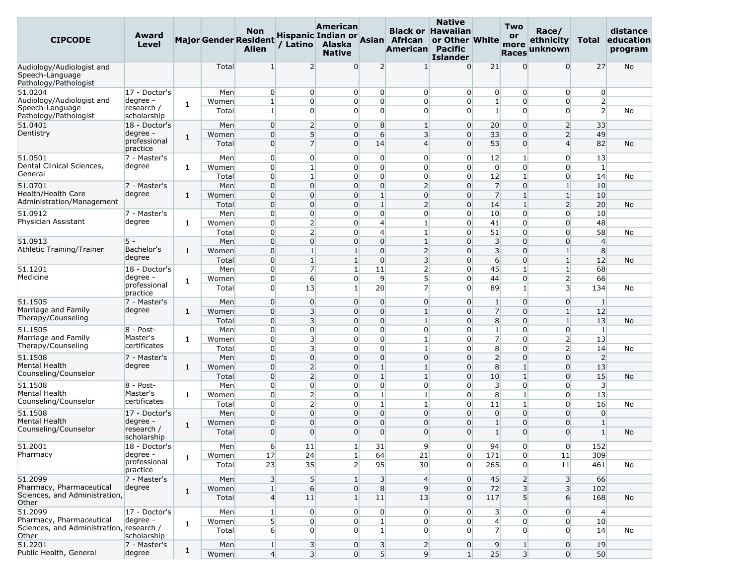| CIPCODE | Award Level | Major | Gender | Non Resident Alien | Hispanic / Latino | American Indian or Alaska Native | Asian | Black or African American | Native Hawaiian or Other Pacific Islander | White | Two or more Races | Race/ ethnicity unknown | Total | distance education program |
|---|---|---|---|---|---|---|---|---|---|---|---|---|---|---|
| Audiology/Audiologist and Speech-Language Pathology/Pathologist | | | Total | 1 | 2 | 0 | 2 | 1 | 0 | 21 | 0 | 0 | 27 | No |
| 51.0204 Audiology/Audiologist and Speech-Language Pathology/Pathologist | 17 - Doctor's degree - research / scholarship | 1 | Men | 0 | 0 | 0 | 0 | 0 | 0 | 0 | 0 | 0 | 0 | |
| | | | Women | 1 | 0 | 0 | 0 | 0 | 0 | 1 | 0 | 0 | 2 | |
| | | | Total | 1 | 0 | 0 | 0 | 0 | 0 | 1 | 0 | 0 | 2 | No |
| 51.0401 Dentistry | 18 - Doctor's degree - professional practice | 1 | Men | 0 | 2 | 0 | 8 | 1 | 0 | 20 | 0 | 2 | 33 | |
| | | | Women | 0 | 5 | 0 | 6 | 3 | 0 | 33 | 0 | 2 | 49 | |
| | | | Total | 0 | 7 | 0 | 14 | 4 | 0 | 53 | 0 | 4 | 82 | No |
| 51.0501 Dental Clinical Sciences, General | 7 - Master's degree | 1 | Men | 0 | 0 | 0 | 0 | 0 | 0 | 12 | 1 | 0 | 13 | |
| | | | Women | 0 | 1 | 0 | 0 | 0 | 0 | 0 | 0 | 0 | 1 | |
| | | | Total | 0 | 1 | 0 | 0 | 0 | 0 | 12 | 1 | 0 | 14 | No |
| 51.0701 Health/Health Care Administration/Management | 7 - Master's degree | 1 | Men | 0 | 0 | 0 | 0 | 2 | 0 | 7 | 0 | 1 | 10 | |
| | | | Women | 0 | 0 | 0 | 1 | 0 | 0 | 7 | 1 | 1 | 10 | |
| | | | Total | 0 | 0 | 0 | 1 | 2 | 0 | 14 | 1 | 2 | 20 | No |
| 51.0912 Physician Assistant | 7 - Master's degree | 1 | Men | 0 | 0 | 0 | 0 | 0 | 0 | 10 | 0 | 0 | 10 | |
| | | | Women | 0 | 2 | 0 | 4 | 1 | 0 | 41 | 0 | 0 | 48 | |
| | | | Total | 0 | 2 | 0 | 4 | 1 | 0 | 51 | 0 | 0 | 58 | No |
| 51.0913 Athletic Training/Trainer | 5 - Bachelor's degree | 1 | Men | 0 | 0 | 0 | 0 | 1 | 0 | 3 | 0 | 0 | 4 | |
| | | | Women | 0 | 1 | 1 | 0 | 2 | 0 | 3 | 0 | 1 | 8 | |
| | | | Total | 0 | 1 | 1 | 0 | 3 | 0 | 6 | 0 | 1 | 12 | No |
| 51.1201 Medicine | 18 - Doctor's degree - professional practice | 1 | Men | 0 | 7 | 1 | 11 | 2 | 0 | 45 | 1 | 1 | 68 | |
| | | | Women | 0 | 6 | 0 | 9 | 5 | 0 | 44 | 0 | 2 | 66 | |
| | | | Total | 0 | 13 | 1 | 20 | 7 | 0 | 89 | 1 | 3 | 134 | No |
| 51.1505 Marriage and Family Therapy/Counseling | 7 - Master's degree | 1 | Men | 0 | 0 | 0 | 0 | 0 | 0 | 1 | 0 | 0 | 1 | |
| | | | Women | 0 | 3 | 0 | 0 | 1 | 0 | 7 | 0 | 1 | 12 | |
| | | | Total | 0 | 3 | 0 | 0 | 1 | 0 | 8 | 0 | 1 | 13 | No |
| 51.1505 Marriage and Family Therapy/Counseling | 8 - Post-Master's certificates | 1 | Men | 0 | 0 | 0 | 0 | 0 | 0 | 1 | 0 | 0 | 1 | |
| | | | Women | 0 | 3 | 0 | 0 | 1 | 0 | 7 | 0 | 2 | 13 | |
| | | | Total | 0 | 3 | 0 | 0 | 1 | 0 | 8 | 0 | 2 | 14 | No |
| 51.1508 Mental Health Counseling/Counselor | 7 - Master's degree | 1 | Men | 0 | 0 | 0 | 0 | 0 | 0 | 2 | 0 | 0 | 2 | |
| | | | Women | 0 | 2 | 0 | 1 | 1 | 0 | 8 | 1 | 0 | 13 | |
| | | | Total | 0 | 2 | 0 | 1 | 1 | 0 | 10 | 1 | 0 | 15 | No |
| 51.1508 Mental Health Counseling/Counselor | 8 - Post-Master's certificates | 1 | Men | 0 | 0 | 0 | 0 | 0 | 0 | 3 | 0 | 0 | 3 | |
| | | | Women | 0 | 2 | 0 | 1 | 1 | 0 | 8 | 1 | 0 | 13 | |
| | | | Total | 0 | 2 | 0 | 1 | 1 | 0 | 11 | 1 | 0 | 16 | No |
| 51.1508 Mental Health Counseling/Counselor | 17 - Doctor's degree - research / scholarship | 1 | Men | 0 | 0 | 0 | 0 | 0 | 0 | 0 | 0 | 0 | 0 | |
| | | | Women | 0 | 0 | 0 | 0 | 0 | 0 | 1 | 0 | 0 | 1 | |
| | | | Total | 0 | 0 | 0 | 0 | 0 | 0 | 1 | 0 | 0 | 1 | No |
| 51.2001 Pharmacy | 18 - Doctor's degree - professional practice | 1 | Men | 6 | 11 | 1 | 31 | 9 | 0 | 94 | 0 | 0 | 152 | |
| | | | Women | 17 | 24 | 1 | 64 | 21 | 0 | 171 | 0 | 11 | 309 | |
| | | | Total | 23 | 35 | 2 | 95 | 30 | 0 | 265 | 0 | 11 | 461 | No |
| 51.2099 Pharmacy, Pharmaceutical Sciences, and Administration, Other | 7 - Master's degree | 1 | Men | 3 | 5 | 1 | 3 | 4 | 0 | 45 | 2 | 3 | 66 | |
| | | | Women | 1 | 6 | 0 | 8 | 9 | 0 | 72 | 3 | 3 | 102 | |
| | | | Total | 4 | 11 | 1 | 11 | 13 | 0 | 117 | 5 | 6 | 168 | No |
| 51.2099 Pharmacy, Pharmaceutical Sciences, and Administration, Other | 17 - Doctor's degree - research / scholarship | 1 | Men | 1 | 0 | 0 | 0 | 0 | 0 | 3 | 0 | 0 | 4 | |
| | | | Women | 5 | 0 | 0 | 1 | 0 | 0 | 4 | 0 | 0 | 10 | |
| | | | Total | 6 | 0 | 0 | 1 | 0 | 0 | 7 | 0 | 0 | 14 | No |
| 51.2201 Public Health, General | 7 - Master's degree | 1 | Men | 1 | 3 | 0 | 3 | 2 | 0 | 9 | 1 | 0 | 19 | |
| | | | Women | 4 | 3 | 0 | 5 | 9 | 1 | 25 | 3 | 0 | 50 | |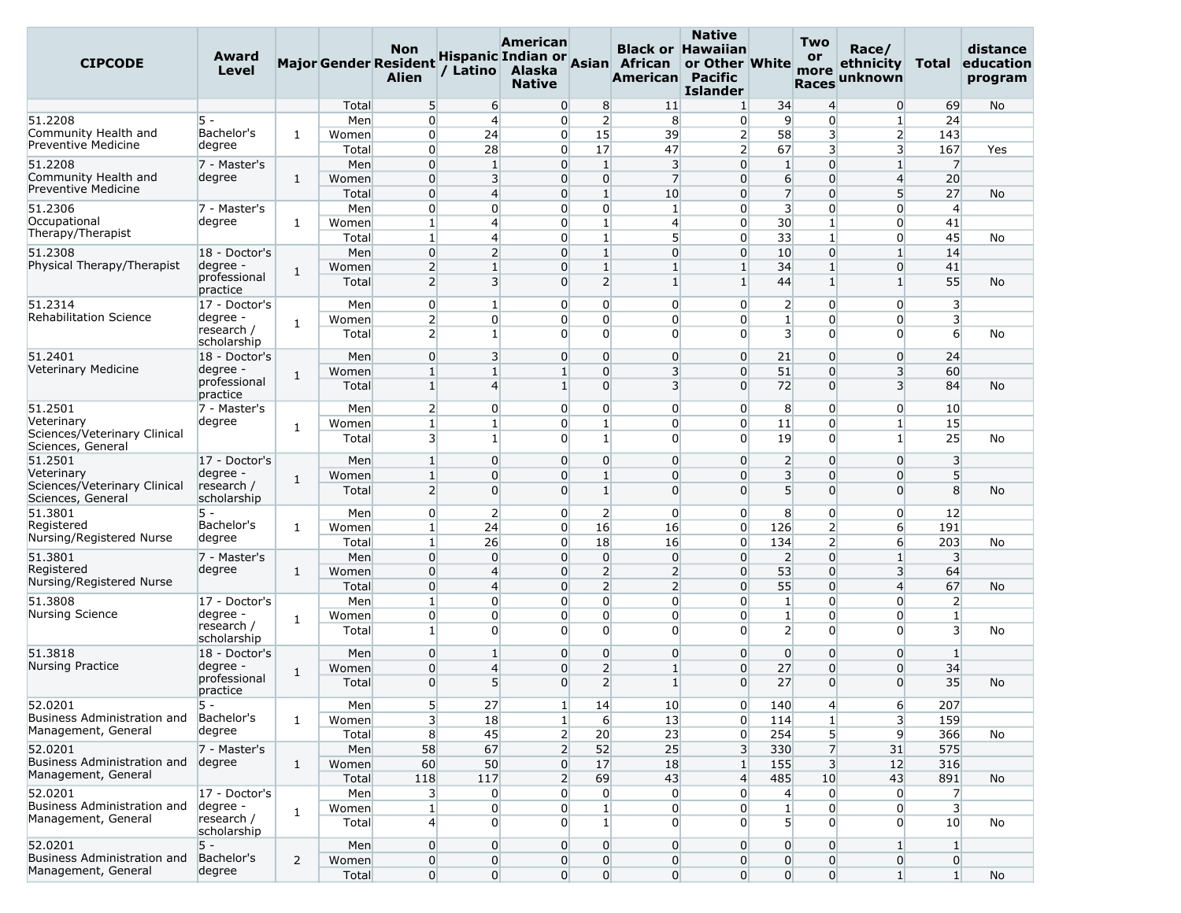| CIPCODE | Award Level | Major | Gender | Non Resident Alien | Hispanic / Latino | American Indian or Alaska Native | Asian | Black or African American | Native Hawaiian or Other Pacific Islander | White | Two or more Races | Race/ ethnicity unknown | Total | distance education program |
|---|---|---|---|---|---|---|---|---|---|---|---|---|---|---|
| | | | Total | 5 | 6 | 0 | 8 | 11 | 1 | 34 | 4 | 0 | 69 | No |
| 51.2208 Community Health and Preventive Medicine | 5 - Bachelor's degree | 1 | Men | 0 | 4 | 0 | 2 | 8 | 0 | 9 | 0 | 1 | 24 | |
| | | | Women | 0 | 24 | 0 | 15 | 39 | 2 | 58 | 3 | 2 | 143 | |
| | | | Total | 0 | 28 | 0 | 17 | 47 | 2 | 67 | 3 | 3 | 167 | Yes |
| 51.2208 Community Health and Preventive Medicine | 7 - Master's degree | 1 | Men | 0 | 1 | 0 | 1 | 3 | 0 | 1 | 0 | 1 | 7 | |
| | | | Women | 0 | 3 | 0 | 0 | 7 | 0 | 6 | 0 | 4 | 20 | |
| | | | Total | 0 | 4 | 0 | 1 | 10 | 0 | 7 | 0 | 5 | 27 | No |
| 51.2306 Occupational Therapy/Therapist | 7 - Master's degree | 1 | Men | 0 | 0 | 0 | 0 | 1 | 0 | 3 | 0 | 0 | 4 | |
| | | | Women | 1 | 4 | 0 | 1 | 4 | 0 | 30 | 1 | 0 | 41 | |
| | | | Total | 1 | 4 | 0 | 1 | 5 | 0 | 33 | 1 | 0 | 45 | No |
| 51.2308 Physical Therapy/Therapist | 18 - Doctor's degree - professional practice | 1 | Men | 0 | 2 | 0 | 1 | 0 | 0 | 10 | 0 | 1 | 14 | |
| | | | Women | 2 | 1 | 0 | 1 | 1 | 1 | 34 | 1 | 0 | 41 | |
| | | | Total | 2 | 3 | 0 | 2 | 1 | 1 | 44 | 1 | 1 | 55 | No |
| 51.2314 Rehabilitation Science | 17 - Doctor's degree - research / scholarship | 1 | Men | 0 | 1 | 0 | 0 | 0 | 0 | 2 | 0 | 0 | 3 | |
| | | | Women | 2 | 0 | 0 | 0 | 0 | 0 | 1 | 0 | 0 | 3 | |
| | | | Total | 2 | 1 | 0 | 0 | 0 | 0 | 3 | 0 | 0 | 6 | No |
| 51.2401 Veterinary Medicine | 18 - Doctor's degree - professional practice | 1 | Men | 0 | 3 | 0 | 0 | 0 | 0 | 21 | 0 | 0 | 24 | |
| | | | Women | 1 | 1 | 1 | 0 | 3 | 0 | 51 | 0 | 3 | 60 | |
| | | | Total | 1 | 4 | 1 | 0 | 3 | 0 | 72 | 0 | 3 | 84 | No |
| 51.2501 Veterinary Sciences/Veterinary Clinical Sciences, General | 7 - Master's degree | 1 | Men | 2 | 0 | 0 | 0 | 0 | 0 | 8 | 0 | 0 | 10 | |
| | | | Women | 1 | 1 | 0 | 1 | 0 | 0 | 11 | 0 | 1 | 15 | |
| | | | Total | 3 | 1 | 0 | 1 | 0 | 0 | 19 | 0 | 1 | 25 | No |
| 51.2501 Veterinary Sciences/Veterinary Clinical Sciences, General | 17 - Doctor's degree - research / scholarship | 1 | Men | 1 | 0 | 0 | 0 | 0 | 0 | 2 | 0 | 0 | 3 | |
| | | | Women | 1 | 0 | 0 | 1 | 0 | 0 | 3 | 0 | 0 | 5 | |
| | | | Total | 2 | 0 | 0 | 1 | 0 | 0 | 5 | 0 | 0 | 8 | No |
| 51.3801 Registered Nursing/Registered Nurse | 5 - Bachelor's degree | 1 | Men | 0 | 2 | 0 | 2 | 0 | 0 | 8 | 0 | 0 | 12 | |
| | | | Women | 1 | 24 | 0 | 16 | 16 | 0 | 126 | 2 | 6 | 191 | |
| | | | Total | 1 | 26 | 0 | 18 | 16 | 0 | 134 | 2 | 6 | 203 | No |
| 51.3801 Registered Nursing/Registered Nurse | 7 - Master's degree | 1 | Men | 0 | 0 | 0 | 0 | 0 | 0 | 2 | 0 | 1 | 3 | |
| | | | Women | 0 | 4 | 0 | 2 | 2 | 0 | 53 | 0 | 3 | 64 | |
| | | | Total | 0 | 4 | 0 | 2 | 2 | 0 | 55 | 0 | 4 | 67 | No |
| 51.3808 Nursing Science | 17 - Doctor's degree - research / scholarship | 1 | Men | 1 | 0 | 0 | 0 | 0 | 0 | 1 | 0 | 0 | 2 | |
| | | | Women | 0 | 0 | 0 | 0 | 0 | 0 | 1 | 0 | 0 | 1 | |
| | | | Total | 1 | 0 | 0 | 0 | 0 | 0 | 2 | 0 | 0 | 3 | No |
| 51.3818 Nursing Practice | 18 - Doctor's degree - professional practice | 1 | Men | 0 | 1 | 0 | 0 | 0 | 0 | 0 | 0 | 0 | 1 | |
| | | | Women | 0 | 4 | 0 | 2 | 1 | 0 | 27 | 0 | 0 | 34 | |
| | | | Total | 0 | 5 | 0 | 2 | 1 | 0 | 27 | 0 | 0 | 35 | No |
| 52.0201 Business Administration and Management, General | 5 - Bachelor's degree | 1 | Men | 5 | 27 | 1 | 14 | 10 | 0 | 140 | 4 | 6 | 207 | |
| | | | Women | 3 | 18 | 1 | 6 | 13 | 0 | 114 | 1 | 3 | 159 | |
| | | | Total | 8 | 45 | 2 | 20 | 23 | 0 | 254 | 5 | 9 | 366 | No |
| 52.0201 Business Administration and Management, General | 7 - Master's degree | 1 | Men | 58 | 67 | 2 | 52 | 25 | 3 | 330 | 7 | 31 | 575 | |
| | | | Women | 60 | 50 | 0 | 17 | 18 | 1 | 155 | 3 | 12 | 316 | |
| | | | Total | 118 | 117 | 2 | 69 | 43 | 4 | 485 | 10 | 43 | 891 | No |
| 52.0201 Business Administration and Management, General | 17 - Doctor's degree - research / scholarship | 1 | Men | 3 | 0 | 0 | 0 | 0 | 0 | 4 | 0 | 0 | 7 | |
| | | | Women | 1 | 0 | 0 | 1 | 0 | 0 | 1 | 0 | 0 | 3 | |
| | | | Total | 4 | 0 | 0 | 1 | 0 | 0 | 5 | 0 | 0 | 10 | No |
| 52.0201 Business Administration and Management, General | 5 - Bachelor's degree | 2 | Men | 0 | 0 | 0 | 0 | 0 | 0 | 0 | 0 | 1 | 1 | |
| | | | Women | 0 | 0 | 0 | 0 | 0 | 0 | 0 | 0 | 0 | 0 | |
| | | | Total | 0 | 0 | 0 | 0 | 0 | 0 | 0 | 0 | 1 | 1 | No |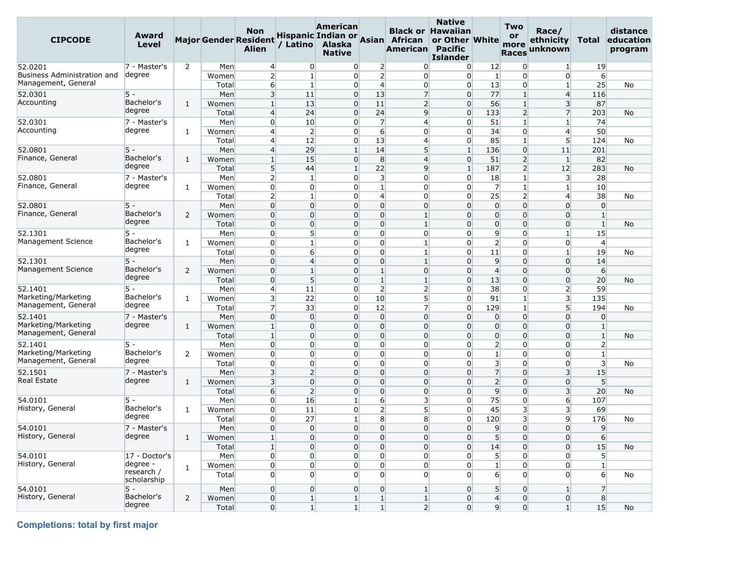| CIPCODE | Award Level | Major | Gender | Non Resident Alien | Hispanic / Latino | American Indian or Alaska Native | Asian | Black or African American | Native Hawaiian or Other Pacific Islander | White | Two or more Races | Race/ ethnicity unknown | Total | distance education program |
|---|---|---|---|---|---|---|---|---|---|---|---|---|---|---|
| 52.0201 Business Administration and Management, General | 7 - Master's degree | 2 | Men | 4 | 0 | 0 | 2 | 0 | 0 | 12 | 0 | 1 | 19 | |
| | | | Women | 2 | 1 | 0 | 2 | 0 | 0 | 1 | 0 | 0 | 6 | |
| | | | Total | 6 | 1 | 0 | 4 | 0 | 0 | 13 | 0 | 1 | 25 | No |
| 52.0301 Accounting | 5 - Bachelor's degree | 1 | Men | 3 | 11 | 0 | 13 | 7 | 0 | 77 | 1 | 4 | 116 | |
| | | | Women | 1 | 13 | 0 | 11 | 2 | 0 | 56 | 1 | 3 | 87 | |
| | | | Total | 4 | 24 | 0 | 24 | 9 | 0 | 133 | 2 | 7 | 203 | No |
| 52.0301 Accounting | 7 - Master's degree | 1 | Men | 0 | 10 | 0 | 7 | 4 | 0 | 51 | 1 | 1 | 74 | |
| | | | Women | 4 | 2 | 0 | 6 | 0 | 0 | 34 | 0 | 4 | 50 | |
| | | | Total | 4 | 12 | 0 | 13 | 4 | 0 | 85 | 1 | 5 | 124 | No |
| 52.0801 Finance, General | 5 - Bachelor's degree | 1 | Men | 4 | 29 | 1 | 14 | 5 | 1 | 136 | 0 | 11 | 201 | |
| | | | Women | 1 | 15 | 0 | 8 | 4 | 0 | 51 | 2 | 1 | 82 | |
| | | | Total | 5 | 44 | 1 | 22 | 9 | 1 | 187 | 2 | 12 | 283 | No |
| 52.0801 Finance, General | 7 - Master's degree | 1 | Men | 2 | 1 | 0 | 3 | 0 | 0 | 18 | 1 | 3 | 28 | |
| | | | Women | 0 | 0 | 0 | 1 | 0 | 0 | 7 | 1 | 1 | 10 | |
| | | | Total | 2 | 1 | 0 | 4 | 0 | 0 | 25 | 2 | 4 | 38 | No |
| 52.0801 Finance, General | 5 - Bachelor's degree | 2 | Men | 0 | 0 | 0 | 0 | 0 | 0 | 0 | 0 | 0 | 0 | |
| | | | Women | 0 | 0 | 0 | 0 | 1 | 0 | 0 | 0 | 0 | 1 | |
| | | | Total | 0 | 0 | 0 | 0 | 1 | 0 | 0 | 0 | 0 | 1 | No |
| 52.1301 Management Science | 5 - Bachelor's degree | 1 | Men | 0 | 5 | 0 | 0 | 0 | 0 | 9 | 0 | 1 | 15 | |
| | | | Women | 0 | 1 | 0 | 0 | 1 | 0 | 2 | 0 | 0 | 4 | |
| | | | Total | 0 | 6 | 0 | 0 | 1 | 0 | 11 | 0 | 1 | 19 | No |
| 52.1301 Management Science | 5 - Bachelor's degree | 2 | Men | 0 | 4 | 0 | 0 | 1 | 0 | 9 | 0 | 0 | 14 | |
| | | | Women | 0 | 1 | 0 | 1 | 0 | 0 | 4 | 0 | 0 | 6 | |
| | | | Total | 0 | 5 | 0 | 1 | 1 | 0 | 13 | 0 | 0 | 20 | No |
| 52.1401 Marketing/Marketing Management, General | 5 - Bachelor's degree | 1 | Men | 4 | 11 | 0 | 2 | 2 | 0 | 38 | 0 | 2 | 59 | |
| | | | Women | 3 | 22 | 0 | 10 | 5 | 0 | 91 | 1 | 3 | 135 | |
| | | | Total | 7 | 33 | 0 | 12 | 7 | 0 | 129 | 1 | 5 | 194 | No |
| 52.1401 Marketing/Marketing Management, General | 7 - Master's degree | 1 | Men | 0 | 0 | 0 | 0 | 0 | 0 | 0 | 0 | 0 | 0 | |
| | | | Women | 1 | 0 | 0 | 0 | 0 | 0 | 0 | 0 | 0 | 1 | |
| | | | Total | 1 | 0 | 0 | 0 | 0 | 0 | 0 | 0 | 0 | 1 | No |
| 52.1401 Marketing/Marketing Management, General | 5 - Bachelor's degree | 2 | Men | 0 | 0 | 0 | 0 | 0 | 0 | 2 | 0 | 0 | 2 | |
| | | | Women | 0 | 0 | 0 | 0 | 0 | 0 | 1 | 0 | 0 | 1 | |
| | | | Total | 0 | 0 | 0 | 0 | 0 | 0 | 3 | 0 | 0 | 3 | No |
| 52.1501 Real Estate | 7 - Master's degree | 1 | Men | 3 | 2 | 0 | 0 | 0 | 0 | 7 | 0 | 3 | 15 | |
| | | | Women | 3 | 0 | 0 | 0 | 0 | 0 | 2 | 0 | 0 | 5 | |
| | | | Total | 6 | 2 | 0 | 0 | 0 | 0 | 9 | 0 | 3 | 20 | No |
| 54.0101 History, General | 5 - Bachelor's degree | 1 | Men | 0 | 16 | 1 | 6 | 3 | 0 | 75 | 0 | 6 | 107 | |
| | | | Women | 0 | 11 | 0 | 2 | 5 | 0 | 45 | 3 | 3 | 69 | |
| | | | Total | 0 | 27 | 1 | 8 | 8 | 0 | 120 | 3 | 9 | 176 | No |
| 54.0101 History, General | 7 - Master's degree | 1 | Men | 0 | 0 | 0 | 0 | 0 | 0 | 9 | 0 | 0 | 9 | |
| | | | Women | 1 | 0 | 0 | 0 | 0 | 0 | 5 | 0 | 0 | 6 | |
| | | | Total | 1 | 0 | 0 | 0 | 0 | 0 | 14 | 0 | 0 | 15 | No |
| 54.0101 History, General | 17 - Doctor's degree - research / scholarship | 1 | Men | 0 | 0 | 0 | 0 | 0 | 0 | 5 | 0 | 0 | 5 | |
| | | | Women | 0 | 0 | 0 | 0 | 0 | 0 | 1 | 0 | 0 | 1 | |
| | | | Total | 0 | 0 | 0 | 0 | 0 | 0 | 6 | 0 | 0 | 6 | No |
| 54.0101 History, General | 5 - Bachelor's degree | 2 | Men | 0 | 0 | 0 | 0 | 1 | 0 | 5 | 0 | 1 | 7 | |
| | | | Women | 0 | 1 | 1 | 1 | 1 | 0 | 4 | 0 | 0 | 8 | |
| | | | Total | 0 | 1 | 1 | 1 | 2 | 0 | 9 | 0 | 1 | 15 | No |

**Completions: total by first major**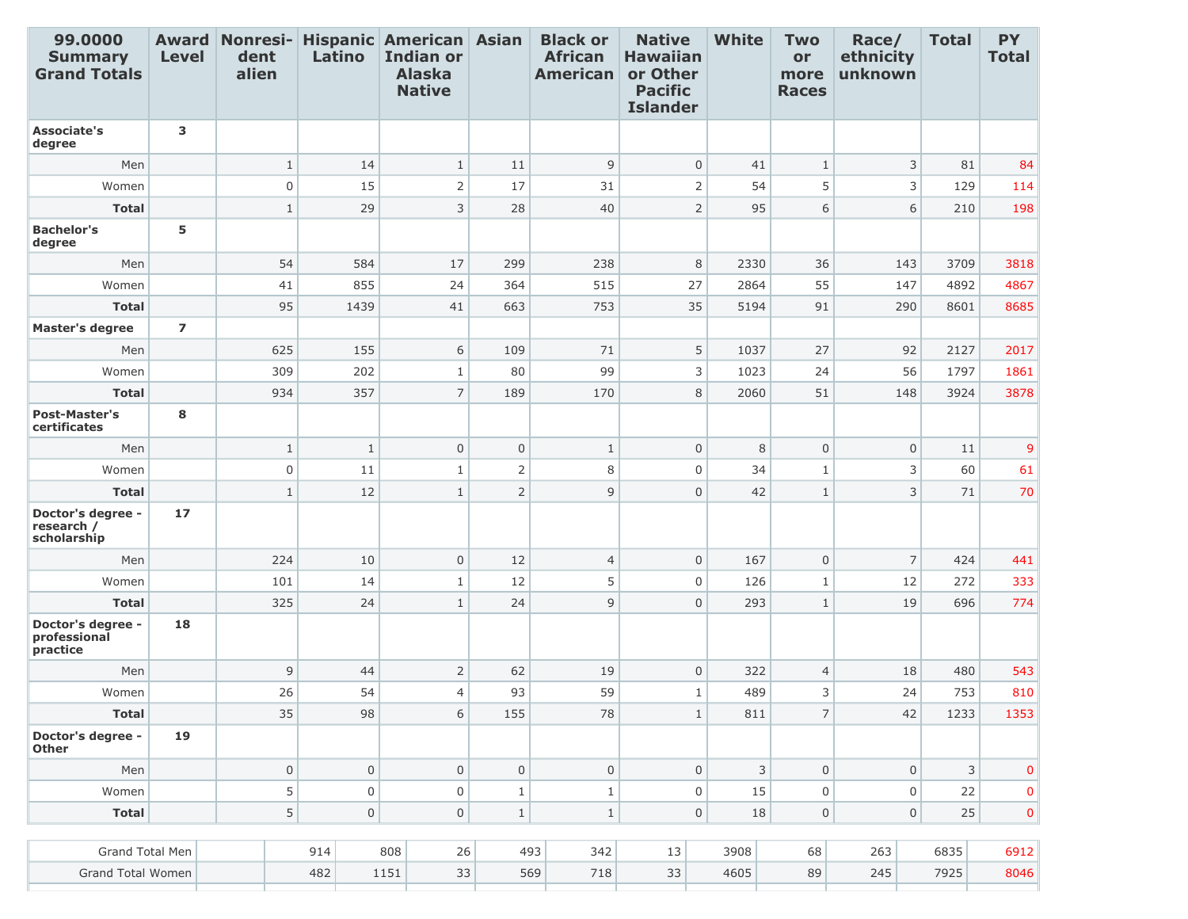| 99.0000 Summary Grand Totals | Award Level | Nonresident alien | Hispanic Latino | American Indian or Alaska Native | Asian | Black or African American | Native Hawaiian or Other Pacific Islander | White | Two or more Races | Race/ ethnicity unknown | Total | PY Total |
|---|---|---|---|---|---|---|---|---|---|---|---|---|
| **Associate's degree** | **3** | | | | | | | | | | | |
| Men | | 1 | 14 | 1 | 11 | 9 | 0 | 41 | 1 | 3 | 81 | 84 |
| Women | | 0 | 15 | 2 | 17 | 31 | 2 | 54 | 5 | 3 | 129 | 114 |
| **Total** | | 1 | 29 | 3 | 28 | 40 | 2 | 95 | 6 | 6 | 210 | 198 |
| **Bachelor's degree** | **5** | | | | | | | | | | | |
| Men | | 54 | 584 | 17 | 299 | 238 | 8 | 2330 | 36 | 143 | 3709 | 3818 |
| Women | | 41 | 855 | 24 | 364 | 515 | 27 | 2864 | 55 | 147 | 4892 | 4867 |
| **Total** | | 95 | 1439 | 41 | 663 | 753 | 35 | 5194 | 91 | 290 | 8601 | 8685 |
| **Master's degree** | **7** | | | | | | | | | | | |
| Men | | 625 | 155 | 6 | 109 | 71 | 5 | 1037 | 27 | 92 | 2127 | 2017 |
| Women | | 309 | 202 | 1 | 80 | 99 | 3 | 1023 | 24 | 56 | 1797 | 1861 |
| **Total** | | 934 | 357 | 7 | 189 | 170 | 8 | 2060 | 51 | 148 | 3924 | 3878 |
| **Post-Master's certificates** | **8** | | | | | | | | | | | |
| Men | | 1 | 1 | 0 | 0 | 1 | 0 | 8 | 0 | 0 | 11 | 9 |
| Women | | 0 | 11 | 1 | 2 | 8 | 0 | 34 | 1 | 3 | 60 | 61 |
| **Total** | | 1 | 12 | 1 | 2 | 9 | 0 | 42 | 1 | 3 | 71 | 70 |
| **Doctor's degree - research / scholarship** | **17** | | | | | | | | | | | |
| Men | | 224 | 10 | 0 | 12 | 4 | 0 | 167 | 0 | 7 | 424 | 441 |
| Women | | 101 | 14 | 1 | 12 | 5 | 0 | 126 | 1 | 12 | 272 | 333 |
| **Total** | | 325 | 24 | 1 | 24 | 9 | 0 | 293 | 1 | 19 | 696 | 774 |
| **Doctor's degree - professional practice** | **18** | | | | | | | | | | | |
| Men | | 9 | 44 | 2 | 62 | 19 | 0 | 322 | 4 | 18 | 480 | 543 |
| Women | | 26 | 54 | 4 | 93 | 59 | 1 | 489 | 3 | 24 | 753 | 810 |
| **Total** | | 35 | 98 | 6 | 155 | 78 | 1 | 811 | 7 | 42 | 1233 | 1353 |
| **Doctor's degree - Other** | **19** | | | | | | | | | | | |
| Men | | 0 | 0 | 0 | 0 | 0 | 0 | 3 | 0 | 0 | 3 | 0 |
| Women | | 5 | 0 | 0 | 1 | 1 | 0 | 15 | 0 | 0 | 22 | 0 |
| **Total** | | 5 | 0 | 0 | 1 | 1 | 0 | 18 | 0 | 0 | 25 | 0 |
| Grand Total Men | | 914 | 808 | 26 | 493 | 342 | 13 | 3908 | 68 | 263 | 6835 | 6912 |
| Grand Total Women | | 482 | 1151 | 33 | 569 | 718 | 33 | 4605 | 89 | 245 | 7925 | 8046 |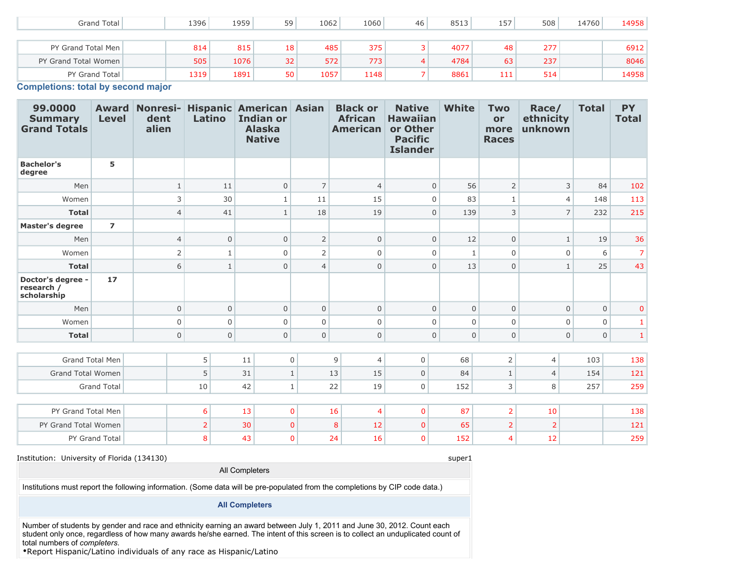| | | | | | | | | | | | |
|---|---|---|---|---|---|---|---|---|---|---|---|
| Grand Total | | 1396 | 1959 | 59 | 1062 | 1060 | 46 | 8513 | 157 | 508 | 14760 | 14958 |

| | | | | | | | | | | | |
|---|---|---|---|---|---|---|---|---|---|---|---|
| PY Grand Total Men | | 814 | 815 | 18 | 485 | 375 | 3 | 4077 | 48 | 277 | | 6912 |
| PY Grand Total Women | | 505 | 1076 | 32 | 572 | 773 | 4 | 4784 | 63 | 237 | | 8046 |
| PY Grand Total | | 1319 | 1891 | 50 | 1057 | 1148 | 7 | 8861 | 111 | 514 | | 14958 |

## Completions: total by second major

| 99.0000 Summary Grand Totals | Award Level | Nonresident alien | Hispanic Latino | American Indian or Alaska Native | Asian | Black or African American | Native Hawaiian or Other Pacific Islander | White | Two or more Races | Race/ ethnicity unknown | Total | PY Total |
|---|---|---|---|---|---|---|---|---|---|---|---|---|
| **Bachelor's degree** | 5 | | | | | | | | | | | |
| Men | | 1 | 11 | 0 | 7 | 4 | 0 | 56 | 2 | 3 | 84 | 102 |
| Women | | 3 | 30 | 1 | 11 | 15 | 0 | 83 | 1 | 4 | 148 | 113 |
| **Total** | | 4 | 41 | 1 | 18 | 19 | 0 | 139 | 3 | 7 | 232 | 215 |
| **Master's degree** | 7 | | | | | | | | | | | |
| Men | | 4 | 0 | 0 | 2 | 0 | 0 | 12 | 0 | 1 | 19 | 36 |
| Women | | 2 | 1 | 0 | 2 | 0 | 0 | 1 | 0 | 0 | 6 | 7 |
| **Total** | | 6 | 1 | 0 | 4 | 0 | 0 | 13 | 0 | 1 | 25 | 43 |
| **Doctor's degree - research / scholarship** | 17 | | | | | | | | | | | |
| Men | | 0 | 0 | 0 | 0 | 0 | 0 | 0 | 0 | 0 | 0 | 0 |
| Women | | 0 | 0 | 0 | 0 | 0 | 0 | 0 | 0 | 0 | 0 | 1 |
| **Total** | | 0 | 0 | 0 | 0 | 0 | 0 | 0 | 0 | 0 | 0 | 1 |

| | | | | | | | | | | | |
|---|---|---|---|---|---|---|---|---|---|---|---|
| Grand Total Men | | 5 | 11 | 0 | 9 | 4 | 0 | 68 | 2 | 4 | 103 | 138 |
| Grand Total Women | | 5 | 31 | 1 | 13 | 15 | 0 | 84 | 1 | 4 | 154 | 121 |
| Grand Total | | 10 | 42 | 1 | 22 | 19 | 0 | 152 | 3 | 8 | 257 | 259 |

| | | | | | | | | | | | |
|---|---|---|---|---|---|---|---|---|---|---|---|
| PY Grand Total Men | | 6 | 13 | 0 | 16 | 4 | 0 | 87 | 2 | 10 | | 138 |
| PY Grand Total Women | | 2 | 30 | 0 | 8 | 12 | 0 | 65 | 2 | 2 | | 121 |
| PY Grand Total | | 8 | 43 | 0 | 24 | 16 | 0 | 152 | 4 | 12 | | 259 |

Institution: University of Florida (134130) super1

All Completers

Institutions must report the following information. (Some data will be pre-populated from the completions by CIP code data.)

**All Completers**

Number of students by gender and race and ethnicity earning an award between July 1, 2011 and June 30, 2012. Count each student only once, regardless of how many awards he/she earned. The intent of this screen is to collect an unduplicated count of total numbers of *completers*.

- Report Hispanic/Latino individuals of any race as Hispanic/Latino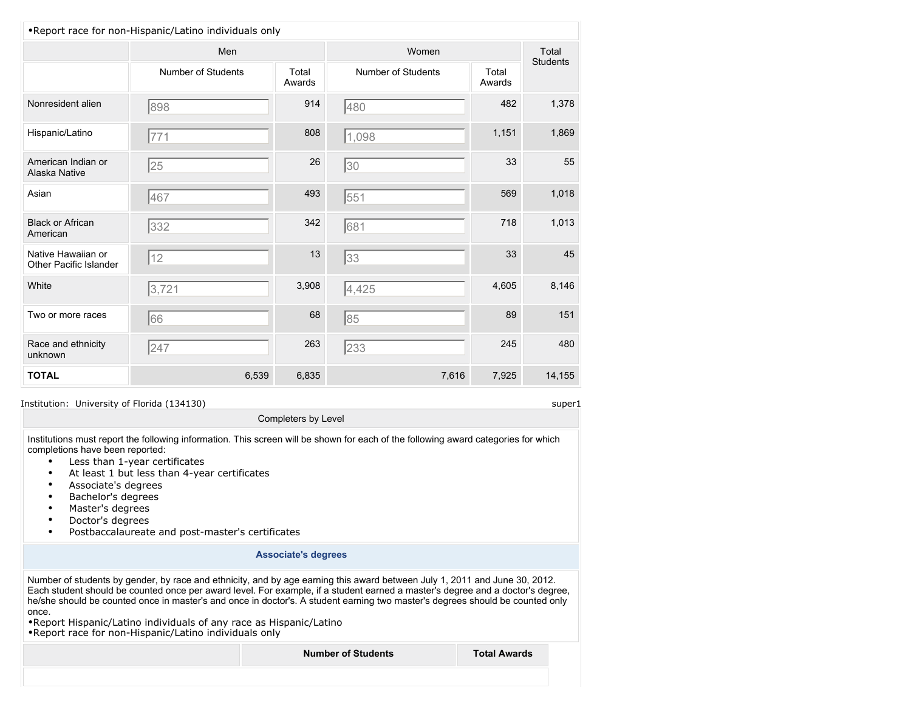•Report race for non-Hispanic/Latino individuals only

| | Men | | Women | | Total Students |
|---|---|---|---|---|---|
| | Number of Students | Total Awards | Number of Students | Total Awards | |
| Nonresident alien | 898 | 914 | 480 | 482 | 1,378 |
| Hispanic/Latino | 771 | 808 | 1,098 | 1,151 | 1,869 |
| American Indian or Alaska Native | 25 | 26 | 30 | 33 | 55 |
| Asian | 467 | 493 | 551 | 569 | 1,018 |
| Black or African American | 332 | 342 | 681 | 718 | 1,013 |
| Native Hawaiian or Other Pacific Islander | 12 | 13 | 33 | 33 | 45 |
| White | 3,721 | 3,908 | 4,425 | 4,605 | 8,146 |
| Two or more races | 66 | 68 | 85 | 89 | 151 |
| Race and ethnicity unknown | 247 | 263 | 233 | 245 | 480 |
| **TOTAL** | 6,539 | 6,835 | 7,616 | 7,925 | 14,155 |

Institution: University of Florida (134130) super1

Completers by Level

Institutions must report the following information. This screen will be shown for each of the following award categories for which completions have been reported:

- Less than 1-year certificates
- At least 1 but less than 4-year certificates
- Associate's degrees
- Bachelor's degrees
- Master's degrees
- Doctor's degrees
- Postbaccalaureate and post-master's certificates

**Associate's degrees**

Number of students by gender, by race and ethnicity, and by age earning this award between July 1, 2011 and June 30, 2012. Each student should be counted once per award level. For example, if a student earned a master's degree and a doctor's degree, he/she should be counted once in master's and once in doctor's. A student earning two master's degrees should be counted only once.

•Report Hispanic/Latino individuals of any race as Hispanic/Latino
•Report race for non-Hispanic/Latino individuals only

| | **Number of Students** | **Total Awards** |
|---|---|---|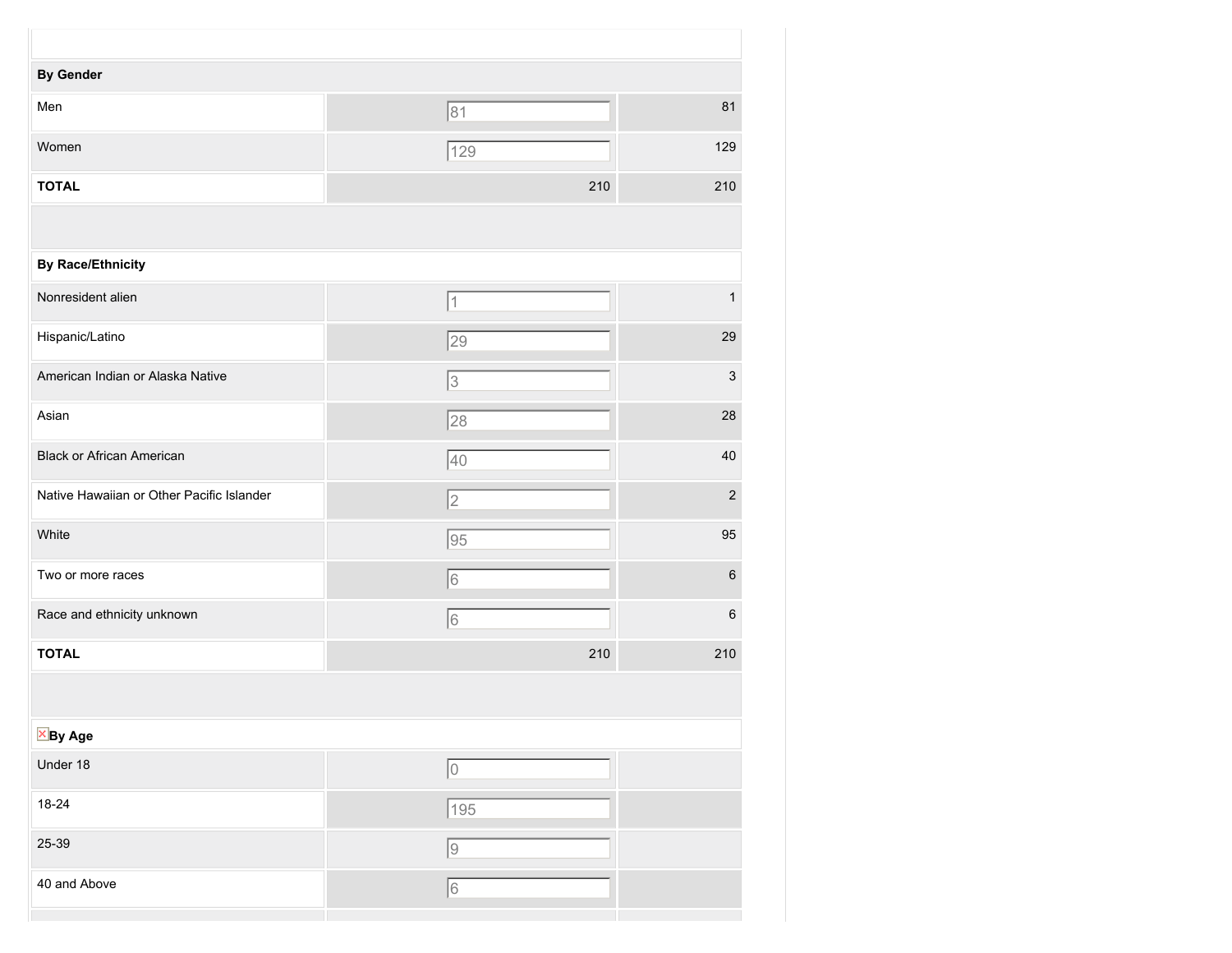| | | |
|---|---|---|
| **By Gender** | | |
| Men | 81 | 81 |
| Women | 129 | 129 |
| **TOTAL** | 210 | 210 |
| | | |
| **By Race/Ethnicity** | | |
| Nonresident alien | 1 | 1 |
| Hispanic/Latino | 29 | 29 |
| American Indian or Alaska Native | 3 | 3 |
| Asian | 28 | 28 |
| Black or African American | 40 | 40 |
| Native Hawaiian or Other Pacific Islander | 2 | 2 |
| White | 95 | 95 |
| Two or more races | 6 | 6 |
| Race and ethnicity unknown | 6 | 6 |
| **TOTAL** | 210 | 210 |
| | | |
| **By Age** | | |
| Under 18 | 0 | |
| 18-24 | 195 | |
| 25-39 | 9 | |
| 40 and Above | 6 | |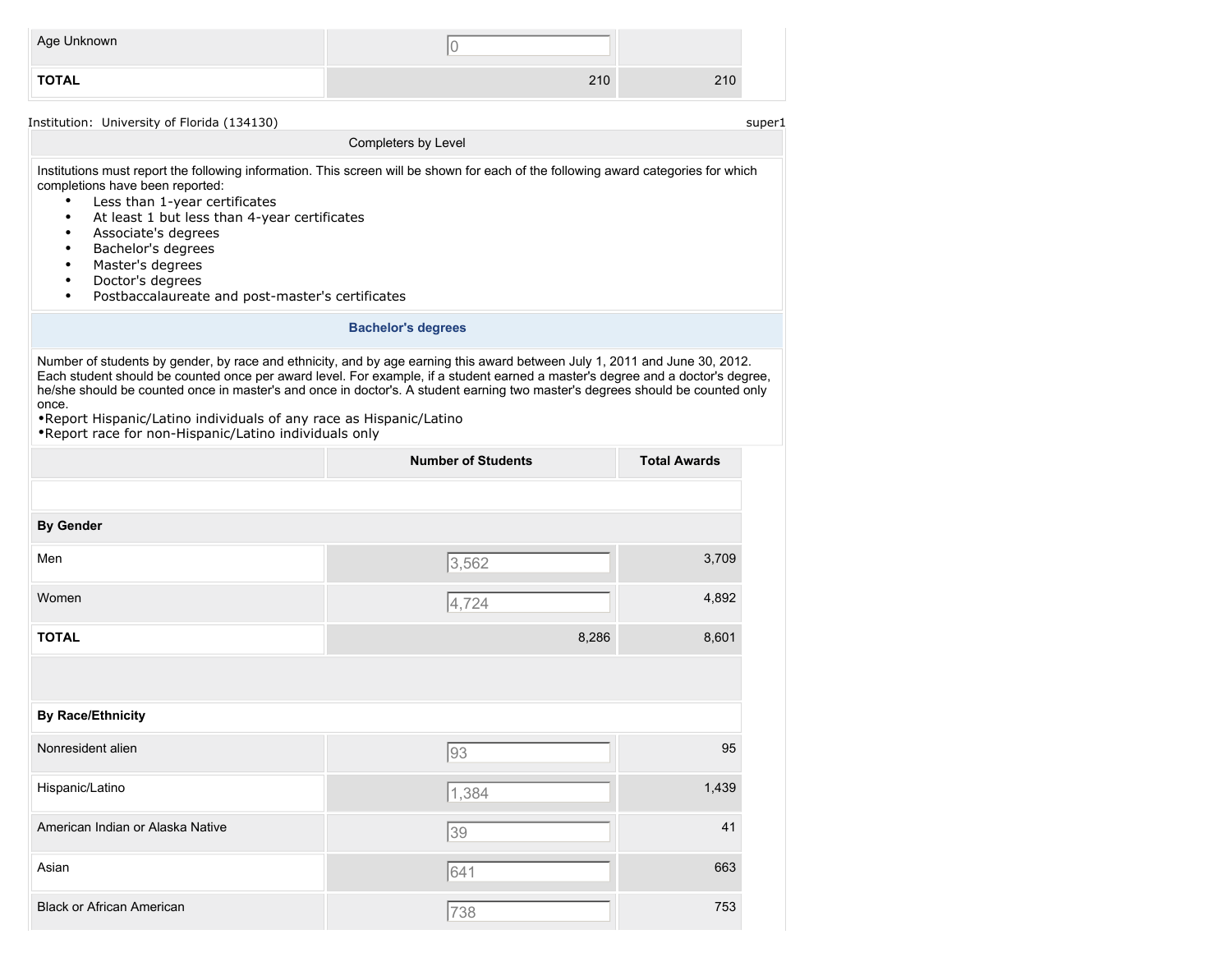| Age Unknown | 0 | |
|---|---|---|
| **TOTAL** | 210 | 210 |

Institution: University of Florida (134130) super1

Completers by Level

Institutions must report the following information. This screen will be shown for each of the following award categories for which completions have been reported:

- Less than 1-year certificates
- At least 1 but less than 4-year certificates
- Associate's degrees
- Bachelor's degrees
- Master's degrees
- Doctor's degrees
- Postbaccalaureate and post-master's certificates

**Bachelor's degrees**

Number of students by gender, by race and ethnicity, and by age earning this award between July 1, 2011 and June 30, 2012. Each student should be counted once per award level. For example, if a student earned a master's degree and a doctor's degree, he/she should be counted once in master's and once in doctor's. A student earning two master's degrees should be counted only once.

•Report Hispanic/Latino individuals of any race as Hispanic/Latino
•Report race for non-Hispanic/Latino individuals only

| | Number of Students | Total Awards |
|---|---|---|
| | | |
| **By Gender** | | |
| Men | 3,562 | 3,709 |
| Women | 4,724 | 4,892 |
| **TOTAL** | 8,286 | 8,601 |
| | | |
| **By Race/Ethnicity** | | |
| Nonresident alien | 93 | 95 |
| Hispanic/Latino | 1,384 | 1,439 |
| American Indian or Alaska Native | 39 | 41 |
| Asian | 641 | 663 |
| Black or African American | 738 | 753 |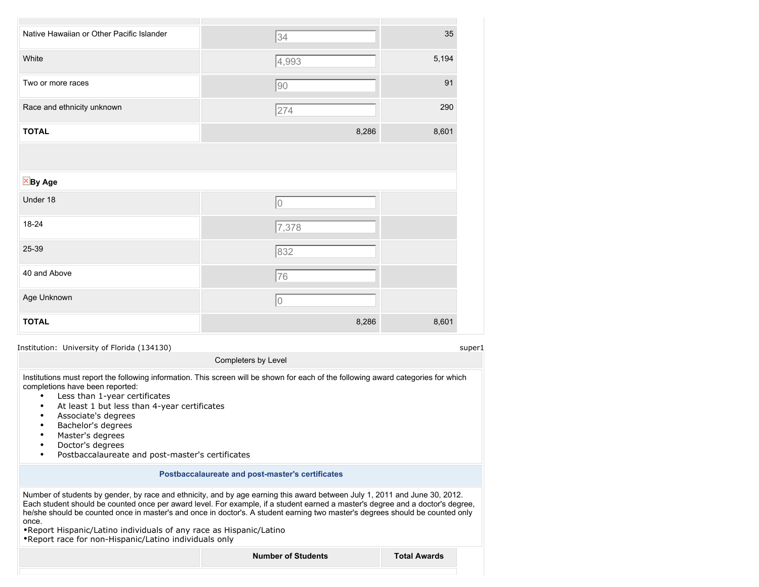| | | |
|---|---|---|
| Native Hawaiian or Other Pacific Islander | 34 | 35 |
| White | 4,993 | 5,194 |
| Two or more races | 90 | 91 |
| Race and ethnicity unknown | 274 | 290 |
| **TOTAL** | 8,286 | 8,601 |

| **By Age** | | |
|---|---|---|
| Under 18 | 0 | |
| 18-24 | 7,378 | |
| 25-39 | 832 | |
| 40 and Above | 76 | |
| Age Unknown | 0 | |
| **TOTAL** | 8,286 | 8,601 |

Institution: University of Florida (134130) super1

Completers by Level

Institutions must report the following information. This screen will be shown for each of the following award categories for which completions have been reported:

- Less than 1-year certificates
- At least 1 but less than 4-year certificates
- Associate's degrees
- Bachelor's degrees
- Master's degrees
- Doctor's degrees
- Postbaccalaureate and post-master's certificates

**Postbaccalaureate and post-master's certificates**

Number of students by gender, by race and ethnicity, and by age earning this award between July 1, 2011 and June 30, 2012. Each student should be counted once per award level. For example, if a student earned a master's degree and a doctor's degree, he/she should be counted once in master's and once in doctor's. A student earning two master's degrees should be counted only once.

•Report Hispanic/Latino individuals of any race as Hispanic/Latino
•Report race for non-Hispanic/Latino individuals only

| | **Number of Students** | **Total Awards** |
|---|---|---|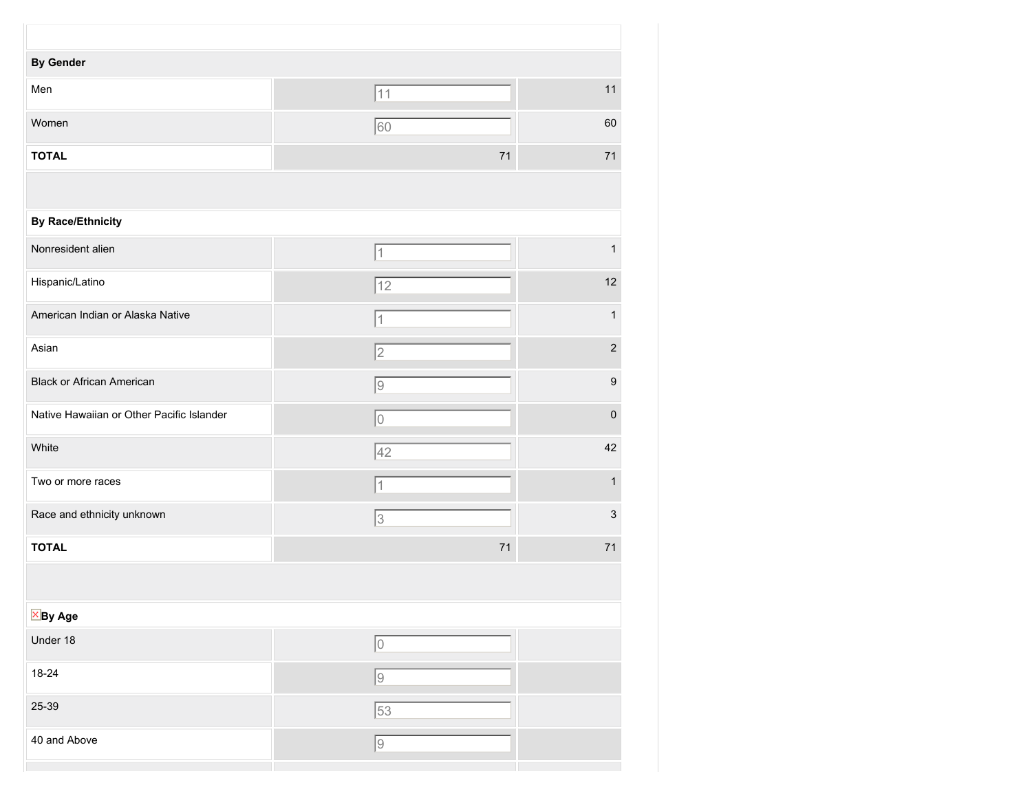| | | |
|---|---|---|
| **By Gender** | | |
| Men | 11 | 11 |
| Women | 60 | 60 |
| **TOTAL** | 71 | 71 |
| | | |
| **By Race/Ethnicity** | | |
| Nonresident alien | 1 | 1 |
| Hispanic/Latino | 12 | 12 |
| American Indian or Alaska Native | 1 | 1 |
| Asian | 2 | 2 |
| Black or African American | 9 | 9 |
| Native Hawaiian or Other Pacific Islander | 0 | 0 |
| White | 42 | 42 |
| Two or more races | 1 | 1 |
| Race and ethnicity unknown | 3 | 3 |
| **TOTAL** | 71 | 71 |
| | | |
| **By Age** | | |
| Under 18 | 0 | |
| 18-24 | 9 | |
| 25-39 | 53 | |
| 40 and Above | 9 | |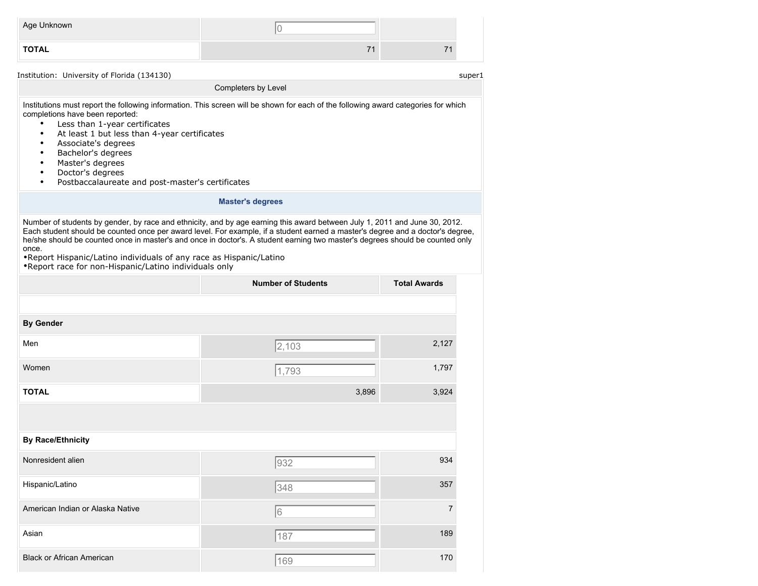| | | |
|---|---|---|
| Age Unknown | 0 | |
| **TOTAL** | 71 | 71 |

Institution: University of Florida (134130)

super1

| Completers by Level |
|---|

Institutions must report the following information. This screen will be shown for each of the following award categories for which completions have been reported:

- Less than 1-year certificates
- At least 1 but less than 4-year certificates
- Associate's degrees
- Bachelor's degrees
- Master's degrees
- Doctor's degrees
- Postbaccalaureate and post-master's certificates

**Master's degrees**

Number of students by gender, by race and ethnicity, and by age earning this award between July 1, 2011 and June 30, 2012. Each student should be counted once per award level. For example, if a student earned a master's degree and a doctor's degree, he/she should be counted once in master's and once in doctor's. A student earning two master's degrees should be counted only once.

•Report Hispanic/Latino individuals of any race as Hispanic/Latino
•Report race for non-Hispanic/Latino individuals only

| | Number of Students | Total Awards |
|---|---|---|
| | | |
| **By Gender** | | |
| Men | 2,103 | 2,127 |
| Women | 1,793 | 1,797 |
| **TOTAL** | 3,896 | 3,924 |
| | | |
| **By Race/Ethnicity** | | |
| Nonresident alien | 932 | 934 |
| Hispanic/Latino | 348 | 357 |
| American Indian or Alaska Native | 6 | 7 |
| Asian | 187 | 189 |
| Black or African American | 169 | 170 |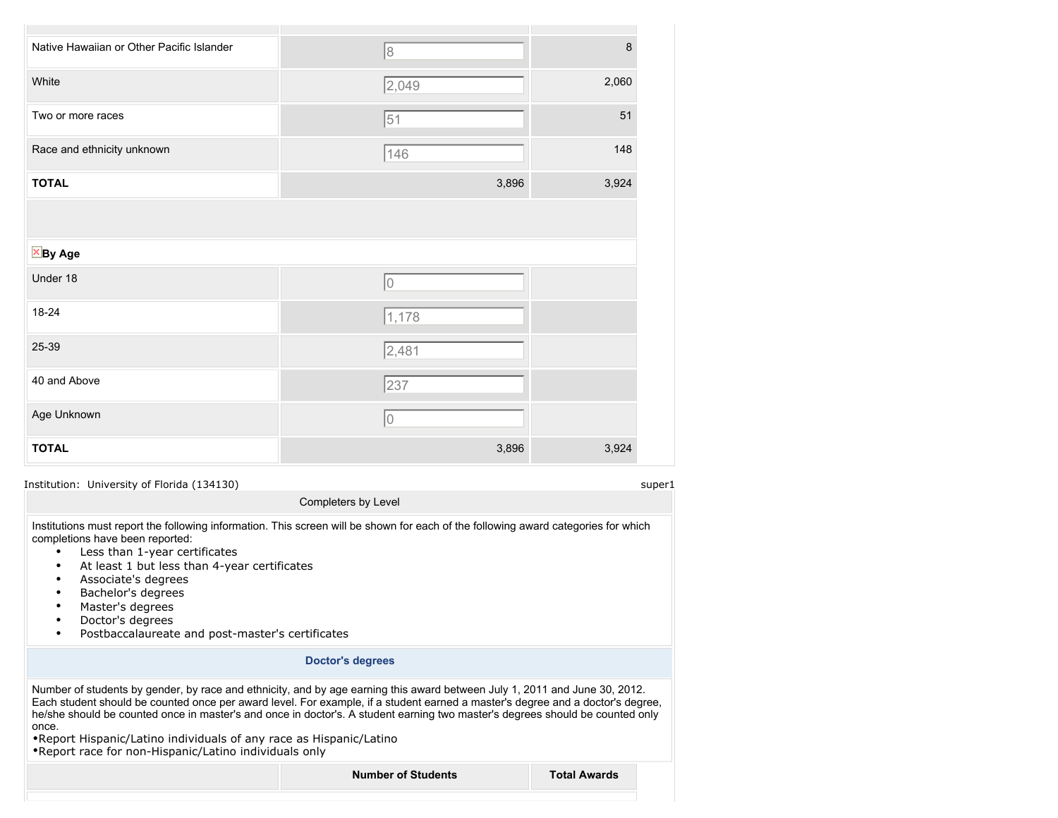| | | |
|---|---|---|
| Native Hawaiian or Other Pacific Islander | 8 | 8 |
| White | 2,049 | 2,060 |
| Two or more races | 51 | 51 |
| Race and ethnicity unknown | 146 | 148 |
| **TOTAL** | 3,896 | 3,924 |

| **By Age** | | |
|---|---|---|
| Under 18 | 0 | |
| 18-24 | 1,178 | |
| 25-39 | 2,481 | |
| 40 and Above | 237 | |
| Age Unknown | 0 | |
| **TOTAL** | 3,896 | 3,924 |

Institution: University of Florida (134130) super1

Completers by Level

Institutions must report the following information. This screen will be shown for each of the following award categories for which completions have been reported:

- Less than 1-year certificates
- At least 1 but less than 4-year certificates
- Associate's degrees
- Bachelor's degrees
- Master's degrees
- Doctor's degrees
- Postbaccalaureate and post-master's certificates

**Doctor's degrees**

Number of students by gender, by race and ethnicity, and by age earning this award between July 1, 2011 and June 30, 2012. Each student should be counted once per award level. For example, if a student earned a master's degree and a doctor's degree, he/she should be counted once in master's and once in doctor's. A student earning two master's degrees should be counted only once.

•Report Hispanic/Latino individuals of any race as Hispanic/Latino

•Report race for non-Hispanic/Latino individuals only

| | **Number of Students** | **Total Awards** |
|---|---|---|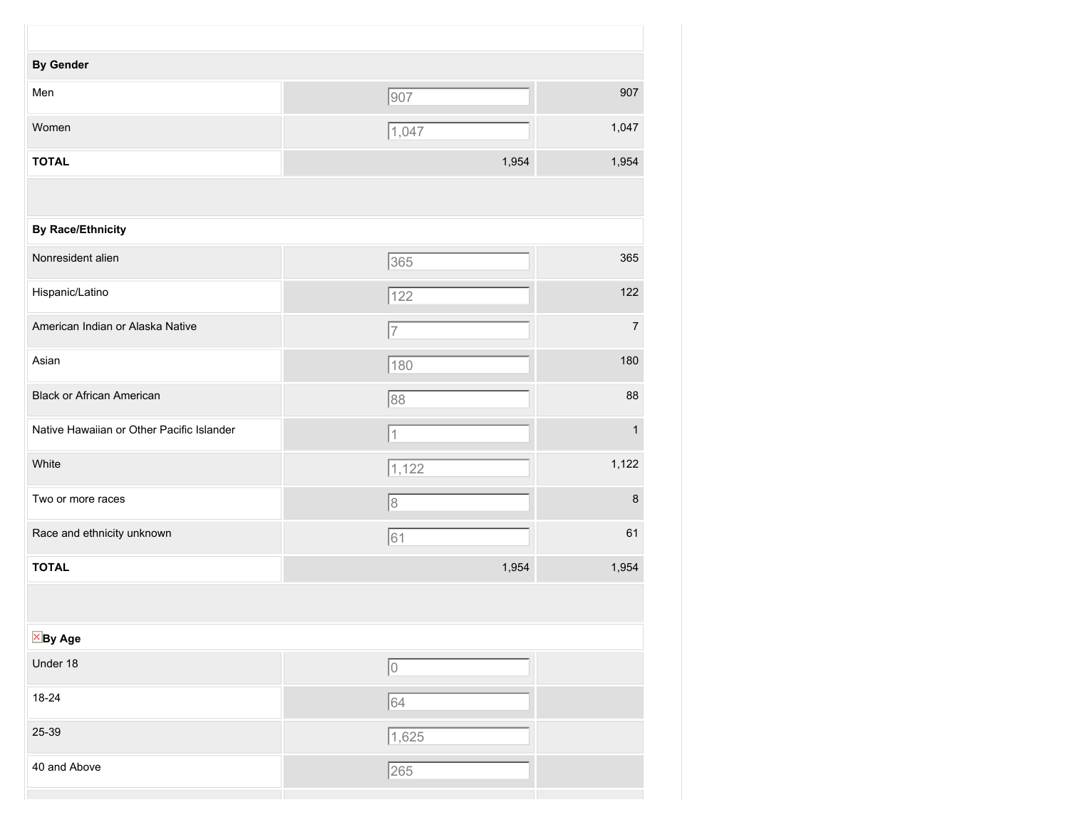| | | |
|---|---|---|
| **By Gender** | | |
| Men | 907 | 907 |
| Women | 1,047 | 1,047 |
| **TOTAL** | 1,954 | 1,954 |
| | | |
| **By Race/Ethnicity** | | |
| Nonresident alien | 365 | 365 |
| Hispanic/Latino | 122 | 122 |
| American Indian or Alaska Native | 7 | 7 |
| Asian | 180 | 180 |
| Black or African American | 88 | 88 |
| Native Hawaiian or Other Pacific Islander | 1 | 1 |
| White | 1,122 | 1,122 |
| Two or more races | 8 | 8 |
| Race and ethnicity unknown | 61 | 61 |
| **TOTAL** | 1,954 | 1,954 |
| | | |
| **By Age** | | |
| Under 18 | 0 | |
| 18-24 | 64 | |
| 25-39 | 1,625 | |
| 40 and Above | 265 | |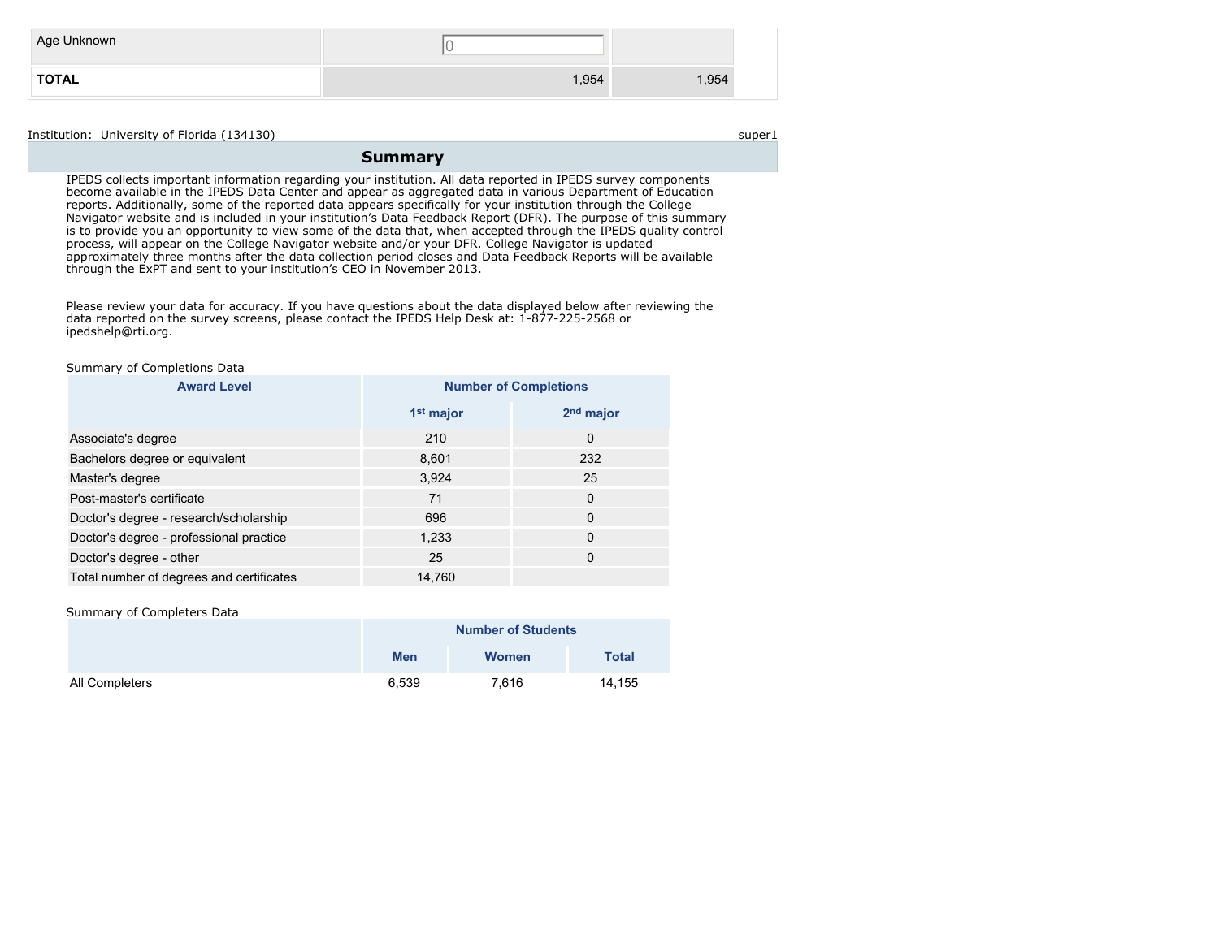| | | |
|---|---|---|
| Age Unknown | 0 | |
| **TOTAL** | 1,954 | 1,954 |

Institution: University of Florida (134130)

super1

## Summary

IPEDS collects important information regarding your institution. All data reported in IPEDS survey components become available in the IPEDS Data Center and appear as aggregated data in various Department of Education reports. Additionally, some of the reported data appears specifically for your institution through the College Navigator website and is included in your institution's Data Feedback Report (DFR). The purpose of this summary is to provide you an opportunity to view some of the data that, when accepted through the IPEDS quality control process, will appear on the College Navigator website and/or your DFR. College Navigator is updated approximately three months after the data collection period closes and Data Feedback Reports will be available through the ExPT and sent to your institution's CEO in November 2013.

Please review your data for accuracy. If you have questions about the data displayed below after reviewing the data reported on the survey screens, please contact the IPEDS Help Desk at: 1-877-225-2568 or ipedshelp@rti.org.

Summary of Completions Data

| Award Level | Number of Completions | |
|---|---|---|
| | 1st major | 2nd major |
| Associate's degree | 210 | 0 |
| Bachelors degree or equivalent | 8,601 | 232 |
| Master's degree | 3,924 | 25 |
| Post-master's certificate | 71 | 0 |
| Doctor's degree - research/scholarship | 696 | 0 |
| Doctor's degree - professional practice | 1,233 | 0 |
| Doctor's degree - other | 25 | 0 |
| Total number of degrees and certificates | 14,760 | |

Summary of Completers Data

| | Number of Students | | |
|---|---|---|---|
| | Men | Women | Total |
| All Completers | 6,539 | 7,616 | 14,155 |